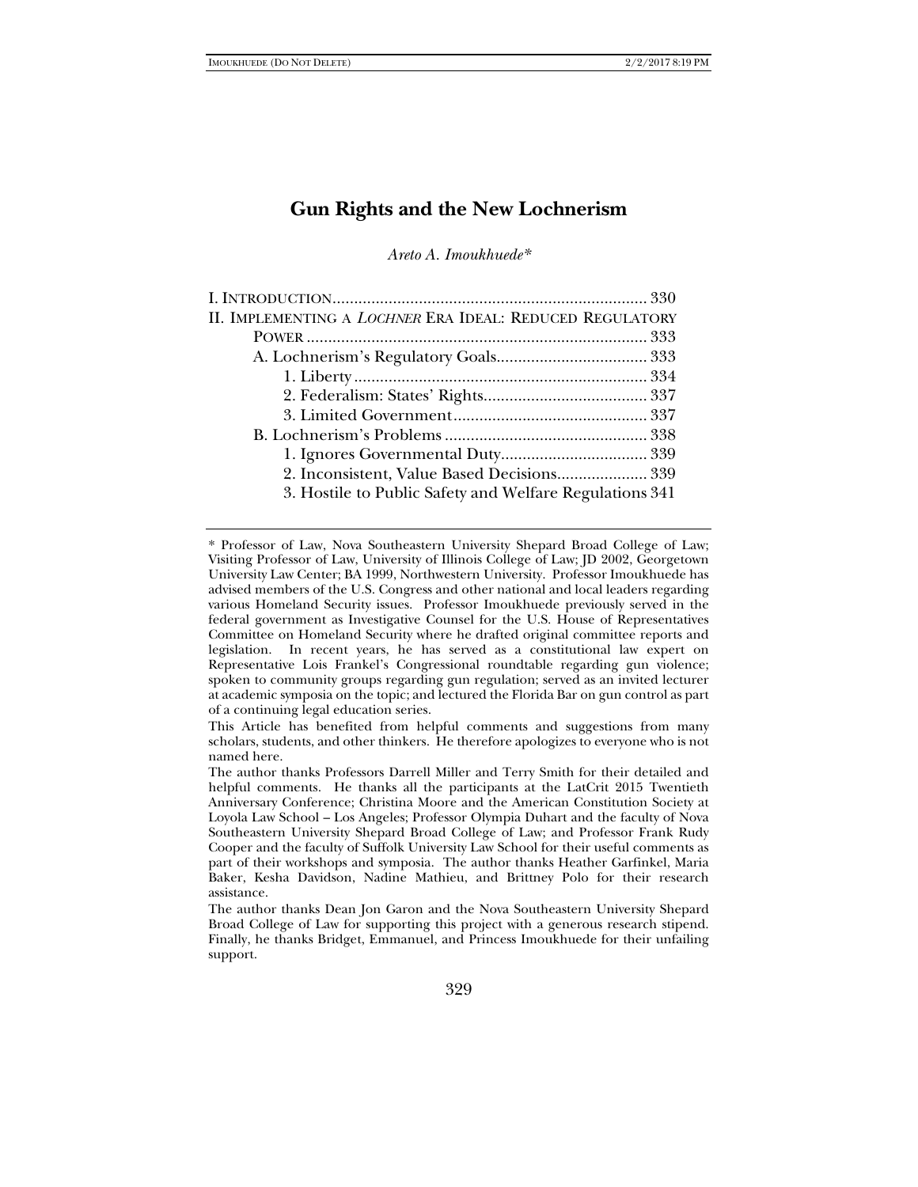# Gun Rights and the New Lochnerism

*Areto A. Imoukhuede**

I. INTRODUCTION ........................................................................ 330
II. IMPLEMENTING A *LOCHNER* ERA IDEAL: REDUCED REGULATORY POWER ............................................................................... 333
    A. Lochnerism's Regulatory Goals................................... 333
        1. Liberty .................................................................... 334
        2. Federalism: States' Rights...................................... 337
        3. Limited Government............................................. 337
    B. Lochnerism's Problems ............................................... 338
        1. Ignores Governmental Duty.................................. 339
        2. Inconsistent, Value Based Decisions..................... 339
        3. Hostile to Public Safety and Welfare Regulations 341

---

\* Professor of Law, Nova Southeastern University Shepard Broad College of Law; Visiting Professor of Law, University of Illinois College of Law; JD 2002, Georgetown University Law Center; BA 1999, Northwestern University. Professor Imoukhuede has advised members of the U.S. Congress and other national and local leaders regarding various Homeland Security issues. Professor Imoukhuede previously served in the federal government as Investigative Counsel for the U.S. House of Representatives Committee on Homeland Security where he drafted original committee reports and legislation. In recent years, he has served as a constitutional law expert on Representative Lois Frankel's Congressional roundtable regarding gun violence; spoken to community groups regarding gun regulation; served as an invited lecturer at academic symposia on the topic; and lectured the Florida Bar on gun control as part of a continuing legal education series.

This Article has benefited from helpful comments and suggestions from many scholars, students, and other thinkers. He therefore apologizes to everyone who is not named here.

The author thanks Professors Darrell Miller and Terry Smith for their detailed and helpful comments. He thanks all the participants at the LatCrit 2015 Twentieth Anniversary Conference; Christina Moore and the American Constitution Society at Loyola Law School – Los Angeles; Professor Olympia Duhart and the faculty of Nova Southeastern University Shepard Broad College of Law; and Professor Frank Rudy Cooper and the faculty of Suffolk University Law School for their useful comments as part of their workshops and symposia. The author thanks Heather Garfinkel, Maria Baker, Kesha Davidson, Nadine Mathieu, and Brittney Polo for their research assistance.

The author thanks Dean Jon Garon and the Nova Southeastern University Shepard Broad College of Law for supporting this project with a generous research stipend. Finally, he thanks Bridget, Emmanuel, and Princess Imoukhuede for their unfailing support.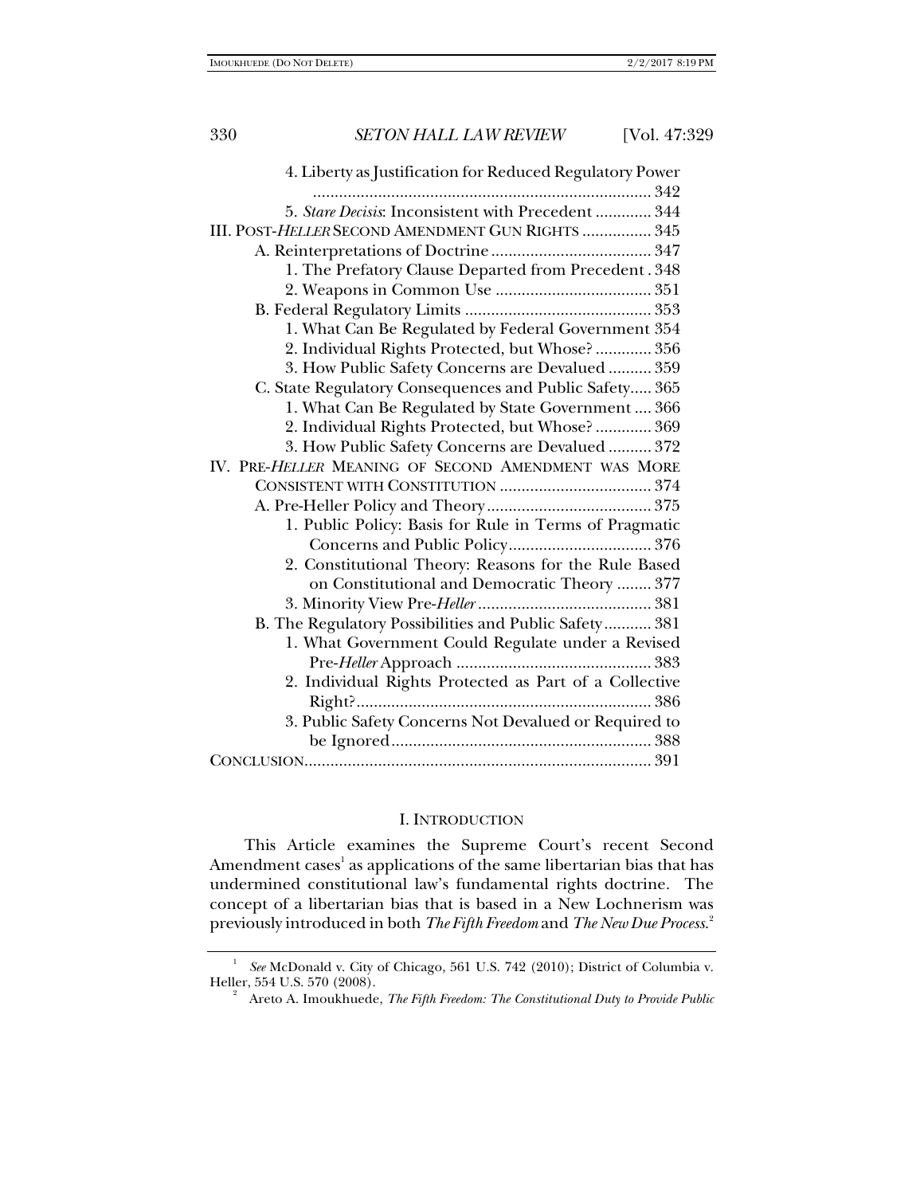4. Liberty as Justification for Reduced Regulatory Power ............................................................................ 342

5. *Stare Decisis*: Inconsistent with Precedent ............. 344

III. POST-*HELLER* SECOND AMENDMENT GUN RIGHTS ................ 345

A. Reinterpretations of Doctrine ..................................... 347

1. The Prefatory Clause Departed from Precedent . 348

2. Weapons in Common Use .................................... 351

B. Federal Regulatory Limits ........................................... 353

1. What Can Be Regulated by Federal Government 354

2. Individual Rights Protected, but Whose? ............. 356

3. How Public Safety Concerns are Devalued .......... 359

C. State Regulatory Consequences and Public Safety..... 365

1. What Can Be Regulated by State Government .... 366

2. Individual Rights Protected, but Whose? ............. 369

3. How Public Safety Concerns are Devalued .......... 372

IV. PRE-*HELLER* MEANING OF SECOND AMENDMENT WAS MORE CONSISTENT WITH CONSTITUTION ................................... 374

A. Pre-Heller Policy and Theory ...................................... 375

1. Public Policy: Basis for Rule in Terms of Pragmatic Concerns and Public Policy................................. 376

2. Constitutional Theory: Reasons for the Rule Based on Constitutional and Democratic Theory ........ 377

3. Minority View Pre-*Heller* ........................................ 381

B. The Regulatory Possibilities and Public Safety........... 381

1. What Government Could Regulate under a Revised Pre-*Heller* Approach ............................................. 383

2. Individual Rights Protected as Part of a Collective Right?.................................................................... 386

3. Public Safety Concerns Not Devalued or Required to be Ignored............................................................ 388

CONCLUSION................................................................................ 391

# I. INTRODUCTION

This Article examines the Supreme Court's recent Second Amendment cases[1] as applications of the same libertarian bias that has undermined constitutional law's fundamental rights doctrine. The concept of a libertarian bias that is based in a New Lochnerism was previously introduced in both *The Fifth Freedom* and *The New Due Process*.[2]

---

[1] *See* McDonald v. City of Chicago, 561 U.S. 742 (2010); District of Columbia v. Heller, 554 U.S. 570 (2008).

[2] Areto A. Imoukhuede, *The Fifth Freedom: The Constitutional Duty to Provide Public*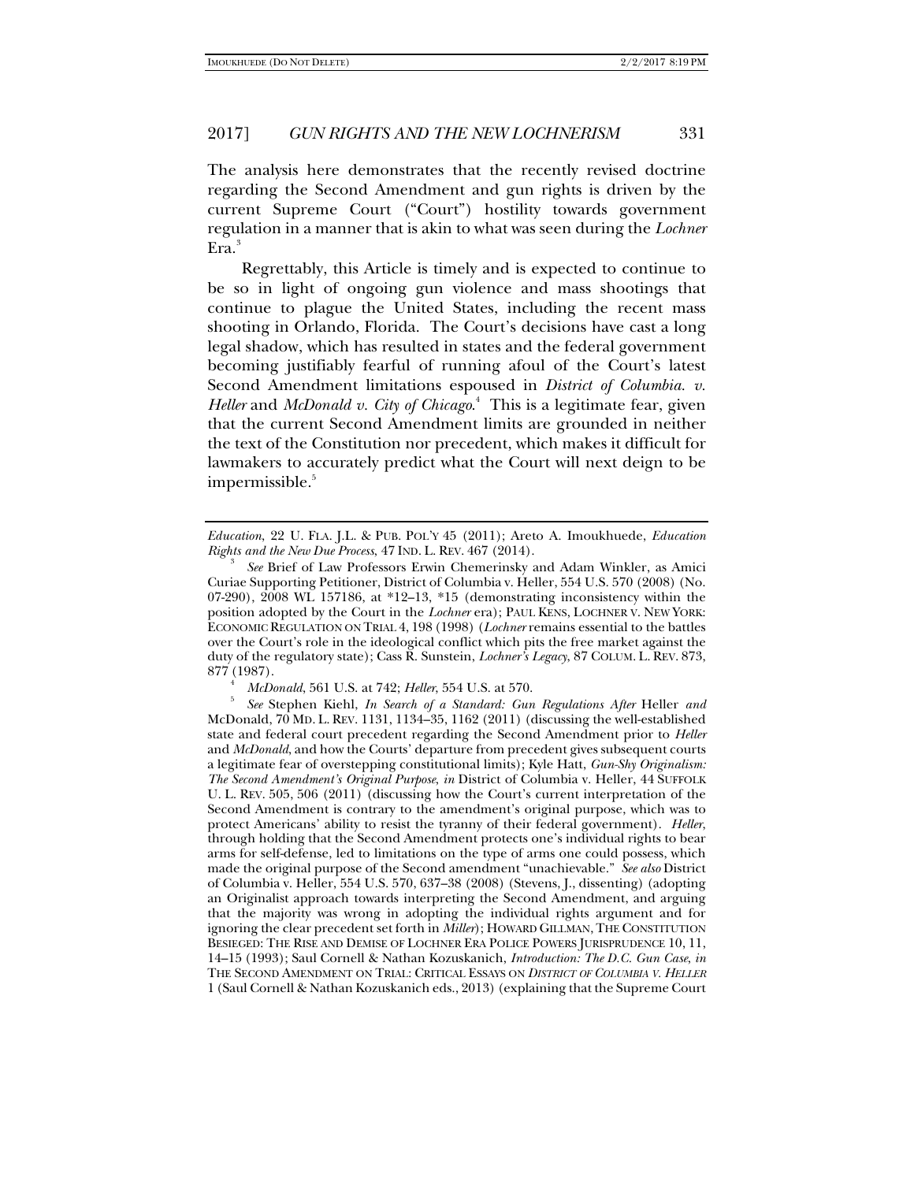The analysis here demonstrates that the recently revised doctrine regarding the Second Amendment and gun rights is driven by the current Supreme Court ("Court") hostility towards government regulation in a manner that is akin to what was seen during the *Lochner* Era.[3]

Regrettably, this Article is timely and is expected to continue to be so in light of ongoing gun violence and mass shootings that continue to plague the United States, including the recent mass shooting in Orlando, Florida. The Court's decisions have cast a long legal shadow, which has resulted in states and the federal government becoming justifiably fearful of running afoul of the Court's latest Second Amendment limitations espoused in *District of Columbia. v. Heller* and *McDonald v. City of Chicago*.[4] This is a legitimate fear, given that the current Second Amendment limits are grounded in neither the text of the Constitution nor precedent, which makes it difficult for lawmakers to accurately predict what the Court will next deign to be impermissible.[5]

---

*Education*, 22 U. FLA. J.L. & PUB. POL'Y 45 (2011); Areto A. Imoukhuede, *Education Rights and the New Due Process*, 47 IND. L. REV. 467 (2014).

[3] *See* Brief of Law Professors Erwin Chemerinsky and Adam Winkler, as Amici Curiae Supporting Petitioner, District of Columbia v. Heller, 554 U.S. 570 (2008) (No. 07-290), 2008 WL 157186, at *12–13, *15 (demonstrating inconsistency within the position adopted by the Court in the *Lochner* era); PAUL KENS, LOCHNER V. NEW YORK: ECONOMIC REGULATION ON TRIAL 4, 198 (1998) (*Lochner* remains essential to the battles over the Court's role in the ideological conflict which pits the free market against the duty of the regulatory state); Cass R. Sunstein, *Lochner's Legacy*, 87 COLUM. L. REV. 873, 877 (1987).

[4] *McDonald*, 561 U.S. at 742; *Heller*, 554 U.S. at 570.

[5] *See* Stephen Kiehl, *In Search of a Standard: Gun Regulations After* Heller *and* McDonald, 70 MD. L. REV. 1131, 1134–35, 1162 (2011) (discussing the well-established state and federal court precedent regarding the Second Amendment prior to *Heller* and *McDonald*, and how the Courts' departure from precedent gives subsequent courts a legitimate fear of overstepping constitutional limits); Kyle Hatt, *Gun-Shy Originalism: The Second Amendment's Original Purpose, in* District of Columbia v. Heller, 44 SUFFOLK U. L. REV. 505, 506 (2011) (discussing how the Court's current interpretation of the Second Amendment is contrary to the amendment's original purpose, which was to protect Americans' ability to resist the tyranny of their federal government). *Heller*, through holding that the Second Amendment protects one's individual rights to bear arms for self-defense, led to limitations on the type of arms one could possess, which made the original purpose of the Second amendment "unachievable." *See also* District of Columbia v. Heller, 554 U.S. 570, 637–38 (2008) (Stevens, J., dissenting) (adopting an Originalist approach towards interpreting the Second Amendment, and arguing that the majority was wrong in adopting the individual rights argument and for ignoring the clear precedent set forth in *Miller*); HOWARD GILLMAN, THE CONSTITUTION BESIEGED: THE RISE AND DEMISE OF LOCHNER ERA POLICE POWERS JURISPRUDENCE 10, 11, 14–15 (1993); Saul Cornell & Nathan Kozuskanich, *Introduction: The D.C. Gun Case*, *in* THE SECOND AMENDMENT ON TRIAL: CRITICAL ESSAYS ON *DISTRICT OF COLUMBIA V. HELLER* 1 (Saul Cornell & Nathan Kozuskanich eds., 2013) (explaining that the Supreme Court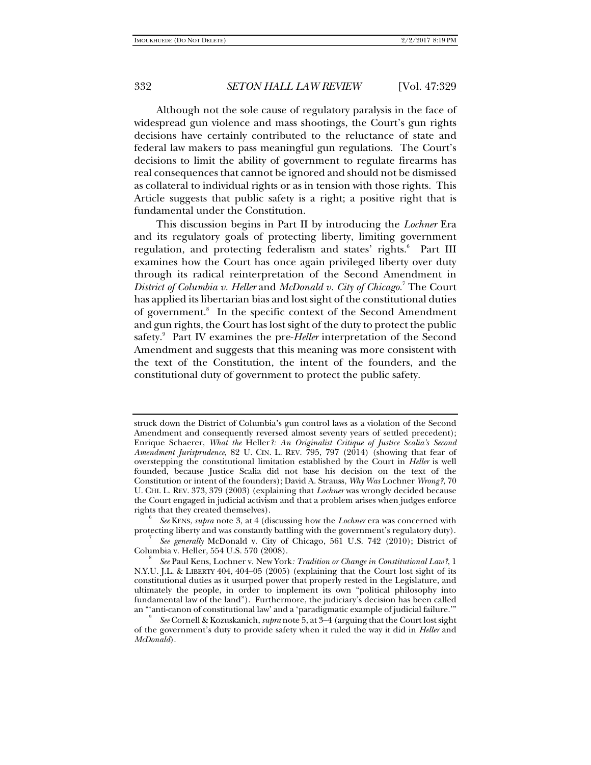Although not the sole cause of regulatory paralysis in the face of widespread gun violence and mass shootings, the Court's gun rights decisions have certainly contributed to the reluctance of state and federal law makers to pass meaningful gun regulations. The Court's decisions to limit the ability of government to regulate firearms has real consequences that cannot be ignored and should not be dismissed as collateral to individual rights or as in tension with those rights. This Article suggests that public safety is a right; a positive right that is fundamental under the Constitution.

This discussion begins in Part II by introducing the *Lochner* Era and its regulatory goals of protecting liberty, limiting government regulation, and protecting federalism and states' rights.[6] Part III examines how the Court has once again privileged liberty over duty through its radical reinterpretation of the Second Amendment in *District of Columbia v. Heller* and *McDonald v. City of Chicago*.[7] The Court has applied its libertarian bias and lost sight of the constitutional duties of government.[8] In the specific context of the Second Amendment and gun rights, the Court has lost sight of the duty to protect the public safety.[9] Part IV examines the pre-*Heller* interpretation of the Second Amendment and suggests that this meaning was more consistent with the text of the Constitution, the intent of the founders, and the constitutional duty of government to protect the public safety.

---

struck down the District of Columbia's gun control laws as a violation of the Second Amendment and consequently reversed almost seventy years of settled precedent); Enrique Schaerer, *What the* Heller*?: An Originalist Critique of Justice Scalia's Second Amendment Jurisprudence*, 82 U. CIN. L. REV. 795, 797 (2014) (showing that fear of overstepping the constitutional limitation established by the Court in *Heller* is well founded, because Justice Scalia did not base his decision on the text of the Constitution or intent of the founders); David A. Strauss, *Why Was* Lochner *Wrong?*, 70 U. CHI. L. REV. 373, 379 (2003) (explaining that *Lochner* was wrongly decided because the Court engaged in judicial activism and that a problem arises when judges enforce rights that they created themselves).

[6] *See* KENS, *supra* note 3, at 4 (discussing how the *Lochner* era was concerned with protecting liberty and was constantly battling with the government's regulatory duty).

[7] *See generally* McDonald v. City of Chicago, 561 U.S. 742 (2010); District of Columbia v. Heller, 554 U.S. 570 (2008).

[8] *See* Paul Kens, Lochner v. New York*: Tradition or Change in Constitutional Law?*, 1 N.Y.U. J.L. & LIBERTY 404, 404–05 (2005) (explaining that the Court lost sight of its constitutional duties as it usurped power that properly rested in the Legislature, and ultimately the people, in order to implement its own "political philosophy into fundamental law of the land"). Furthermore, the judiciary's decision has been called an "'anti-canon of constitutional law' and a 'paradigmatic example of judicial failure.'"

[9] *See* Cornell & Kozuskanich, *supra* note 5, at 3–4 (arguing that the Court lost sight of the government's duty to provide safety when it ruled the way it did in *Heller* and *McDonald*).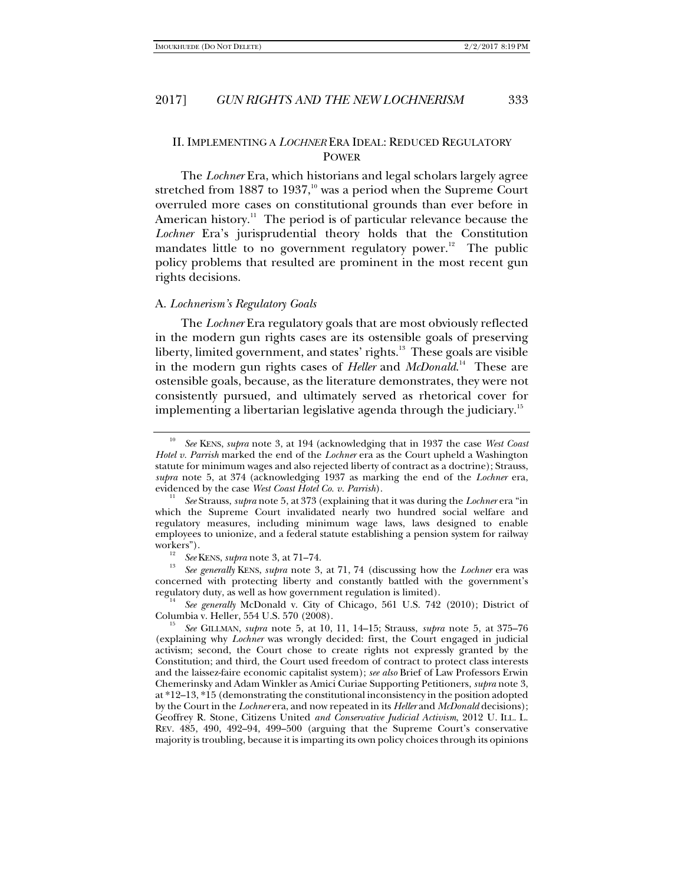## II. IMPLEMENTING A *LOCHNER* ERA IDEAL: REDUCED REGULATORY POWER

The *Lochner* Era, which historians and legal scholars largely agree stretched from 1887 to 1937,[10] was a period when the Supreme Court overruled more cases on constitutional grounds than ever before in American history.[11] The period is of particular relevance because the *Lochner* Era's jurisprudential theory holds that the Constitution mandates little to no government regulatory power.[12] The public policy problems that resulted are prominent in the most recent gun rights decisions.

### A. *Lochnerism's Regulatory Goals*

The *Lochner* Era regulatory goals that are most obviously reflected in the modern gun rights cases are its ostensible goals of preserving liberty, limited government, and states' rights.[13] These goals are visible in the modern gun rights cases of *Heller* and *McDonald*.[14] These are ostensible goals, because, as the literature demonstrates, they were not consistently pursued, and ultimately served as rhetorical cover for implementing a libertarian legislative agenda through the judiciary.[15]

---

[10] *See* KENS, *supra* note 3, at 194 (acknowledging that in 1937 the case *West Coast Hotel v. Parrish* marked the end of the *Lochner* era as the Court upheld a Washington statute for minimum wages and also rejected liberty of contract as a doctrine); Strauss, *supra* note 5, at 374 (acknowledging 1937 as marking the end of the *Lochner* era, evidenced by the case *West Coast Hotel Co. v. Parrish*).

[11] *See* Strauss, *supra* note 5, at 373 (explaining that it was during the *Lochner* era "in which the Supreme Court invalidated nearly two hundred social welfare and regulatory measures, including minimum wage laws, laws designed to enable employees to unionize, and a federal statute establishing a pension system for railway workers").

[12] *See* KENS, *supra* note 3, at 71–74.

[13] *See generally* KENS, *supra* note 3, at 71, 74 (discussing how the *Lochner* era was concerned with protecting liberty and constantly battled with the government's regulatory duty, as well as how government regulation is limited).

[14] *See generally* McDonald v. City of Chicago, 561 U.S. 742 (2010); District of Columbia v. Heller, 554 U.S. 570 (2008).

[15] *See* GILLMAN, *supra* note 5, at 10, 11, 14–15; Strauss, *supra* note 5, at 375–76 (explaining why *Lochner* was wrongly decided: first, the Court engaged in judicial activism; second, the Court chose to create rights not expressly granted by the Constitution; and third, the Court used freedom of contract to protect class interests and the laissez-faire economic capitalist system); *see also* Brief of Law Professors Erwin Chemerinsky and Adam Winkler as Amici Curiae Supporting Petitioners, *supra* note 3, at *12–13, *15 (demonstrating the constitutional inconsistency in the position adopted by the Court in the *Lochner* era, and now repeated in its *Heller* and *McDonald* decisions); Geoffrey R. Stone, Citizens United *and Conservative Judicial Activism*, 2012 U. ILL. L. REV. 485, 490, 492–94, 499–500 (arguing that the Supreme Court's conservative majority is troubling, because it is imparting its own policy choices through its opinions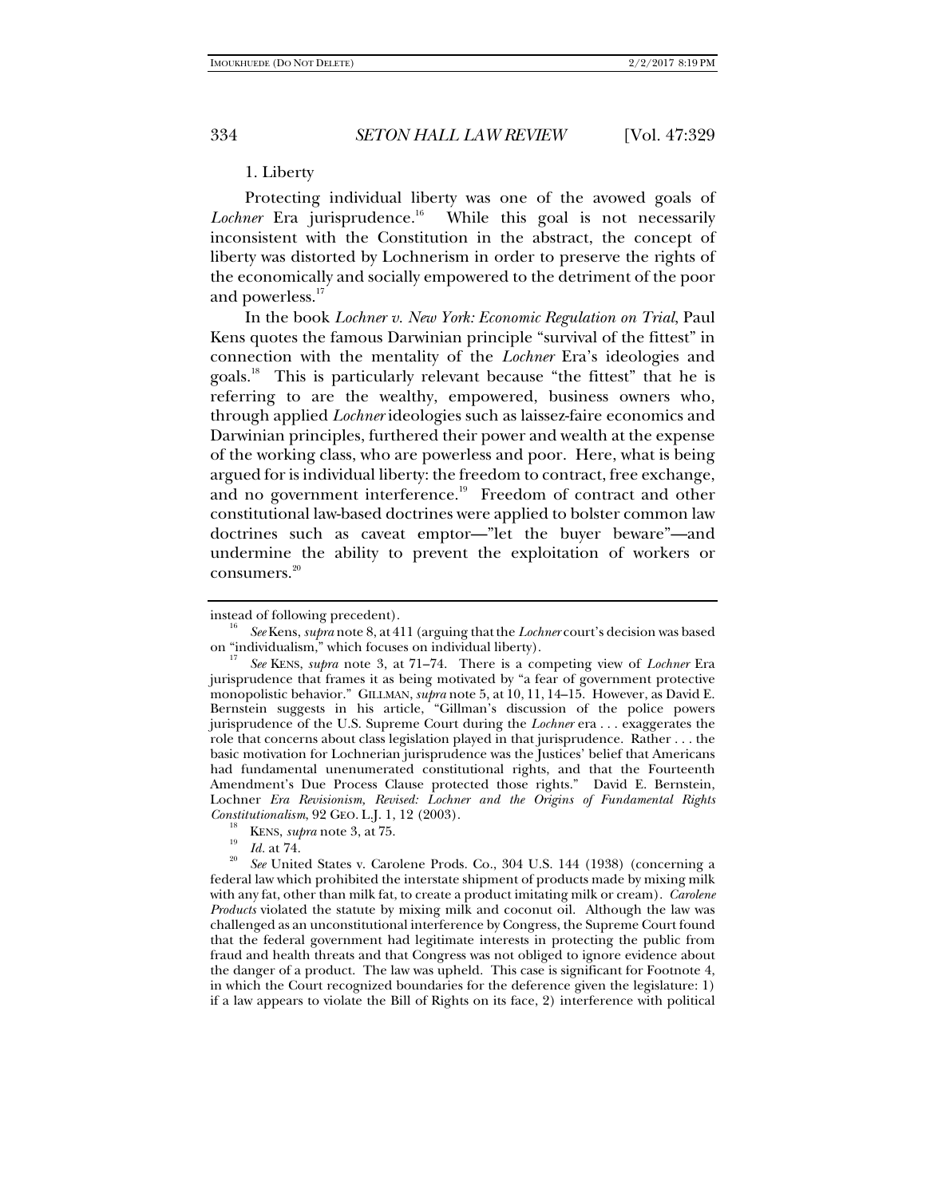1. Liberty

Protecting individual liberty was one of the avowed goals of *Lochner* Era jurisprudence.[16] While this goal is not necessarily inconsistent with the Constitution in the abstract, the concept of liberty was distorted by Lochnerism in order to preserve the rights of the economically and socially empowered to the detriment of the poor and powerless.[17]

In the book *Lochner v. New York: Economic Regulation on Trial*, Paul Kens quotes the famous Darwinian principle "survival of the fittest" in connection with the mentality of the *Lochner* Era's ideologies and goals.[18] This is particularly relevant because "the fittest" that he is referring to are the wealthy, empowered, business owners who, through applied *Lochner* ideologies such as laissez-faire economics and Darwinian principles, furthered their power and wealth at the expense of the working class, who are powerless and poor. Here, what is being argued for is individual liberty: the freedom to contract, free exchange, and no government interference.[19] Freedom of contract and other constitutional law-based doctrines were applied to bolster common law doctrines such as caveat emptor—"let the buyer beware"—and undermine the ability to prevent the exploitation of workers or consumers.[20]

---

instead of following precedent).

[16] *See* Kens, *supra* note 8, at 411 (arguing that the *Lochner* court's decision was based on "individualism," which focuses on individual liberty).

[17] *See* KENS, *supra* note 3, at 71–74. There is a competing view of *Lochner* Era jurisprudence that frames it as being motivated by "a fear of government protective monopolistic behavior." GILLMAN, *supra* note 5, at 10, 11, 14–15. However, as David E. Bernstein suggests in his article, "Gillman's discussion of the police powers jurisprudence of the U.S. Supreme Court during the *Lochner* era . . . exaggerates the role that concerns about class legislation played in that jurisprudence. Rather . . . the basic motivation for Lochnerian jurisprudence was the Justices' belief that Americans had fundamental unenumerated constitutional rights, and that the Fourteenth Amendment's Due Process Clause protected those rights." David E. Bernstein, Lochner *Era Revisionism, Revised: Lochner and the Origins of Fundamental Rights Constitutionalism*, 92 GEO. L.J. 1, 12 (2003).

[18] KENS, *supra* note 3, at 75.

[19] *Id.* at 74.

[20] *See* United States v. Carolene Prods. Co., 304 U.S. 144 (1938) (concerning a federal law which prohibited the interstate shipment of products made by mixing milk with any fat, other than milk fat, to create a product imitating milk or cream). *Carolene Products* violated the statute by mixing milk and coconut oil. Although the law was challenged as an unconstitutional interference by Congress, the Supreme Court found that the federal government had legitimate interests in protecting the public from fraud and health threats and that Congress was not obliged to ignore evidence about the danger of a product. The law was upheld. This case is significant for Footnote 4, in which the Court recognized boundaries for the deference given the legislature: 1) if a law appears to violate the Bill of Rights on its face, 2) interference with political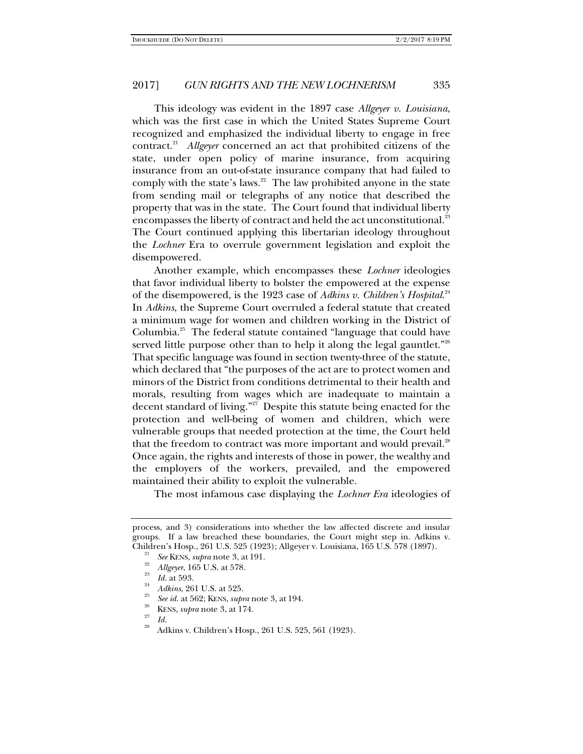This ideology was evident in the 1897 case *Allgeyer v. Louisiana*, which was the first case in which the United States Supreme Court recognized and emphasized the individual liberty to engage in free contract.[21] *Allgeyer* concerned an act that prohibited citizens of the state, under open policy of marine insurance, from acquiring insurance from an out-of-state insurance company that had failed to comply with the state's laws.[22] The law prohibited anyone in the state from sending mail or telegraphs of any notice that described the property that was in the state. The Court found that individual liberty encompasses the liberty of contract and held the act unconstitutional.[23] The Court continued applying this libertarian ideology throughout the *Lochner* Era to overrule government legislation and exploit the disempowered.

Another example, which encompasses these *Lochner* ideologies that favor individual liberty to bolster the empowered at the expense of the disempowered, is the 1923 case of *Adkins v. Children's Hospital*.[24] In *Adkins*, the Supreme Court overruled a federal statute that created a minimum wage for women and children working in the District of Columbia.[25] The federal statute contained "language that could have served little purpose other than to help it along the legal gauntlet."[26] That specific language was found in section twenty-three of the statute, which declared that "the purposes of the act are to protect women and minors of the District from conditions detrimental to their health and morals, resulting from wages which are inadequate to maintain a decent standard of living."[27] Despite this statute being enacted for the protection and well-being of women and children, which were vulnerable groups that needed protection at the time, the Court held that the freedom to contract was more important and would prevail.[28] Once again, the rights and interests of those in power, the wealthy and the employers of the workers, prevailed, and the empowered maintained their ability to exploit the vulnerable.

The most infamous case displaying the *Lochner Era* ideologies of

---

process, and 3) considerations into whether the law affected discrete and insular groups. If a law breached these boundaries, the Court might step in. Adkins v. Children's Hosp., 261 U.S. 525 (1923); Allgeyer v. Louisiana, 165 U.S. 578 (1897).

[21] *See* KENS, *supra* note 3, at 191.

[22] *Allgeyer*, 165 U.S. at 578.

[23] *Id.* at 593.

[24] *Adkins*, 261 U.S. at 525.

[25] *See id.* at 562; KENS, *supra* note 3, at 194.

[26] KENS, *supra* note 3, at 174.

[27] *Id.*

[28] Adkins v. Children's Hosp., 261 U.S. 525, 561 (1923).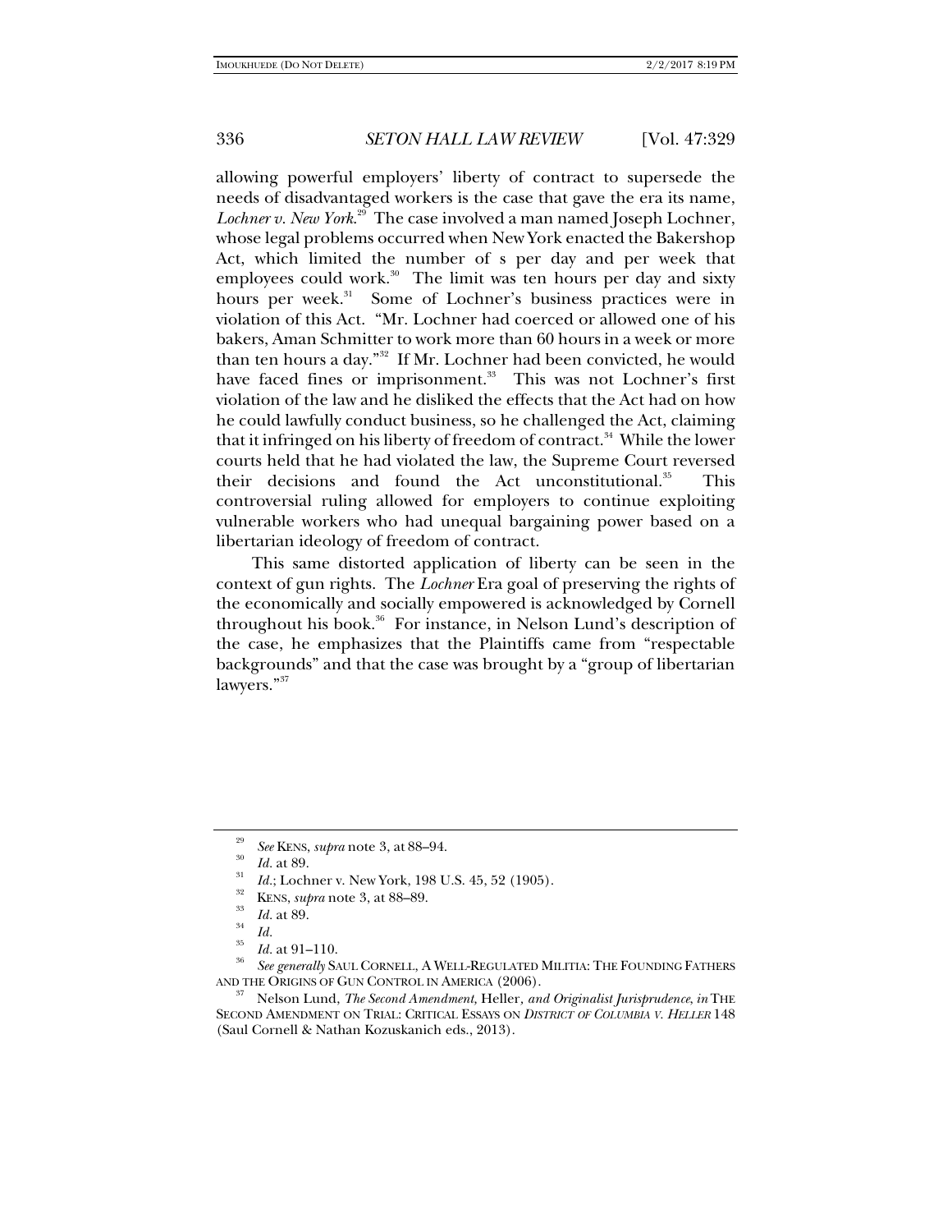allowing powerful employers' liberty of contract to supersede the needs of disadvantaged workers is the case that gave the era its name, *Lochner v. New York*.[29] The case involved a man named Joseph Lochner, whose legal problems occurred when New York enacted the Bakershop Act, which limited the number of s per day and per week that employees could work.[30] The limit was ten hours per day and sixty hours per week.[31] Some of Lochner's business practices were in violation of this Act. "Mr. Lochner had coerced or allowed one of his bakers, Aman Schmitter to work more than 60 hours in a week or more than ten hours a day."[32] If Mr. Lochner had been convicted, he would have faced fines or imprisonment.[33] This was not Lochner's first violation of the law and he disliked the effects that the Act had on how he could lawfully conduct business, so he challenged the Act, claiming that it infringed on his liberty of freedom of contract.[34] While the lower courts held that he had violated the law, the Supreme Court reversed their decisions and found the Act unconstitutional.[35] This controversial ruling allowed for employers to continue exploiting vulnerable workers who had unequal bargaining power based on a libertarian ideology of freedom of contract.

This same distorted application of liberty can be seen in the context of gun rights. The *Lochner* Era goal of preserving the rights of the economically and socially empowered is acknowledged by Cornell throughout his book.[36] For instance, in Nelson Lund's description of the case, he emphasizes that the Plaintiffs came from "respectable backgrounds" and that the case was brought by a "group of libertarian lawyers."[37]

---

[29] *See* KENS, *supra* note 3, at 88–94.

[30] *Id.* at 89.

[31] *Id.*; Lochner v. New York, 198 U.S. 45, 52 (1905).

[32] KENS, *supra* note 3, at 88–89.

[33] *Id.* at 89.

[34] *Id.*

[35] *Id.* at 91–110.

[36] *See generally* SAUL CORNELL, A WELL-REGULATED MILITIA: THE FOUNDING FATHERS AND THE ORIGINS OF GUN CONTROL IN AMERICA (2006).

[37] Nelson Lund, *The Second Amendment,* Heller*, and Originalist Jurisprudence*, *in* THE SECOND AMENDMENT ON TRIAL: CRITICAL ESSAYS ON *DISTRICT OF COLUMBIA V. HELLER* 148 (Saul Cornell & Nathan Kozuskanich eds., 2013).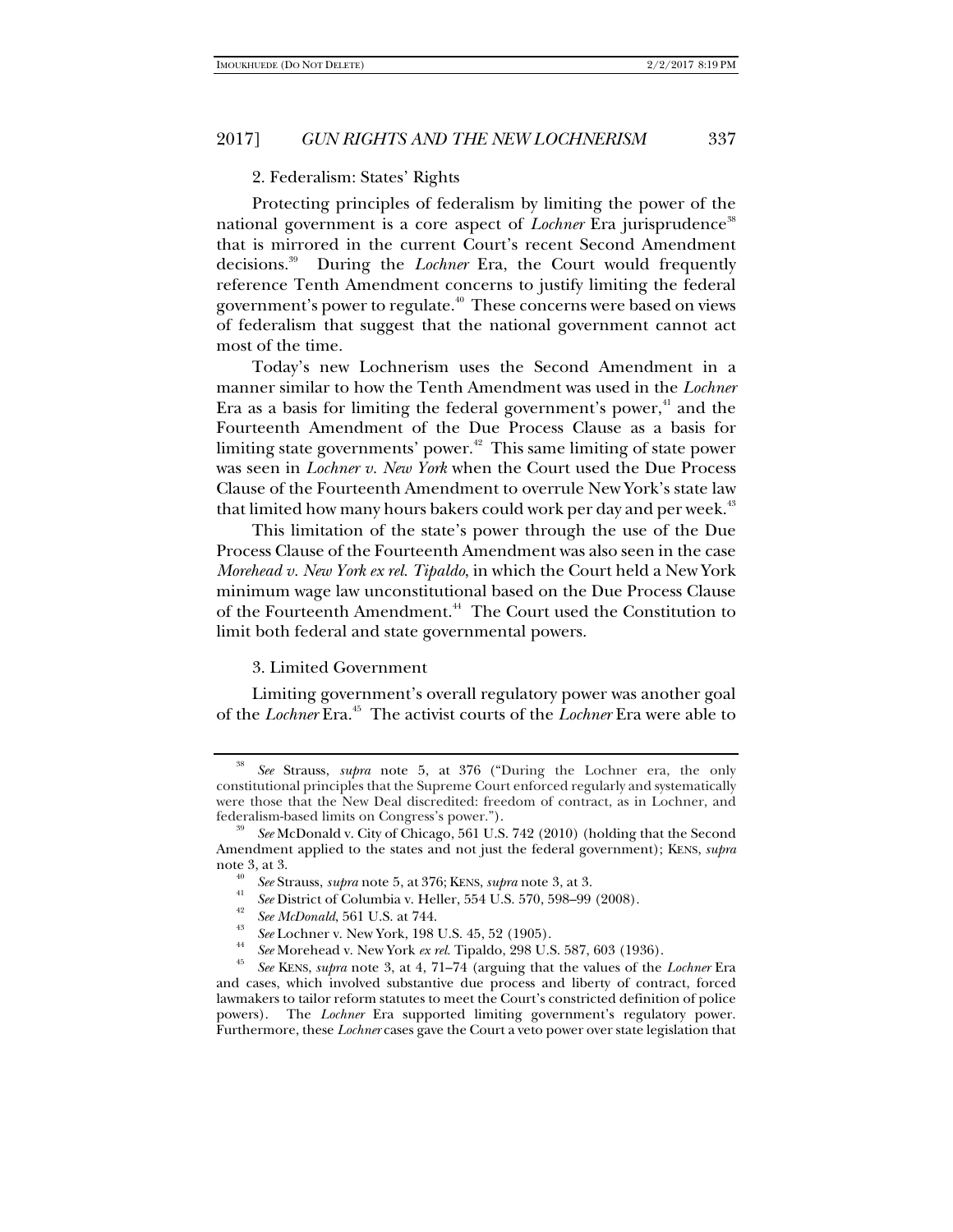### 2. Federalism: States' Rights

Protecting principles of federalism by limiting the power of the national government is a core aspect of *Lochner* Era jurisprudence[38] that is mirrored in the current Court's recent Second Amendment decisions.[39] During the *Lochner* Era, the Court would frequently reference Tenth Amendment concerns to justify limiting the federal government's power to regulate.[40] These concerns were based on views of federalism that suggest that the national government cannot act most of the time.

Today's new Lochnerism uses the Second Amendment in a manner similar to how the Tenth Amendment was used in the *Lochner* Era as a basis for limiting the federal government's power,[41] and the Fourteenth Amendment of the Due Process Clause as a basis for limiting state governments' power.[42] This same limiting of state power was seen in *Lochner v. New York* when the Court used the Due Process Clause of the Fourteenth Amendment to overrule New York's state law that limited how many hours bakers could work per day and per week.[43]

This limitation of the state's power through the use of the Due Process Clause of the Fourteenth Amendment was also seen in the case *Morehead v. New York ex rel. Tipaldo*, in which the Court held a New York minimum wage law unconstitutional based on the Due Process Clause of the Fourteenth Amendment.[44] The Court used the Constitution to limit both federal and state governmental powers.

### 3. Limited Government

Limiting government's overall regulatory power was another goal of the *Lochner* Era.[45] The activist courts of the *Lochner* Era were able to

---

[38] *See* Strauss, *supra* note 5, at 376 ("During the Lochner era, the only constitutional principles that the Supreme Court enforced regularly and systematically were those that the New Deal discredited: freedom of contract, as in Lochner, and federalism-based limits on Congress's power.").

[39] *See* McDonald v. City of Chicago, 561 U.S. 742 (2010) (holding that the Second Amendment applied to the states and not just the federal government); KENS, *supra* note 3, at 3.

[40] *See* Strauss, *supra* note 5, at 376; KENS, *supra* note 3, at 3.

[41] *See* District of Columbia v. Heller, 554 U.S. 570, 598–99 (2008).

[42] *See McDonald*, 561 U.S. at 744.

[43] *See* Lochner v. New York, 198 U.S. 45, 52 (1905).

[44] *See* Morehead v. New York *ex rel.* Tipaldo, 298 U.S. 587, 603 (1936).

[45] *See* KENS, *supra* note 3, at 4, 71–74 (arguing that the values of the *Lochner* Era and cases, which involved substantive due process and liberty of contract, forced lawmakers to tailor reform statutes to meet the Court's constricted definition of police powers). The *Lochner* Era supported limiting government's regulatory power. Furthermore, these *Lochner* cases gave the Court a veto power over state legislation that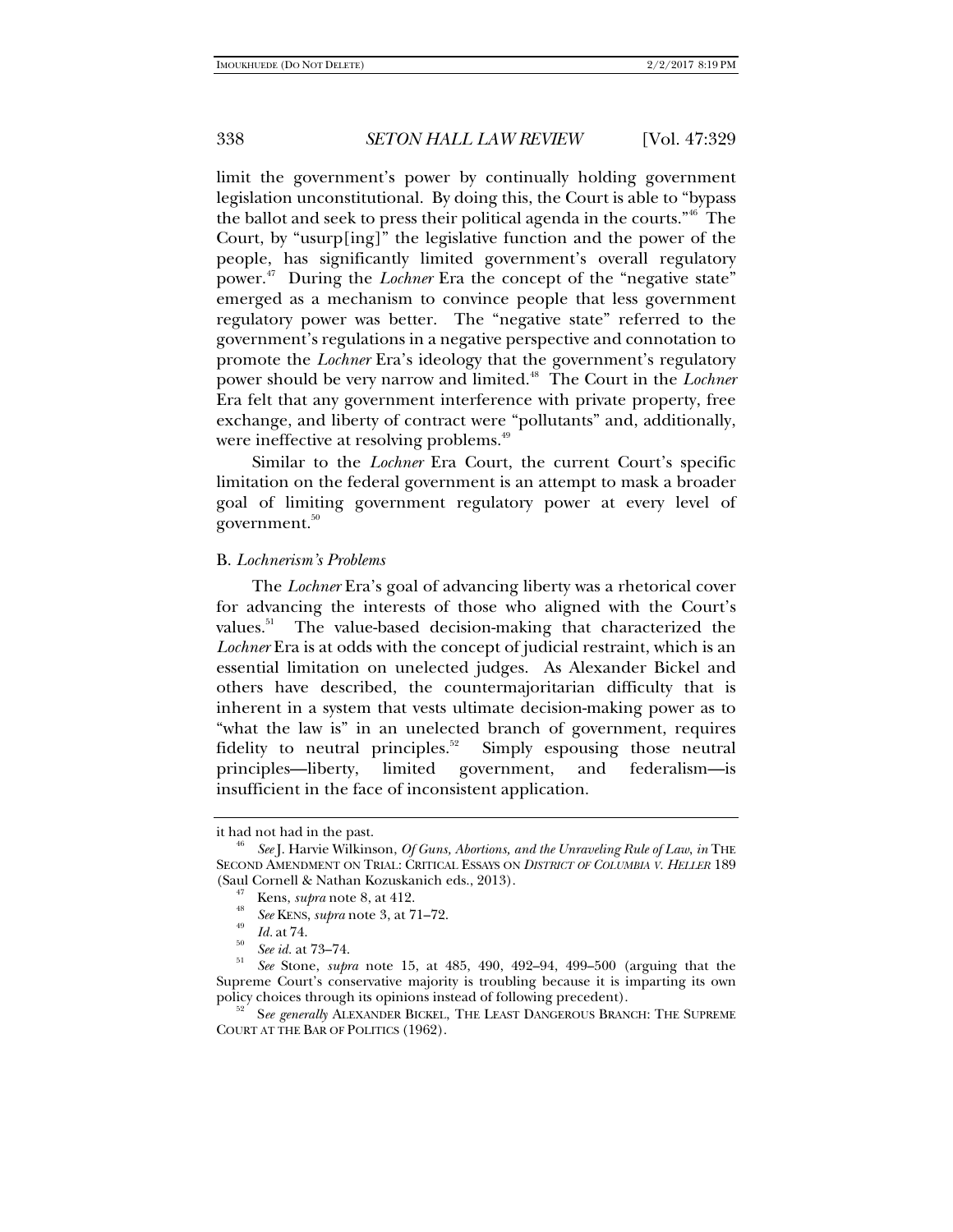limit the government's power by continually holding government legislation unconstitutional. By doing this, the Court is able to "bypass the ballot and seek to press their political agenda in the courts."[46] The Court, by "usurp[ing]" the legislative function and the power of the people, has significantly limited government's overall regulatory power.[47] During the *Lochner* Era the concept of the "negative state" emerged as a mechanism to convince people that less government regulatory power was better. The "negative state" referred to the government's regulations in a negative perspective and connotation to promote the *Lochner* Era's ideology that the government's regulatory power should be very narrow and limited.[48] The Court in the *Lochner* Era felt that any government interference with private property, free exchange, and liberty of contract were "pollutants" and, additionally, were ineffective at resolving problems.[49]

Similar to the *Lochner* Era Court, the current Court's specific limitation on the federal government is an attempt to mask a broader goal of limiting government regulatory power at every level of government.[50]

### B. *Lochnerism's Problems*

The *Lochner* Era's goal of advancing liberty was a rhetorical cover for advancing the interests of those who aligned with the Court's values.[51] The value-based decision-making that characterized the *Lochner* Era is at odds with the concept of judicial restraint, which is an essential limitation on unelected judges. As Alexander Bickel and others have described, the countermajoritarian difficulty that is inherent in a system that vests ultimate decision-making power as to "what the law is" in an unelected branch of government, requires fidelity to neutral principles.[52] Simply espousing those neutral principles—liberty, limited government, and federalism—is insufficient in the face of inconsistent application.

---

it had not had in the past.

[46] *See* J. Harvie Wilkinson, *Of Guns, Abortions, and the Unraveling Rule of Law*, *in* THE SECOND AMENDMENT ON TRIAL: CRITICAL ESSAYS ON *DISTRICT OF COLUMBIA V. HELLER* 189 (Saul Cornell & Nathan Kozuskanich eds., 2013).

[47] Kens, *supra* note 8, at 412.

[48] *See* KENS, *supra* note 3, at 71–72.

[49] *Id.* at 74.

[50] *See id.* at 73–74.

[51] *See* Stone, *supra* note 15, at 485, 490, 492–94, 499–500 (arguing that the Supreme Court's conservative majority is troubling because it is imparting its own policy choices through its opinions instead of following precedent).

[52] S*ee generally* ALEXANDER BICKEL, THE LEAST DANGEROUS BRANCH: THE SUPREME COURT AT THE BAR OF POLITICS (1962).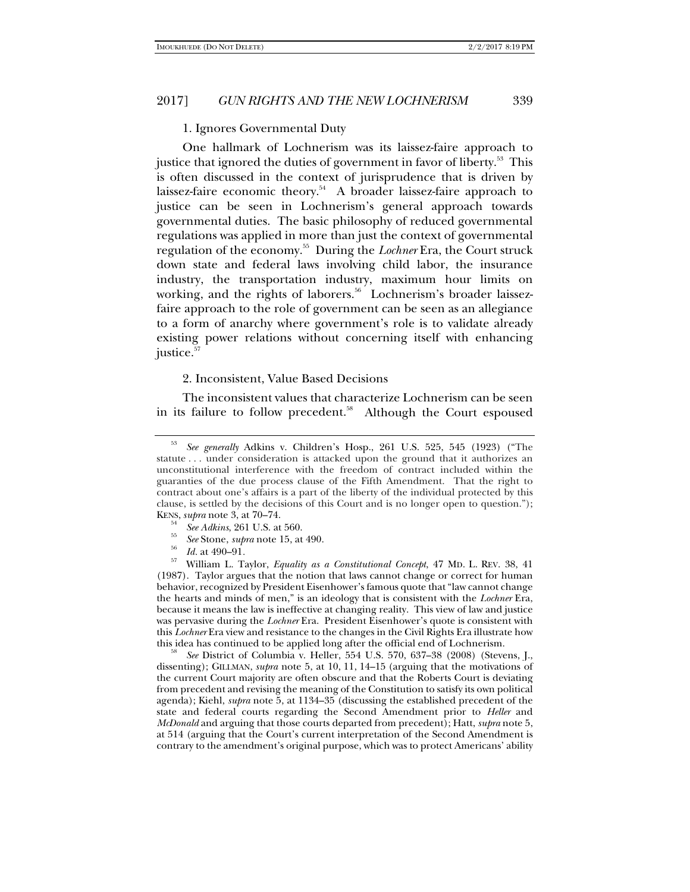### 1. Ignores Governmental Duty

One hallmark of Lochnerism was its laissez-faire approach to justice that ignored the duties of government in favor of liberty.[53] This is often discussed in the context of jurisprudence that is driven by laissez-faire economic theory.[54] A broader laissez-faire approach to justice can be seen in Lochnerism's general approach towards governmental duties. The basic philosophy of reduced governmental regulations was applied in more than just the context of governmental regulation of the economy.[55] During the *Lochner* Era, the Court struck down state and federal laws involving child labor, the insurance industry, the transportation industry, maximum hour limits on working, and the rights of laborers.[56] Lochnerism's broader laissez-faire approach to the role of government can be seen as an allegiance to a form of anarchy where government's role is to validate already existing power relations without concerning itself with enhancing justice.[57]

### 2. Inconsistent, Value Based Decisions

The inconsistent values that characterize Lochnerism can be seen in its failure to follow precedent.[58] Although the Court espoused

---

[53] *See generally* Adkins v. Children's Hosp., 261 U.S. 525, 545 (1923) ("The statute . . . under consideration is attacked upon the ground that it authorizes an unconstitutional interference with the freedom of contract included within the guaranties of the due process clause of the Fifth Amendment. That the right to contract about one's affairs is a part of the liberty of the individual protected by this clause, is settled by the decisions of this Court and is no longer open to question."); KENS, *supra* note 3, at 70–74.

[54] *See Adkins*, 261 U.S. at 560.

[55] *See* Stone, *supra* note 15, at 490.

[56] *Id.* at 490–91.

[57] William L. Taylor, *Equality as a Constitutional Concept*, 47 MD. L. REV. 38, 41 (1987). Taylor argues that the notion that laws cannot change or correct for human behavior, recognized by President Eisenhower's famous quote that "law cannot change the hearts and minds of men," is an ideology that is consistent with the *Lochner* Era, because it means the law is ineffective at changing reality. This view of law and justice was pervasive during the *Lochner* Era. President Eisenhower's quote is consistent with this *Lochner* Era view and resistance to the changes in the Civil Rights Era illustrate how this idea has continued to be applied long after the official end of Lochnerism.

[58] *See* District of Columbia v. Heller, 554 U.S. 570, 637–38 (2008) (Stevens, J., dissenting); GILLMAN, *supra* note 5, at 10, 11, 14–15 (arguing that the motivations of the current Court majority are often obscure and that the Roberts Court is deviating from precedent and revising the meaning of the Constitution to satisfy its own political agenda); Kiehl, *supra* note 5, at 1134–35 (discussing the established precedent of the state and federal courts regarding the Second Amendment prior to *Heller* and *McDonald* and arguing that those courts departed from precedent); Hatt, *supra* note 5, at 514 (arguing that the Court's current interpretation of the Second Amendment is contrary to the amendment's original purpose, which was to protect Americans' ability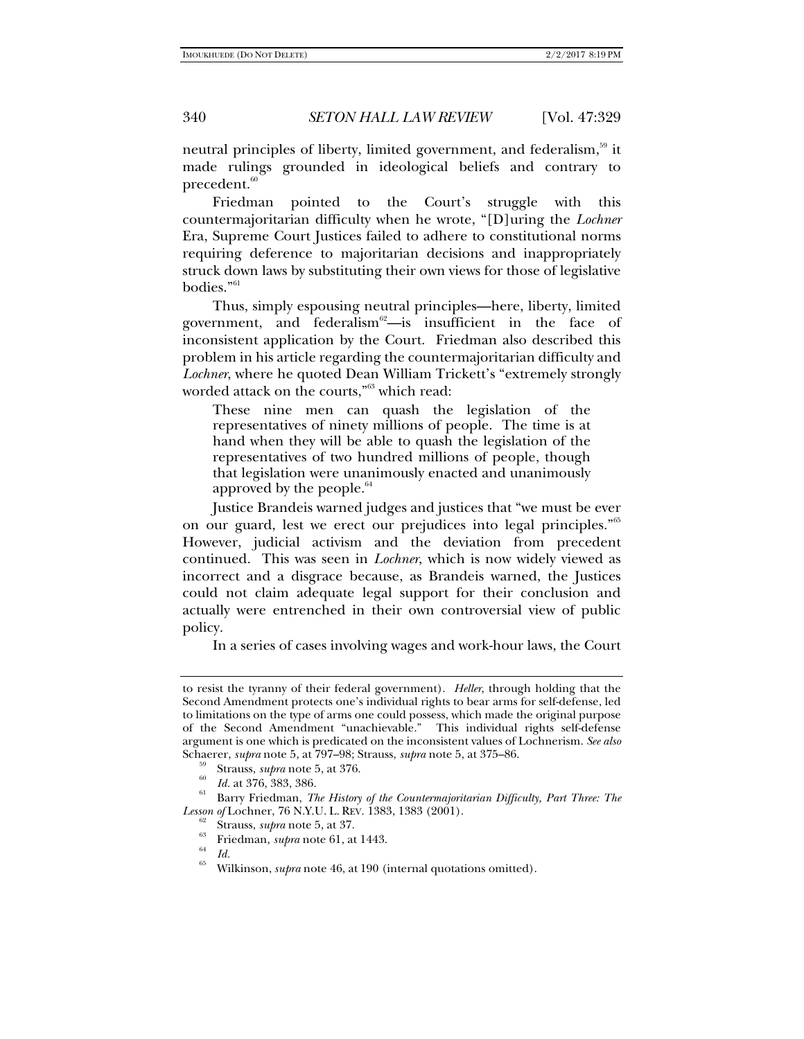neutral principles of liberty, limited government, and federalism,[59] it made rulings grounded in ideological beliefs and contrary to precedent.[60]

Friedman pointed to the Court's struggle with this countermajoritarian difficulty when he wrote, "[D]uring the *Lochner* Era, Supreme Court Justices failed to adhere to constitutional norms requiring deference to majoritarian decisions and inappropriately struck down laws by substituting their own views for those of legislative bodies."[61]

Thus, simply espousing neutral principles—here, liberty, limited government, and federalism[62]—is insufficient in the face of inconsistent application by the Court. Friedman also described this problem in his article regarding the countermajoritarian difficulty and *Lochner*, where he quoted Dean William Trickett's "extremely strongly worded attack on the courts,"[63] which read:

> These nine men can quash the legislation of the representatives of ninety millions of people. The time is at hand when they will be able to quash the legislation of the representatives of two hundred millions of people, though that legislation were unanimously enacted and unanimously approved by the people.[64]

Justice Brandeis warned judges and justices that "we must be ever on our guard, lest we erect our prejudices into legal principles."[65] However, judicial activism and the deviation from precedent continued. This was seen in *Lochner*, which is now widely viewed as incorrect and a disgrace because, as Brandeis warned, the Justices could not claim adequate legal support for their conclusion and actually were entrenched in their own controversial view of public policy.

In a series of cases involving wages and work-hour laws, the Court

---

to resist the tyranny of their federal government). *Heller*, through holding that the Second Amendment protects one's individual rights to bear arms for self-defense, led to limitations on the type of arms one could possess, which made the original purpose of the Second Amendment "unachievable." This individual rights self-defense argument is one which is predicated on the inconsistent values of Lochnerism. *See also* Schaerer, *supra* note 5, at 797–98; Strauss, *supra* note 5, at 375–86.

[59] Strauss, *supra* note 5, at 376.

[60] *Id.* at 376, 383, 386.

[61] Barry Friedman, *The History of the Countermajoritarian Difficulty, Part Three: The Lesson of* Lochner, 76 N.Y.U. L. REV. 1383, 1383 (2001).

[62] Strauss, *supra* note 5, at 37.

[63] Friedman, *supra* note 61, at 1443.

[64] *Id.*

[65] Wilkinson, *supra* note 46, at 190 (internal quotations omitted).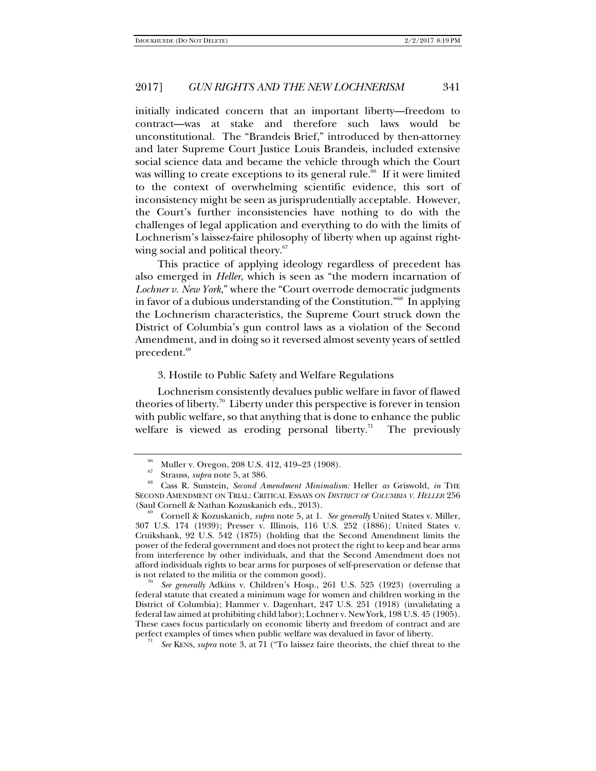initially indicated concern that an important liberty—freedom to contract—was at stake and therefore such laws would be unconstitutional. The "Brandeis Brief," introduced by then-attorney and later Supreme Court Justice Louis Brandeis, included extensive social science data and became the vehicle through which the Court was willing to create exceptions to its general rule.[66] If it were limited to the context of overwhelming scientific evidence, this sort of inconsistency might be seen as jurisprudentially acceptable. However, the Court's further inconsistencies have nothing to do with the challenges of legal application and everything to do with the limits of Lochnerism's laissez-faire philosophy of liberty when up against right-wing social and political theory.[67]

This practice of applying ideology regardless of precedent has also emerged in *Heller*, which is seen as "the modern incarnation of *Lochner v. New York*," where the "Court overrode democratic judgments in favor of a dubious understanding of the Constitution."[68] In applying the Lochnerism characteristics, the Supreme Court struck down the District of Columbia's gun control laws as a violation of the Second Amendment, and in doing so it reversed almost seventy years of settled precedent.[69]

### 3. Hostile to Public Safety and Welfare Regulations

Lochnerism consistently devalues public welfare in favor of flawed theories of liberty.[70] Liberty under this perspective is forever in tension with public welfare, so that anything that is done to enhance the public welfare is viewed as eroding personal liberty.[71] The previously

---

[66] Muller v. Oregon, 208 U.S. 412, 419–23 (1908).

[67] Strauss, *supra* note 5, at 386.

[68] Cass R. Sunstein, *Second Amendment Minimalism:* Heller *as* Griswold, *in* THE SECOND AMENDMENT ON TRIAL: CRITICAL ESSAYS ON *DISTRICT OF COLUMBIA V. HELLER* 256 (Saul Cornell & Nathan Kozuskanich eds., 2013).

[69] Cornell & Kozuskanich, *supra* note 5, at 1. *See generally* United States v. Miller, 307 U.S. 174 (1939); Presser v. Illinois, 116 U.S. 252 (1886); United States v. Cruikshank, 92 U.S. 542 (1875) (holding that the Second Amendment limits the power of the federal government and does not protect the right to keep and bear arms from interference by other individuals, and that the Second Amendment does not afford individuals rights to bear arms for purposes of self-preservation or defense that is not related to the militia or the common good).

[70] *See generally* Adkins v. Children's Hosp., 261 U.S. 525 (1923) (overruling a federal statute that created a minimum wage for women and children working in the District of Columbia); Hammer v. Dagenhart, 247 U.S. 251 (1918) (invalidating a federal law aimed at prohibiting child labor); Lochner v. New York, 198 U.S. 45 (1905). These cases focus particularly on economic liberty and freedom of contract and are perfect examples of times when public welfare was devalued in favor of liberty.

[71] *See* KENS, *supra* note 3, at 71 ("To laissez faire theorists, the chief threat to the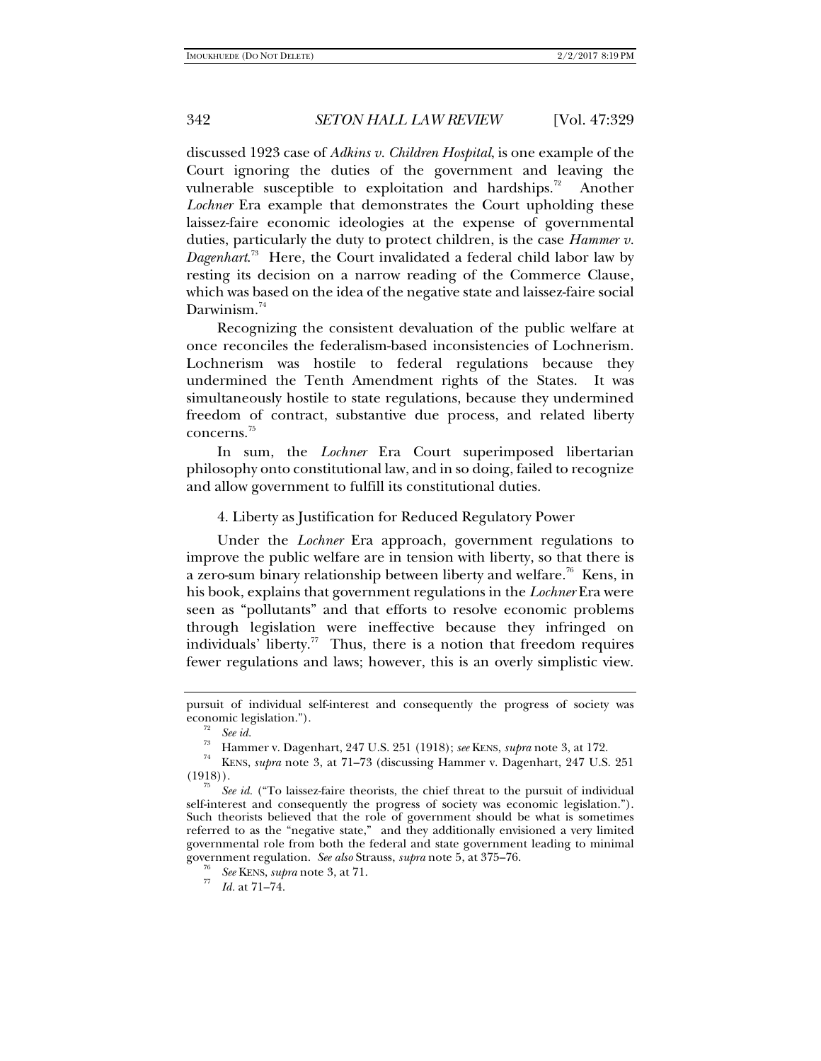discussed 1923 case of *Adkins v. Children Hospital*, is one example of the Court ignoring the duties of the government and leaving the vulnerable susceptible to exploitation and hardships.[72] Another *Lochner* Era example that demonstrates the Court upholding these laissez-faire economic ideologies at the expense of governmental duties, particularly the duty to protect children, is the case *Hammer v. Dagenhart*.[73] Here, the Court invalidated a federal child labor law by resting its decision on a narrow reading of the Commerce Clause, which was based on the idea of the negative state and laissez-faire social Darwinism.[74]

Recognizing the consistent devaluation of the public welfare at once reconciles the federalism-based inconsistencies of Lochnerism. Lochnerism was hostile to federal regulations because they undermined the Tenth Amendment rights of the States. It was simultaneously hostile to state regulations, because they undermined freedom of contract, substantive due process, and related liberty concerns.[75]

In sum, the *Lochner* Era Court superimposed libertarian philosophy onto constitutional law, and in so doing, failed to recognize and allow government to fulfill its constitutional duties.

4. Liberty as Justification for Reduced Regulatory Power

Under the *Lochner* Era approach, government regulations to improve the public welfare are in tension with liberty, so that there is a zero-sum binary relationship between liberty and welfare.[76] Kens, in his book, explains that government regulations in the *Lochner* Era were seen as "pollutants" and that efforts to resolve economic problems through legislation were ineffective because they infringed on individuals' liberty.[77] Thus, there is a notion that freedom requires fewer regulations and laws; however, this is an overly simplistic view.

---

pursuit of individual self-interest and consequently the progress of society was economic legislation.").

[72] *See id.*

[73] Hammer v. Dagenhart, 247 U.S. 251 (1918); *see* KENS, *supra* note 3, at 172.

[74] KENS, *supra* note 3, at 71–73 (discussing Hammer v. Dagenhart, 247 U.S. 251 (1918)).

[75] *See id.* ("To laissez-faire theorists, the chief threat to the pursuit of individual self-interest and consequently the progress of society was economic legislation."). Such theorists believed that the role of government should be what is sometimes referred to as the "negative state," and they additionally envisioned a very limited governmental role from both the federal and state government leading to minimal government regulation. *See also* Strauss, *supra* note 5, at 375–76.

[76] *See* KENS, *supra* note 3, at 71.

[77] *Id.* at 71–74.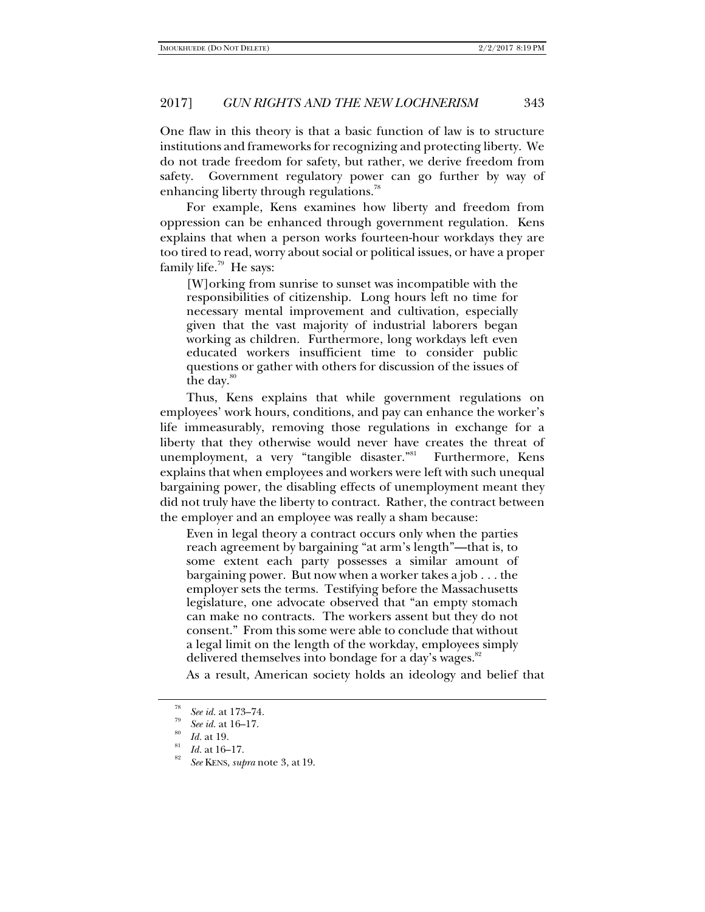One flaw in this theory is that a basic function of law is to structure institutions and frameworks for recognizing and protecting liberty. We do not trade freedom for safety, but rather, we derive freedom from safety. Government regulatory power can go further by way of enhancing liberty through regulations.[78]

For example, Kens examines how liberty and freedom from oppression can be enhanced through government regulation. Kens explains that when a person works fourteen-hour workdays they are too tired to read, worry about social or political issues, or have a proper family life.[79] He says:

> [W]orking from sunrise to sunset was incompatible with the responsibilities of citizenship. Long hours left no time for necessary mental improvement and cultivation, especially given that the vast majority of industrial laborers began working as children. Furthermore, long workdays left even educated workers insufficient time to consider public questions or gather with others for discussion of the issues of the day.[80]

Thus, Kens explains that while government regulations on employees' work hours, conditions, and pay can enhance the worker's life immeasurably, removing those regulations in exchange for a liberty that they otherwise would never have creates the threat of unemployment, a very "tangible disaster."[81] Furthermore, Kens explains that when employees and workers were left with such unequal bargaining power, the disabling effects of unemployment meant they did not truly have the liberty to contract. Rather, the contract between the employer and an employee was really a sham because:

> Even in legal theory a contract occurs only when the parties reach agreement by bargaining "at arm's length"—that is, to some extent each party possesses a similar amount of bargaining power. But now when a worker takes a job . . . the employer sets the terms. Testifying before the Massachusetts legislature, one advocate observed that "an empty stomach can make no contracts. The workers assent but they do not consent." From this some were able to conclude that without a legal limit on the length of the workday, employees simply delivered themselves into bondage for a day's wages.[82]

As a result, American society holds an ideology and belief that

---

[78] *See id.* at 173–74.

[79] *See id.* at 16–17.

[80] *Id.* at 19.

[81] *Id.* at 16–17.

[82] *See* KENS, *supra* note 3, at 19.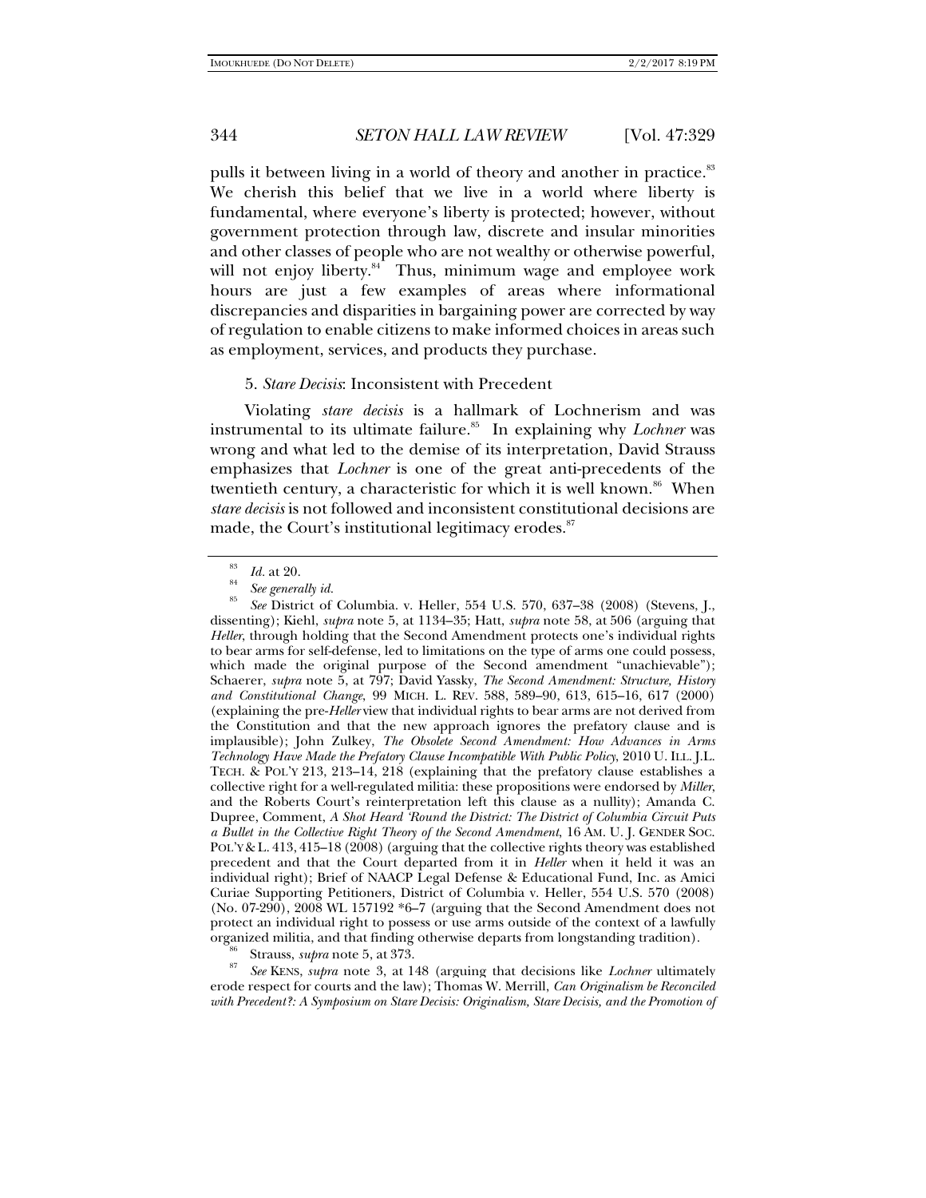pulls it between living in a world of theory and another in practice.[83] We cherish this belief that we live in a world where liberty is fundamental, where everyone's liberty is protected; however, without government protection through law, discrete and insular minorities and other classes of people who are not wealthy or otherwise powerful, will not enjoy liberty.[84] Thus, minimum wage and employee work hours are just a few examples of areas where informational discrepancies and disparities in bargaining power are corrected by way of regulation to enable citizens to make informed choices in areas such as employment, services, and products they purchase.

5. *Stare Decisis*: Inconsistent with Precedent

Violating *stare decisis* is a hallmark of Lochnerism and was instrumental to its ultimate failure.[85] In explaining why *Lochner* was wrong and what led to the demise of its interpretation, David Strauss emphasizes that *Lochner* is one of the great anti-precedents of the twentieth century, a characteristic for which it is well known.[86] When *stare decisis* is not followed and inconsistent constitutional decisions are made, the Court's institutional legitimacy erodes.[87]

---

[83] *Id.* at 20.

[84] *See generally id.*

[85] *See* District of Columbia. v. Heller, 554 U.S. 570, 637–38 (2008) (Stevens, J., dissenting); Kiehl, *supra* note 5, at 1134–35; Hatt, *supra* note 58, at 506 (arguing that *Heller*, through holding that the Second Amendment protects one's individual rights to bear arms for self-defense, led to limitations on the type of arms one could possess, which made the original purpose of the Second amendment "unachievable"); Schaerer, *supra* note 5, at 797; David Yassky, *The Second Amendment: Structure, History and Constitutional Change*, 99 MICH. L. REV. 588, 589–90, 613, 615–16, 617 (2000) (explaining the pre-*Heller* view that individual rights to bear arms are not derived from the Constitution and that the new approach ignores the prefatory clause and is implausible); John Zulkey, *The Obsolete Second Amendment: How Advances in Arms Technology Have Made the Prefatory Clause Incompatible With Public Policy*, 2010 U. ILL. J.L. TECH. & POL'Y 213, 213–14, 218 (explaining that the prefatory clause establishes a collective right for a well-regulated militia: these propositions were endorsed by *Miller*, and the Roberts Court's reinterpretation left this clause as a nullity); Amanda C. Dupree, Comment, *A Shot Heard 'Round the District: The District of Columbia Circuit Puts a Bullet in the Collective Right Theory of the Second Amendment*, 16 AM. U. J. GENDER SOC. POL'Y & L. 413, 415–18 (2008) (arguing that the collective rights theory was established precedent and that the Court departed from it in *Heller* when it held it was an individual right); Brief of NAACP Legal Defense & Educational Fund, Inc. as Amici Curiae Supporting Petitioners, District of Columbia v. Heller, 554 U.S. 570 (2008) (No. 07-290), 2008 WL 157192 *6–7 (arguing that the Second Amendment does not protect an individual right to possess or use arms outside of the context of a lawfully organized militia, and that finding otherwise departs from longstanding tradition).

[86] Strauss, *supra* note 5, at 373.

[87] *See* KENS, *supra* note 3, at 148 (arguing that decisions like *Lochner* ultimately erode respect for courts and the law); Thomas W. Merrill, *Can Originalism be Reconciled with Precedent?: A Symposium on Stare Decisis: Originalism, Stare Decisis, and the Promotion of*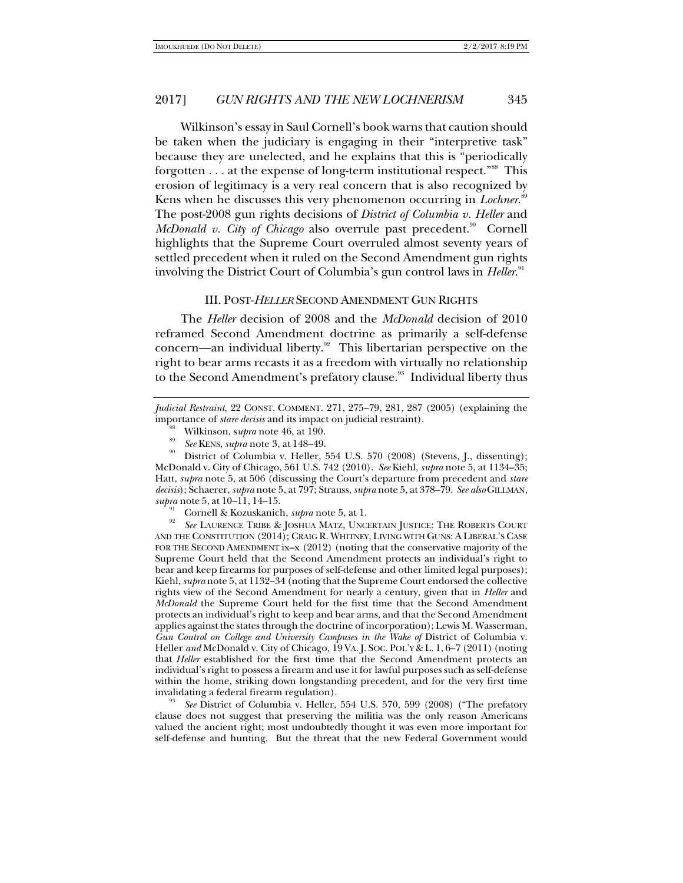Wilkinson's essay in Saul Cornell's book warns that caution should be taken when the judiciary is engaging in their "interpretive task" because they are unelected, and he explains that this is "periodically forgotten . . . at the expense of long-term institutional respect."[88] This erosion of legitimacy is a very real concern that is also recognized by Kens when he discusses this very phenomenon occurring in *Lochner*.[89] The post-2008 gun rights decisions of *District of Columbia v. Heller* and *McDonald v. City of Chicago* also overrule past precedent.[90] Cornell highlights that the Supreme Court overruled almost seventy years of settled precedent when it ruled on the Second Amendment gun rights involving the District Court of Columbia's gun control laws in *Heller*.[91]

## III. POST-*HELLER* SECOND AMENDMENT GUN RIGHTS

The *Heller* decision of 2008 and the *McDonald* decision of 2010 reframed Second Amendment doctrine as primarily a self-defense concern—an individual liberty.[92] This libertarian perspective on the right to bear arms recasts it as a freedom with virtually no relationship to the Second Amendment's prefatory clause.[93] Individual liberty thus

---

*Judicial Restraint*, 22 CONST. COMMENT. 271, 275–79, 281, 287 (2005) (explaining the importance of *stare decisis* and its impact on judicial restraint).

[88] Wilkinson, *supra* note 46, at 190.

[89] *See* KENS, *supra* note 3, at 148–49.

[90] District of Columbia v. Heller, 554 U.S. 570 (2008) (Stevens, J., dissenting); McDonald v. City of Chicago, 561 U.S. 742 (2010). *See* Kiehl, *supra* note 5, at 1134–35; Hatt, *supra* note 5, at 506 (discussing the Court's departure from precedent and *stare decisis*); Schaerer, *supra* note 5, at 797; Strauss, *supra* note 5, at 378–79. *See also* GILLMAN, *supra* note 5, at 10–11, 14–15.

[91] Cornell & Kozuskanich, *supra* note 5, at 1.

[92] *See* LAURENCE TRIBE & JOSHUA MATZ, UNCERTAIN JUSTICE: THE ROBERTS COURT AND THE CONSTITUTION (2014); CRAIG R. WHITNEY, LIVING WITH GUNS: A LIBERAL'S CASE FOR THE SECOND AMENDMENT ix–x (2012) (noting that the conservative majority of the Supreme Court held that the Second Amendment protects an individual's right to bear and keep firearms for purposes of self-defense and other limited legal purposes); Kiehl, *supra* note 5, at 1132–34 (noting that the Supreme Court endorsed the collective rights view of the Second Amendment for nearly a century, given that in *Heller* and *McDonald* the Supreme Court held for the first time that the Second Amendment protects an individual's right to keep and bear arms, and that the Second Amendment applies against the states through the doctrine of incorporation); Lewis M. Wasserman, *Gun Control on College and University Campuses in the Wake of* District of Columbia v. Heller *and* McDonald v. City of Chicago, 19 VA. J. SOC. POL'Y & L. 1, 6–7 (2011) (noting that *Heller* established for the first time that the Second Amendment protects an individual's right to possess a firearm and use it for lawful purposes such as self-defense within the home, striking down longstanding precedent, and for the very first time invalidating a federal firearm regulation).

[93] *See* District of Columbia v. Heller, 554 U.S. 570, 599 (2008) ("The prefatory clause does not suggest that preserving the militia was the only reason Americans valued the ancient right; most undoubtedly thought it was even more important for self-defense and hunting. But the threat that the new Federal Government would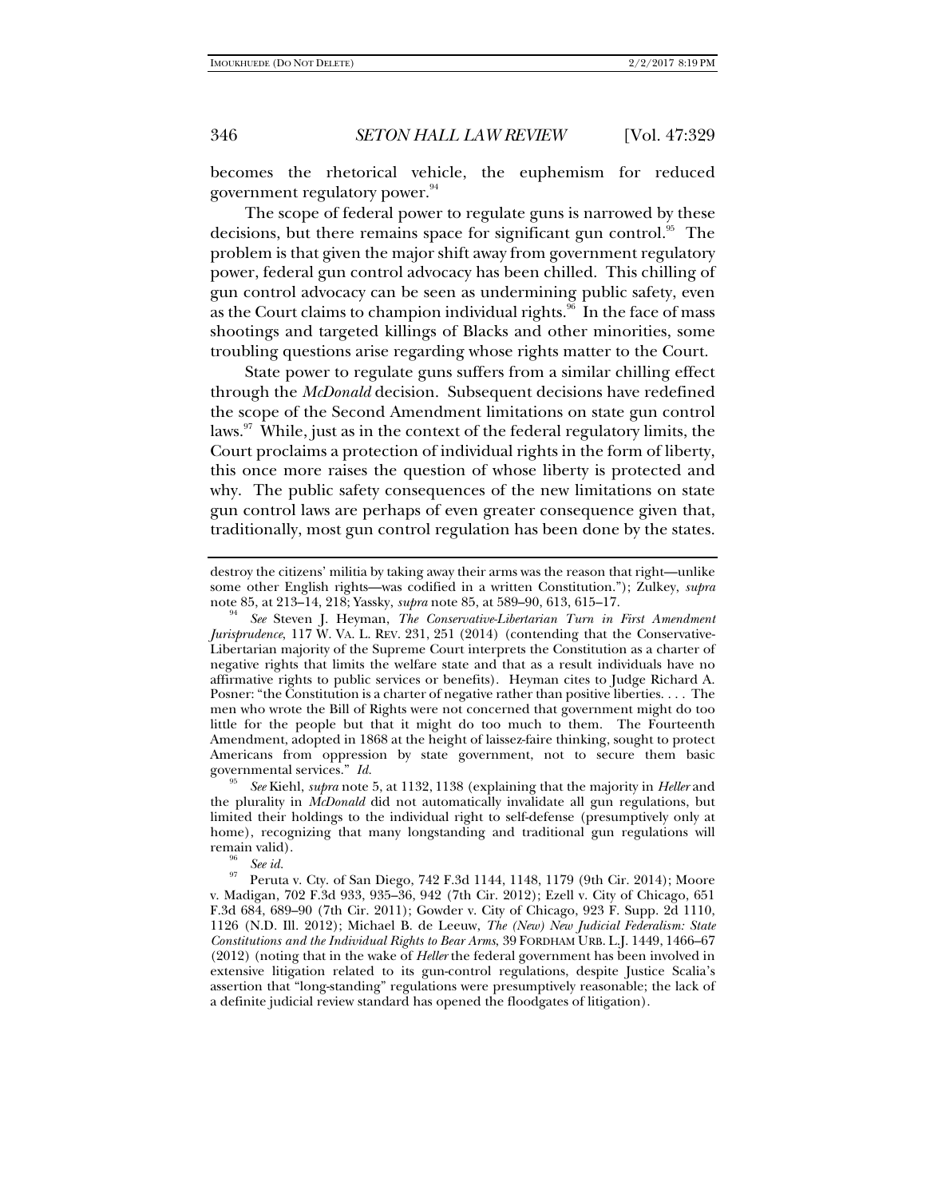becomes the rhetorical vehicle, the euphemism for reduced government regulatory power.[94]

The scope of federal power to regulate guns is narrowed by these decisions, but there remains space for significant gun control.[95] The problem is that given the major shift away from government regulatory power, federal gun control advocacy has been chilled. This chilling of gun control advocacy can be seen as undermining public safety, even as the Court claims to champion individual rights.[96] In the face of mass shootings and targeted killings of Blacks and other minorities, some troubling questions arise regarding whose rights matter to the Court.

State power to regulate guns suffers from a similar chilling effect through the *McDonald* decision. Subsequent decisions have redefined the scope of the Second Amendment limitations on state gun control laws.[97] While, just as in the context of the federal regulatory limits, the Court proclaims a protection of individual rights in the form of liberty, this once more raises the question of whose liberty is protected and why. The public safety consequences of the new limitations on state gun control laws are perhaps of even greater consequence given that, traditionally, most gun control regulation has been done by the states.

---

destroy the citizens' militia by taking away their arms was the reason that right—unlike some other English rights—was codified in a written Constitution."); Zulkey, *supra* note 85, at 213–14, 218; Yassky, *supra* note 85, at 589–90, 613, 615–17.

[94] *See* Steven J. Heyman, *The Conservative-Libertarian Turn in First Amendment Jurisprudence*, 117 W. VA. L. REV. 231, 251 (2014) (contending that the Conservative-Libertarian majority of the Supreme Court interprets the Constitution as a charter of negative rights that limits the welfare state and that as a result individuals have no affirmative rights to public services or benefits). Heyman cites to Judge Richard A. Posner: "the Constitution is a charter of negative rather than positive liberties. . . . The men who wrote the Bill of Rights were not concerned that government might do too little for the people but that it might do too much to them. The Fourteenth Amendment, adopted in 1868 at the height of laissez-faire thinking, sought to protect Americans from oppression by state government, not to secure them basic governmental services." *Id.*

[95] *See* Kiehl, *supra* note 5, at 1132, 1138 (explaining that the majority in *Heller* and the plurality in *McDonald* did not automatically invalidate all gun regulations, but limited their holdings to the individual right to self-defense (presumptively only at home), recognizing that many longstanding and traditional gun regulations will remain valid).

[96] *See id.*

[97] Peruta v. Cty. of San Diego, 742 F.3d 1144, 1148, 1179 (9th Cir. 2014); Moore v. Madigan, 702 F.3d 933, 935–36, 942 (7th Cir. 2012); Ezell v. City of Chicago, 651 F.3d 684, 689–90 (7th Cir. 2011); Gowder v. City of Chicago, 923 F. Supp. 2d 1110, 1126 (N.D. Ill. 2012); Michael B. de Leeuw, *The (New) New Judicial Federalism: State Constitutions and the Individual Rights to Bear Arms*, 39 FORDHAM URB. L.J. 1449, 1466–67 (2012) (noting that in the wake of *Heller* the federal government has been involved in extensive litigation related to its gun-control regulations, despite Justice Scalia's assertion that "long-standing" regulations were presumptively reasonable; the lack of a definite judicial review standard has opened the floodgates of litigation).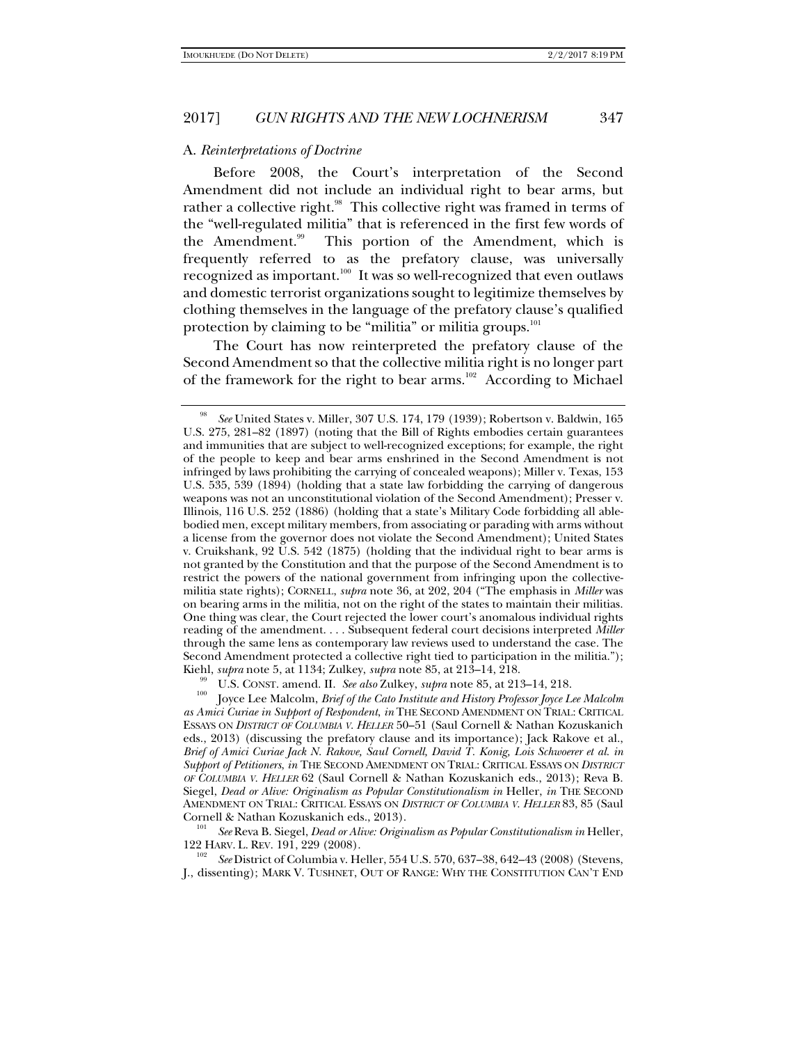### A. *Reinterpretations of Doctrine*

Before 2008, the Court's interpretation of the Second Amendment did not include an individual right to bear arms, but rather a collective right.[98] This collective right was framed in terms of the "well-regulated militia" that is referenced in the first few words of the Amendment.[99] This portion of the Amendment, which is frequently referred to as the prefatory clause, was universally recognized as important.[100] It was so well-recognized that even outlaws and domestic terrorist organizations sought to legitimize themselves by clothing themselves in the language of the prefatory clause's qualified protection by claiming to be "militia" or militia groups.[101]

The Court has now reinterpreted the prefatory clause of the Second Amendment so that the collective militia right is no longer part of the framework for the right to bear arms.[102] According to Michael

---

[98] *See* United States v. Miller, 307 U.S. 174, 179 (1939); Robertson v. Baldwin, 165 U.S. 275, 281–82 (1897) (noting that the Bill of Rights embodies certain guarantees and immunities that are subject to well-recognized exceptions; for example, the right of the people to keep and bear arms enshrined in the Second Amendment is not infringed by laws prohibiting the carrying of concealed weapons); Miller v. Texas, 153 U.S. 535, 539 (1894) (holding that a state law forbidding the carrying of dangerous weapons was not an unconstitutional violation of the Second Amendment); Presser v. Illinois, 116 U.S. 252 (1886) (holding that a state's Military Code forbidding all able-bodied men, except military members, from associating or parading with arms without a license from the governor does not violate the Second Amendment); United States v. Cruikshank, 92 U.S. 542 (1875) (holding that the individual right to bear arms is not granted by the Constitution and that the purpose of the Second Amendment is to restrict the powers of the national government from infringing upon the collective-militia state rights); CORNELL, *supra* note 36, at 202, 204 ("The emphasis in *Miller* was on bearing arms in the militia, not on the right of the states to maintain their militias. One thing was clear, the Court rejected the lower court's anomalous individual rights reading of the amendment. . . . Subsequent federal court decisions interpreted *Miller* through the same lens as contemporary law reviews used to understand the case. The Second Amendment protected a collective right tied to participation in the militia."); Kiehl, *supra* note 5, at 1134; Zulkey, *supra* note 85, at 213–14, 218.

[99] U.S. CONST. amend. II. *See also* Zulkey, *supra* note 85, at 213–14, 218.

[100] Joyce Lee Malcolm, *Brief of the Cato Institute and History Professor Joyce Lee Malcolm as Amici Curiae in Support of Respondent*, *in* THE SECOND AMENDMENT ON TRIAL: CRITICAL ESSAYS ON *DISTRICT OF COLUMBIA V. HELLER* 50–51 (Saul Cornell & Nathan Kozuskanich eds., 2013) (discussing the prefatory clause and its importance); Jack Rakove et al., *Brief of Amici Curiae Jack N. Rakove, Saul Cornell, David T. Konig, Lois Schwoerer et al. in Support of Petitioners*, *in* THE SECOND AMENDMENT ON TRIAL: CRITICAL ESSAYS ON *DISTRICT OF COLUMBIA V. HELLER* 62 (Saul Cornell & Nathan Kozuskanich eds., 2013); Reva B. Siegel, *Dead or Alive: Originalism as Popular Constitutionalism in* Heller, *in* THE SECOND AMENDMENT ON TRIAL: CRITICAL ESSAYS ON *DISTRICT OF COLUMBIA V. HELLER* 83, 85 (Saul Cornell & Nathan Kozuskanich eds., 2013).

[101] *See* Reva B. Siegel, *Dead or Alive: Originalism as Popular Constitutionalism in* Heller, 122 HARV. L. REV. 191, 229 (2008).

[102] *See* District of Columbia v. Heller, 554 U.S. 570, 637–38, 642–43 (2008) (Stevens, J., dissenting); MARK V. TUSHNET, OUT OF RANGE: WHY THE CONSTITUTION CAN'T END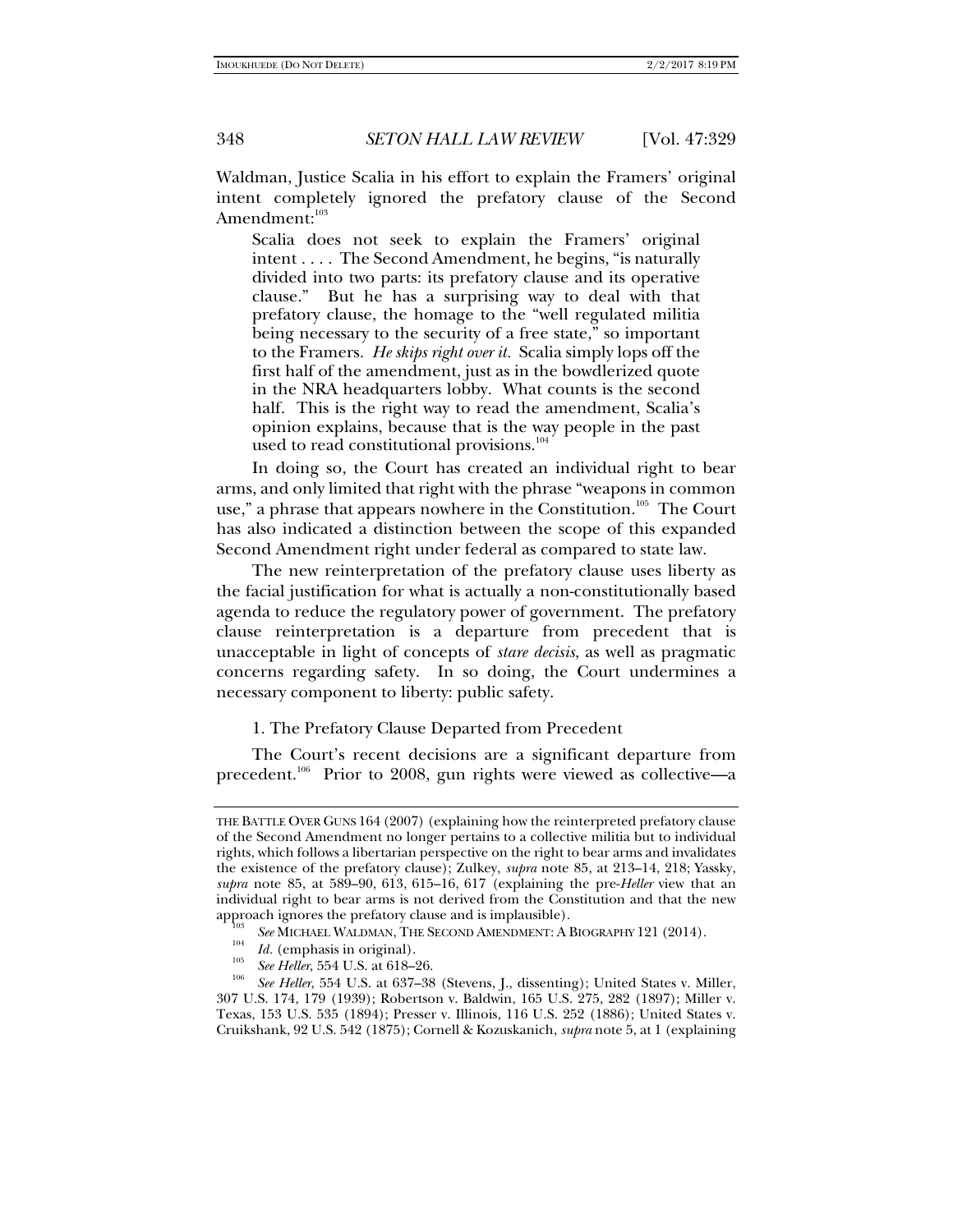Waldman, Justice Scalia in his effort to explain the Framers' original intent completely ignored the prefatory clause of the Second Amendment:[103]

> Scalia does not seek to explain the Framers' original intent . . . . The Second Amendment, he begins, "is naturally divided into two parts: its prefatory clause and its operative clause." But he has a surprising way to deal with that prefatory clause, the homage to the "well regulated militia being necessary to the security of a free state," so important to the Framers. *He skips right over it.* Scalia simply lops off the first half of the amendment, just as in the bowdlerized quote in the NRA headquarters lobby. What counts is the second half. This is the right way to read the amendment, Scalia's opinion explains, because that is the way people in the past used to read constitutional provisions.[104]

In doing so, the Court has created an individual right to bear arms, and only limited that right with the phrase "weapons in common use," a phrase that appears nowhere in the Constitution.[105] The Court has also indicated a distinction between the scope of this expanded Second Amendment right under federal as compared to state law.

The new reinterpretation of the prefatory clause uses liberty as the facial justification for what is actually a non-constitutionally based agenda to reduce the regulatory power of government. The prefatory clause reinterpretation is a departure from precedent that is unacceptable in light of concepts of *stare decisis*, as well as pragmatic concerns regarding safety. In so doing, the Court undermines a necessary component to liberty: public safety.

### 1. The Prefatory Clause Departed from Precedent

The Court's recent decisions are a significant departure from precedent.[106] Prior to 2008, gun rights were viewed as collective—a

---

THE BATTLE OVER GUNS 164 (2007) (explaining how the reinterpreted prefatory clause of the Second Amendment no longer pertains to a collective militia but to individual rights, which follows a libertarian perspective on the right to bear arms and invalidates the existence of the prefatory clause); Zulkey, *supra* note 85, at 213–14, 218; Yassky, *supra* note 85, at 589–90, 613, 615–16, 617 (explaining the pre-*Heller* view that an individual right to bear arms is not derived from the Constitution and that the new approach ignores the prefatory clause and is implausible).

[103] *See* MICHAEL WALDMAN, THE SECOND AMENDMENT: A BIOGRAPHY 121 (2014).

[104] *Id.* (emphasis in original).

[105] *See Heller*, 554 U.S. at 618–26.

[106] *See Heller*, 554 U.S. at 637–38 (Stevens, J., dissenting); United States v. Miller, 307 U.S. 174, 179 (1939); Robertson v. Baldwin, 165 U.S. 275, 282 (1897); Miller v. Texas, 153 U.S. 535 (1894); Presser v. Illinois, 116 U.S. 252 (1886); United States v. Cruikshank, 92 U.S. 542 (1875); Cornell & Kozuskanich, *supra* note 5, at 1 (explaining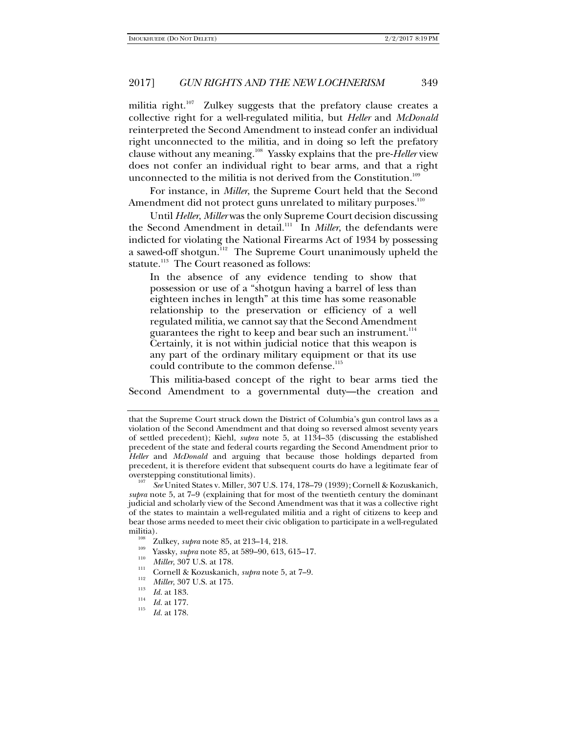militia right.[107] Zulkey suggests that the prefatory clause creates a collective right for a well-regulated militia, but *Heller* and *McDonald* reinterpreted the Second Amendment to instead confer an individual right unconnected to the militia, and in doing so left the prefatory clause without any meaning.[108] Yassky explains that the pre-*Heller* view does not confer an individual right to bear arms, and that a right unconnected to the militia is not derived from the Constitution.[109]

For instance, in *Miller*, the Supreme Court held that the Second Amendment did not protect guns unrelated to military purposes.[110]

Until *Heller*, *Miller* was the only Supreme Court decision discussing the Second Amendment in detail.[111] In *Miller*, the defendants were indicted for violating the National Firearms Act of 1934 by possessing a sawed-off shotgun.[112] The Supreme Court unanimously upheld the statute.[113] The Court reasoned as follows:

> In the absence of any evidence tending to show that possession or use of a "shotgun having a barrel of less than eighteen inches in length" at this time has some reasonable relationship to the preservation or efficiency of a well regulated militia, we cannot say that the Second Amendment guarantees the right to keep and bear such an instrument.[114] Certainly, it is not within judicial notice that this weapon is any part of the ordinary military equipment or that its use could contribute to the common defense.[115]

This militia-based concept of the right to bear arms tied the Second Amendment to a governmental duty—the creation and

---

that the Supreme Court struck down the District of Columbia's gun control laws as a violation of the Second Amendment and that doing so reversed almost seventy years of settled precedent); Kiehl, *supra* note 5, at 1134–35 (discussing the established precedent of the state and federal courts regarding the Second Amendment prior to *Heller* and *McDonald* and arguing that because those holdings departed from precedent, it is therefore evident that subsequent courts do have a legitimate fear of overstepping constitutional limits).

[107] *See* United States v. Miller, 307 U.S. 174, 178–79 (1939); Cornell & Kozuskanich, *supra* note 5, at 7–9 (explaining that for most of the twentieth century the dominant judicial and scholarly view of the Second Amendment was that it was a collective right of the states to maintain a well-regulated militia and a right of citizens to keep and bear those arms needed to meet their civic obligation to participate in a well-regulated militia).

[108] Zulkey, *supra* note 85, at 213–14, 218.

[109] Yassky, *supra* note 85, at 589–90, 613, 615–17.

[110] *Miller*, 307 U.S. at 178.

[111] Cornell & Kozuskanich, *supra* note 5, at 7–9.

[112] *Miller*, 307 U.S. at 175.

[113] *Id.* at 183.

[114] *Id.* at 177.

[115] *Id.* at 178.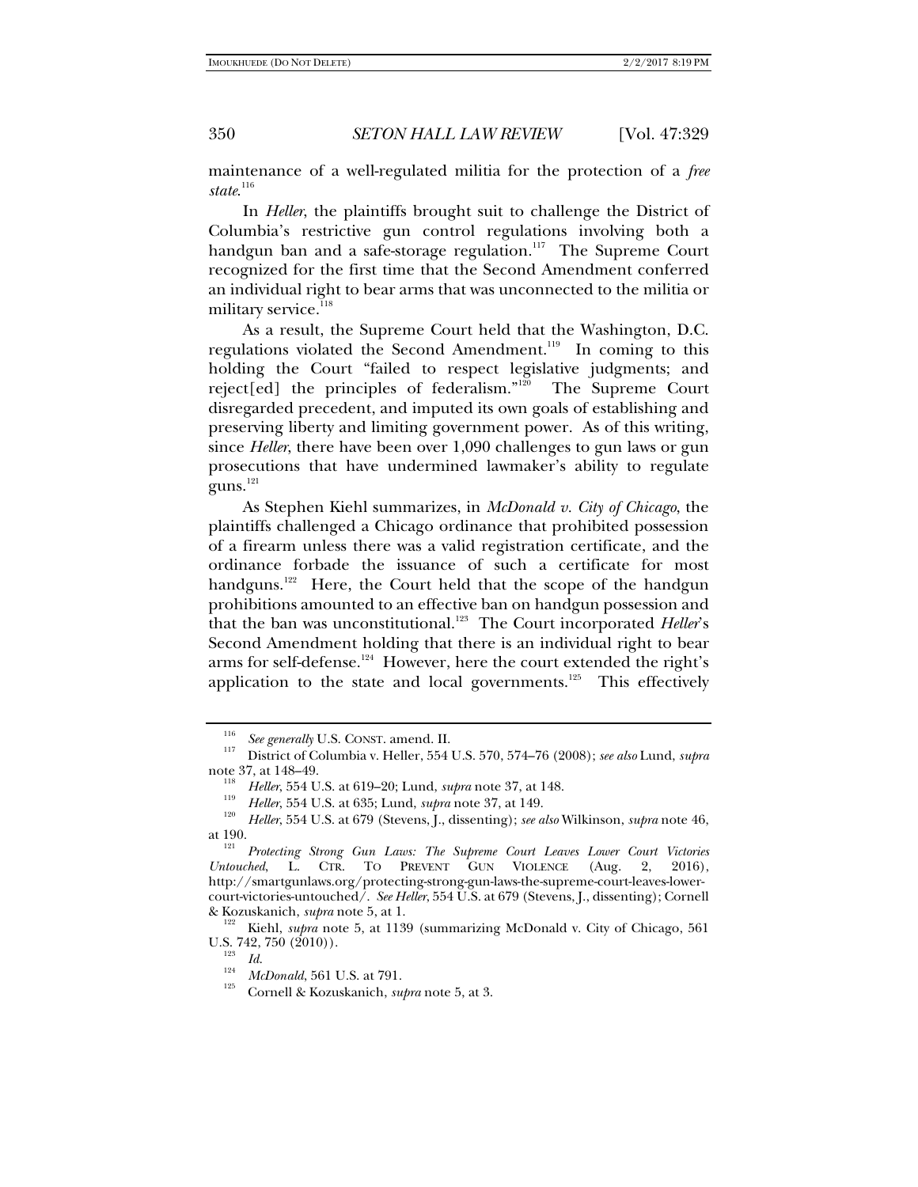maintenance of a well-regulated militia for the protection of a *free state*.[116]

In *Heller*, the plaintiffs brought suit to challenge the District of Columbia's restrictive gun control regulations involving both a handgun ban and a safe-storage regulation.[117] The Supreme Court recognized for the first time that the Second Amendment conferred an individual right to bear arms that was unconnected to the militia or military service.[118]

As a result, the Supreme Court held that the Washington, D.C. regulations violated the Second Amendment.[119] In coming to this holding the Court "failed to respect legislative judgments; and reject[ed] the principles of federalism."[120] The Supreme Court disregarded precedent, and imputed its own goals of establishing and preserving liberty and limiting government power. As of this writing, since *Heller*, there have been over 1,090 challenges to gun laws or gun prosecutions that have undermined lawmaker's ability to regulate guns.[121]

As Stephen Kiehl summarizes, in *McDonald v. City of Chicago*, the plaintiffs challenged a Chicago ordinance that prohibited possession of a firearm unless there was a valid registration certificate, and the ordinance forbade the issuance of such a certificate for most handguns.[122] Here, the Court held that the scope of the handgun prohibitions amounted to an effective ban on handgun possession and that the ban was unconstitutional.[123] The Court incorporated *Heller*'s Second Amendment holding that there is an individual right to bear arms for self-defense.[124] However, here the court extended the right's application to the state and local governments.[125] This effectively

---

[116] *See generally* U.S. CONST. amend. II.

[117] District of Columbia v. Heller, 554 U.S. 570, 574–76 (2008); *see also* Lund, *supra* note 37, at 148–49.

[118] *Heller*, 554 U.S. at 619–20; Lund, *supra* note 37, at 148.

[119] *Heller*, 554 U.S. at 635; Lund, *supra* note 37, at 149.

[120] *Heller*, 554 U.S. at 679 (Stevens, J., dissenting); *see also* Wilkinson, *supra* note 46, at 190.

[121] *Protecting Strong Gun Laws: The Supreme Court Leaves Lower Court Victories Untouched*, L. CTR. TO PREVENT GUN VIOLENCE (Aug. 2, 2016), http://smartgunlaws.org/protecting-strong-gun-laws-the-supreme-court-leaves-lower-court-victories-untouched/. *See Heller*, 554 U.S. at 679 (Stevens, J., dissenting); Cornell & Kozuskanich, *supra* note 5, at 1.

[122] Kiehl, *supra* note 5, at 1139 (summarizing McDonald v. City of Chicago, 561 U.S. 742, 750 (2010)).

[123] *Id.*

[124] *McDonald*, 561 U.S. at 791.

[125] Cornell & Kozuskanich, *supra* note 5, at 3.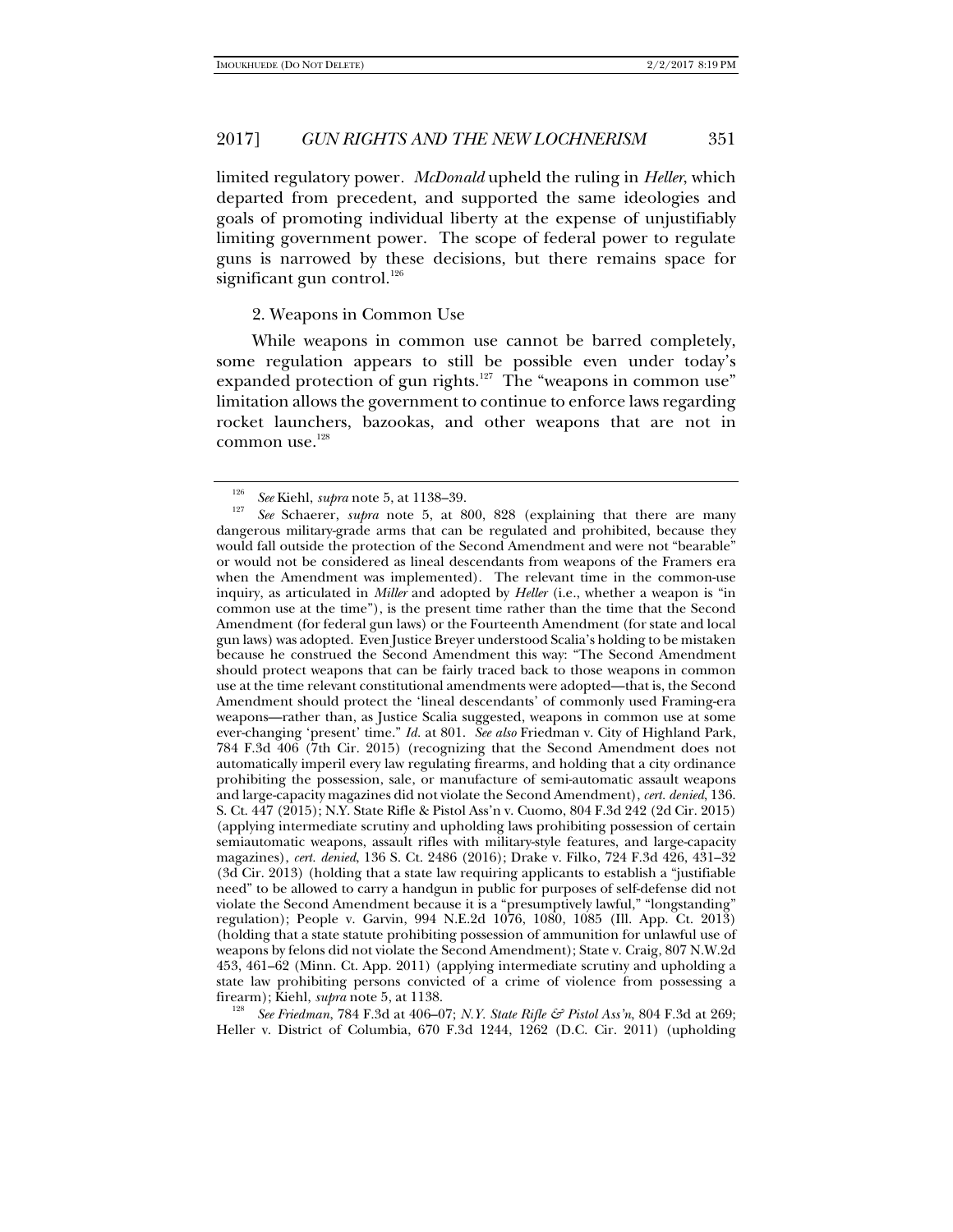limited regulatory power. *McDonald* upheld the ruling in *Heller*, which departed from precedent, and supported the same ideologies and goals of promoting individual liberty at the expense of unjustifiably limiting government power. The scope of federal power to regulate guns is narrowed by these decisions, but there remains space for significant gun control.[126]

### 2. Weapons in Common Use

While weapons in common use cannot be barred completely, some regulation appears to still be possible even under today's expanded protection of gun rights.[127] The "weapons in common use" limitation allows the government to continue to enforce laws regarding rocket launchers, bazookas, and other weapons that are not in common use.[128]

---

[126] *See* Kiehl, *supra* note 5, at 1138–39.

[127] *See* Schaerer, *supra* note 5, at 800, 828 (explaining that there are many dangerous military-grade arms that can be regulated and prohibited, because they would fall outside the protection of the Second Amendment and were not "bearable" or would not be considered as lineal descendants from weapons of the Framers era when the Amendment was implemented). The relevant time in the common-use inquiry, as articulated in *Miller* and adopted by *Heller* (i.e., whether a weapon is "in common use at the time"), is the present time rather than the time that the Second Amendment (for federal gun laws) or the Fourteenth Amendment (for state and local gun laws) was adopted. Even Justice Breyer understood Scalia's holding to be mistaken because he construed the Second Amendment this way: "The Second Amendment should protect weapons that can be fairly traced back to those weapons in common use at the time relevant constitutional amendments were adopted—that is, the Second Amendment should protect the 'lineal descendants' of commonly used Framing-era weapons—rather than, as Justice Scalia suggested, weapons in common use at some ever-changing 'present' time." *Id.* at 801. *See also* Friedman v. City of Highland Park, 784 F.3d 406 (7th Cir. 2015) (recognizing that the Second Amendment does not automatically imperil every law regulating firearms, and holding that a city ordinance prohibiting the possession, sale, or manufacture of semi-automatic assault weapons and large-capacity magazines did not violate the Second Amendment), *cert. denied*, 136. S. Ct. 447 (2015); N.Y. State Rifle & Pistol Ass'n v. Cuomo, 804 F.3d 242 (2d Cir. 2015) (applying intermediate scrutiny and upholding laws prohibiting possession of certain semiautomatic weapons, assault rifles with military-style features, and large-capacity magazines), *cert. denied*, 136 S. Ct. 2486 (2016); Drake v. Filko, 724 F.3d 426, 431–32 (3d Cir. 2013) (holding that a state law requiring applicants to establish a "justifiable need" to be allowed to carry a handgun in public for purposes of self-defense did not violate the Second Amendment because it is a "presumptively lawful," "longstanding" regulation); People v. Garvin, 994 N.E.2d 1076, 1080, 1085 (Ill. App. Ct. 2013) (holding that a state statute prohibiting possession of ammunition for unlawful use of weapons by felons did not violate the Second Amendment); State v. Craig, 807 N.W.2d 453, 461–62 (Minn. Ct. App. 2011) (applying intermediate scrutiny and upholding a state law prohibiting persons convicted of a crime of violence from possessing a firearm); Kiehl, *supra* note 5, at 1138.

[128] *See Friedman*, 784 F.3d at 406–07; *N.Y. State Rifle & Pistol Ass'n*, 804 F.3d at 269; Heller v. District of Columbia, 670 F.3d 1244, 1262 (D.C. Cir. 2011) (upholding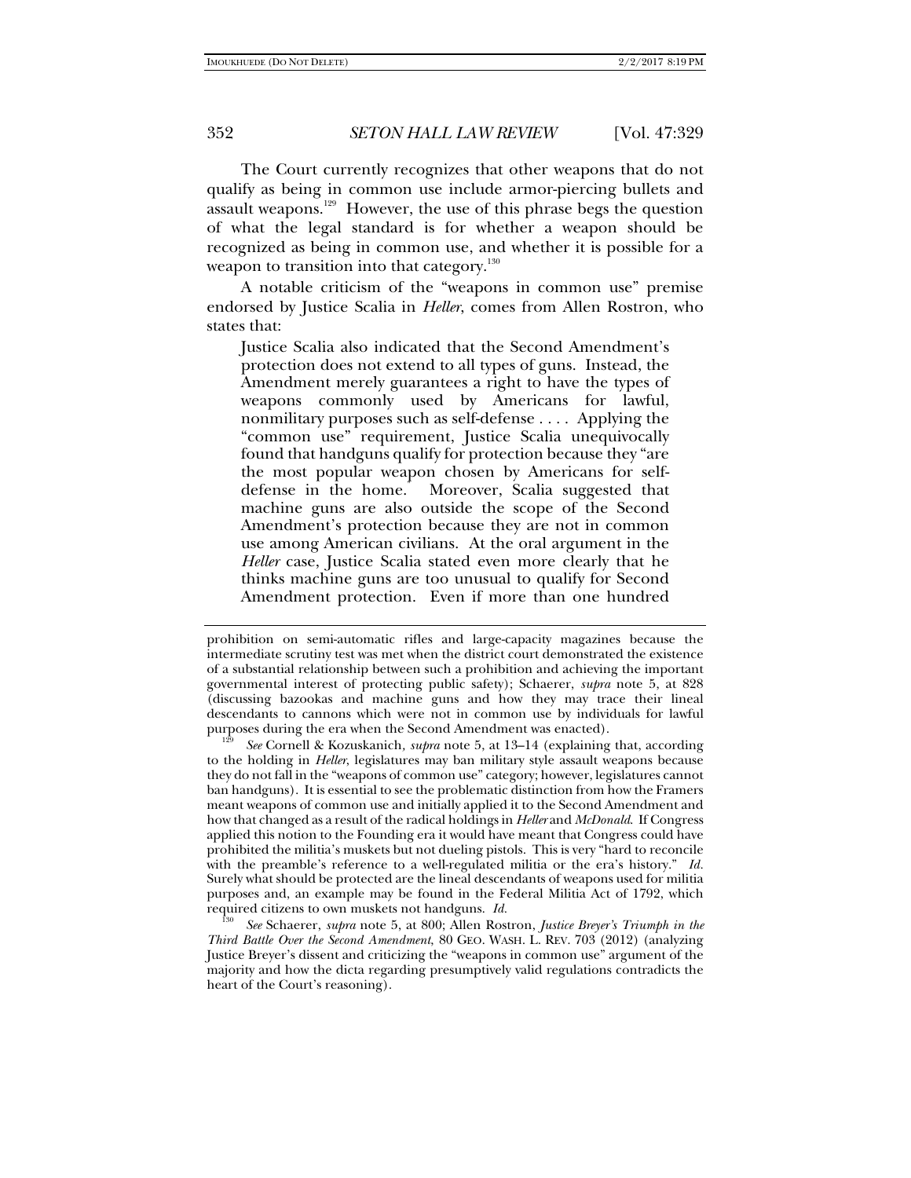The Court currently recognizes that other weapons that do not qualify as being in common use include armor-piercing bullets and assault weapons.[129] However, the use of this phrase begs the question of what the legal standard is for whether a weapon should be recognized as being in common use, and whether it is possible for a weapon to transition into that category.[130]

A notable criticism of the "weapons in common use" premise endorsed by Justice Scalia in *Heller*, comes from Allen Rostron, who states that:

> Justice Scalia also indicated that the Second Amendment's protection does not extend to all types of guns. Instead, the Amendment merely guarantees a right to have the types of weapons commonly used by Americans for lawful, nonmilitary purposes such as self-defense . . . . Applying the "common use" requirement, Justice Scalia unequivocally found that handguns qualify for protection because they "are the most popular weapon chosen by Americans for self-defense in the home. Moreover, Scalia suggested that machine guns are also outside the scope of the Second Amendment's protection because they are not in common use among American civilians. At the oral argument in the *Heller* case, Justice Scalia stated even more clearly that he thinks machine guns are too unusual to qualify for Second Amendment protection. Even if more than one hundred

---

prohibition on semi-automatic rifles and large-capacity magazines because the intermediate scrutiny test was met when the district court demonstrated the existence of a substantial relationship between such a prohibition and achieving the important governmental interest of protecting public safety); Schaerer, *supra* note 5, at 828 (discussing bazookas and machine guns and how they may trace their lineal descendants to cannons which were not in common use by individuals for lawful purposes during the era when the Second Amendment was enacted).

[129] *See* Cornell & Kozuskanich, *supra* note 5, at 13–14 (explaining that, according to the holding in *Heller*, legislatures may ban military style assault weapons because they do not fall in the "weapons of common use" category; however, legislatures cannot ban handguns). It is essential to see the problematic distinction from how the Framers meant weapons of common use and initially applied it to the Second Amendment and how that changed as a result of the radical holdings in *Heller* and *McDonald*. If Congress applied this notion to the Founding era it would have meant that Congress could have prohibited the militia's muskets but not dueling pistols. This is very "hard to reconcile with the preamble's reference to a well-regulated militia or the era's history." *Id.* Surely what should be protected are the lineal descendants of weapons used for militia purposes and, an example may be found in the Federal Militia Act of 1792, which required citizens to own muskets not handguns. *Id.*

[130] *See* Schaerer, *supra* note 5, at 800; Allen Rostron, *Justice Breyer's Triumph in the Third Battle Over the Second Amendment*, 80 GEO. WASH. L. REV. 703 (2012) (analyzing Justice Breyer's dissent and criticizing the "weapons in common use" argument of the majority and how the dicta regarding presumptively valid regulations contradicts the heart of the Court's reasoning).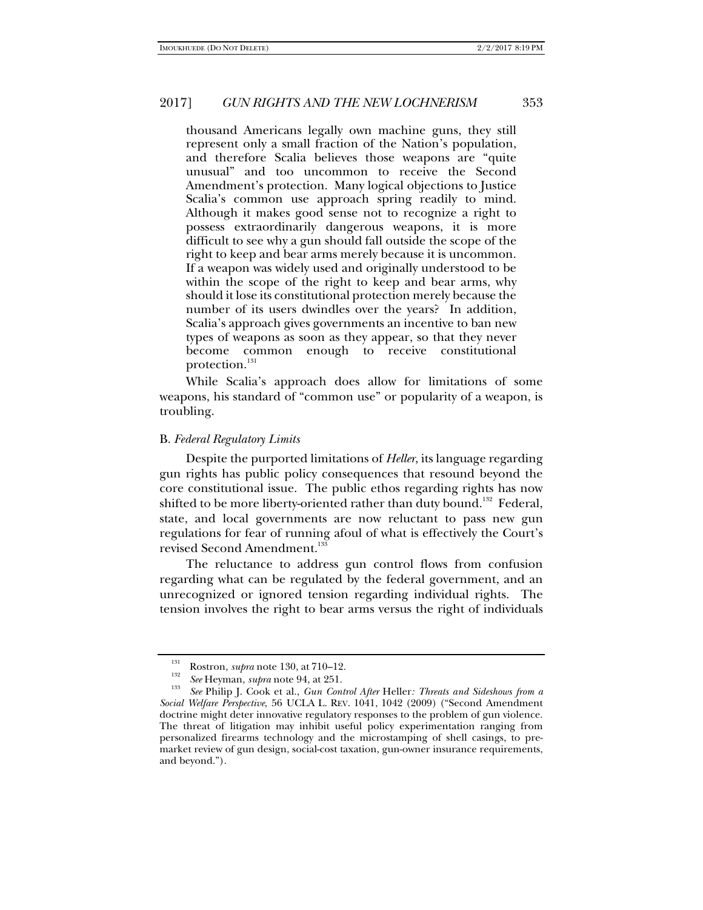> thousand Americans legally own machine guns, they still represent only a small fraction of the Nation's population, and therefore Scalia believes those weapons are "quite unusual" and too uncommon to receive the Second Amendment's protection. Many logical objections to Justice Scalia's common use approach spring readily to mind. Although it makes good sense not to recognize a right to possess extraordinarily dangerous weapons, it is more difficult to see why a gun should fall outside the scope of the right to keep and bear arms merely because it is uncommon. If a weapon was widely used and originally understood to be within the scope of the right to keep and bear arms, why should it lose its constitutional protection merely because the number of its users dwindles over the years? In addition, Scalia's approach gives governments an incentive to ban new types of weapons as soon as they appear, so that they never become common enough to receive constitutional protection.[131]

While Scalia's approach does allow for limitations of some weapons, his standard of "common use" or popularity of a weapon, is troubling.

### B. *Federal Regulatory Limits*

Despite the purported limitations of *Heller*, its language regarding gun rights has public policy consequences that resound beyond the core constitutional issue. The public ethos regarding rights has now shifted to be more liberty-oriented rather than duty bound.[132] Federal, state, and local governments are now reluctant to pass new gun regulations for fear of running afoul of what is effectively the Court's revised Second Amendment.[133]

The reluctance to address gun control flows from confusion regarding what can be regulated by the federal government, and an unrecognized or ignored tension regarding individual rights. The tension involves the right to bear arms versus the right of individuals

---

[131] Rostron, *supra* note 130, at 710–12.

[132] *See* Heyman, *supra* note 94, at 251.

[133] *See* Philip J. Cook et al., *Gun Control After* Heller*: Threats and Sideshows from a Social Welfare Perspective*, 56 UCLA L. REV. 1041, 1042 (2009) ("Second Amendment doctrine might deter innovative regulatory responses to the problem of gun violence. The threat of litigation may inhibit useful policy experimentation ranging from personalized firearms technology and the microstamping of shell casings, to pre-market review of gun design, social-cost taxation, gun-owner insurance requirements, and beyond.").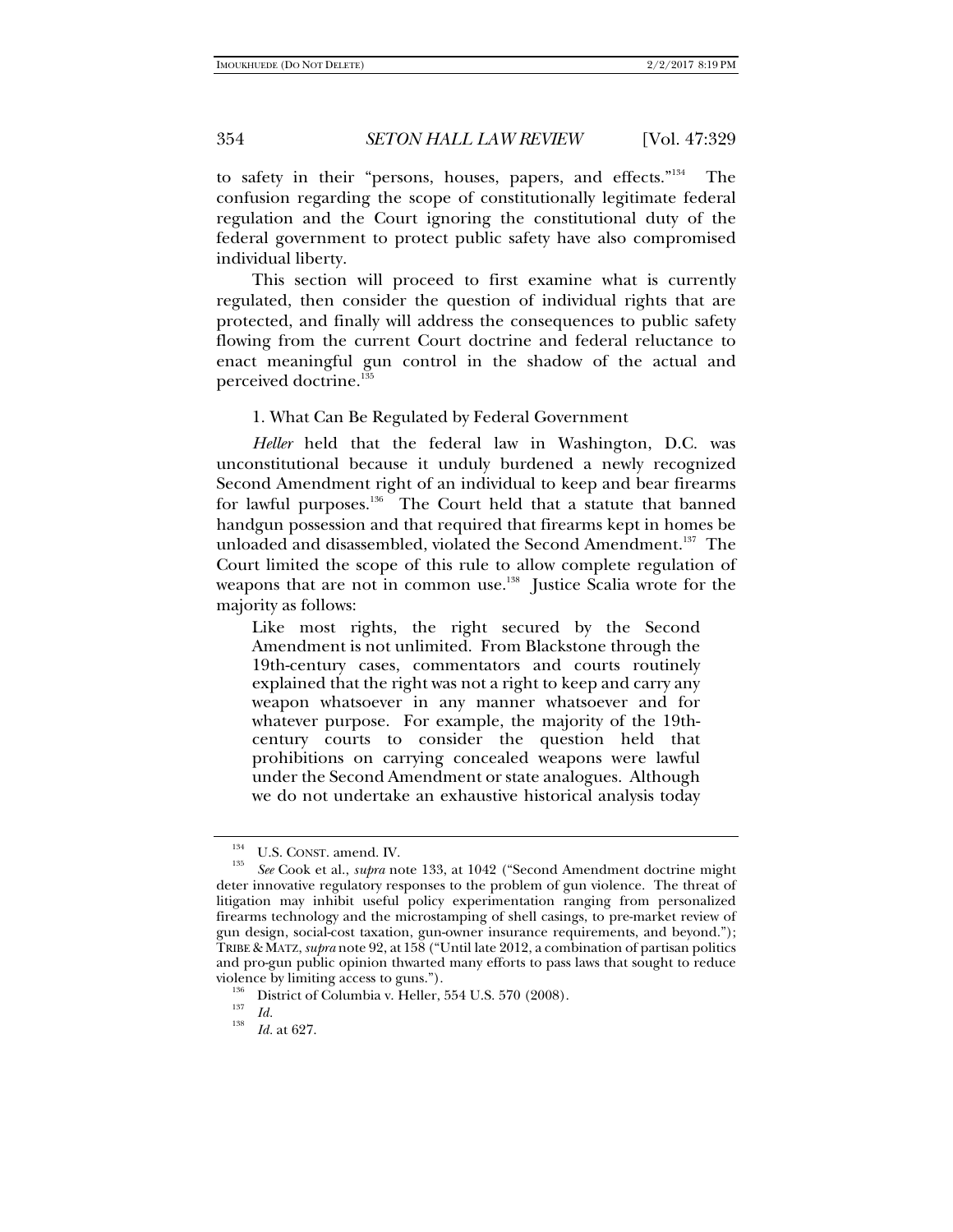to safety in their "persons, houses, papers, and effects."[134] The confusion regarding the scope of constitutionally legitimate federal regulation and the Court ignoring the constitutional duty of the federal government to protect public safety have also compromised individual liberty.

This section will proceed to first examine what is currently regulated, then consider the question of individual rights that are protected, and finally will address the consequences to public safety flowing from the current Court doctrine and federal reluctance to enact meaningful gun control in the shadow of the actual and perceived doctrine.[135]

1. What Can Be Regulated by Federal Government

*Heller* held that the federal law in Washington, D.C. was unconstitutional because it unduly burdened a newly recognized Second Amendment right of an individual to keep and bear firearms for lawful purposes.[136] The Court held that a statute that banned handgun possession and that required that firearms kept in homes be unloaded and disassembled, violated the Second Amendment.[137] The Court limited the scope of this rule to allow complete regulation of weapons that are not in common use.[138] Justice Scalia wrote for the majority as follows:

> Like most rights, the right secured by the Second Amendment is not unlimited. From Blackstone through the 19th-century cases, commentators and courts routinely explained that the right was not a right to keep and carry any weapon whatsoever in any manner whatsoever and for whatever purpose. For example, the majority of the 19th-century courts to consider the question held that prohibitions on carrying concealed weapons were lawful under the Second Amendment or state analogues. Although we do not undertake an exhaustive historical analysis today

[134] U.S. CONST. amend. IV.

[135] *See* Cook et al., *supra* note 133, at 1042 ("Second Amendment doctrine might deter innovative regulatory responses to the problem of gun violence. The threat of litigation may inhibit useful policy experimentation ranging from personalized firearms technology and the microstamping of shell casings, to pre-market review of gun design, social-cost taxation, gun-owner insurance requirements, and beyond."); TRIBE & MATZ, *supra* note 92, at 158 ("Until late 2012, a combination of partisan politics and pro-gun public opinion thwarted many efforts to pass laws that sought to reduce violence by limiting access to guns.").

[136] District of Columbia v. Heller, 554 U.S. 570 (2008).

[137] *Id.*

[138] *Id.* at 627.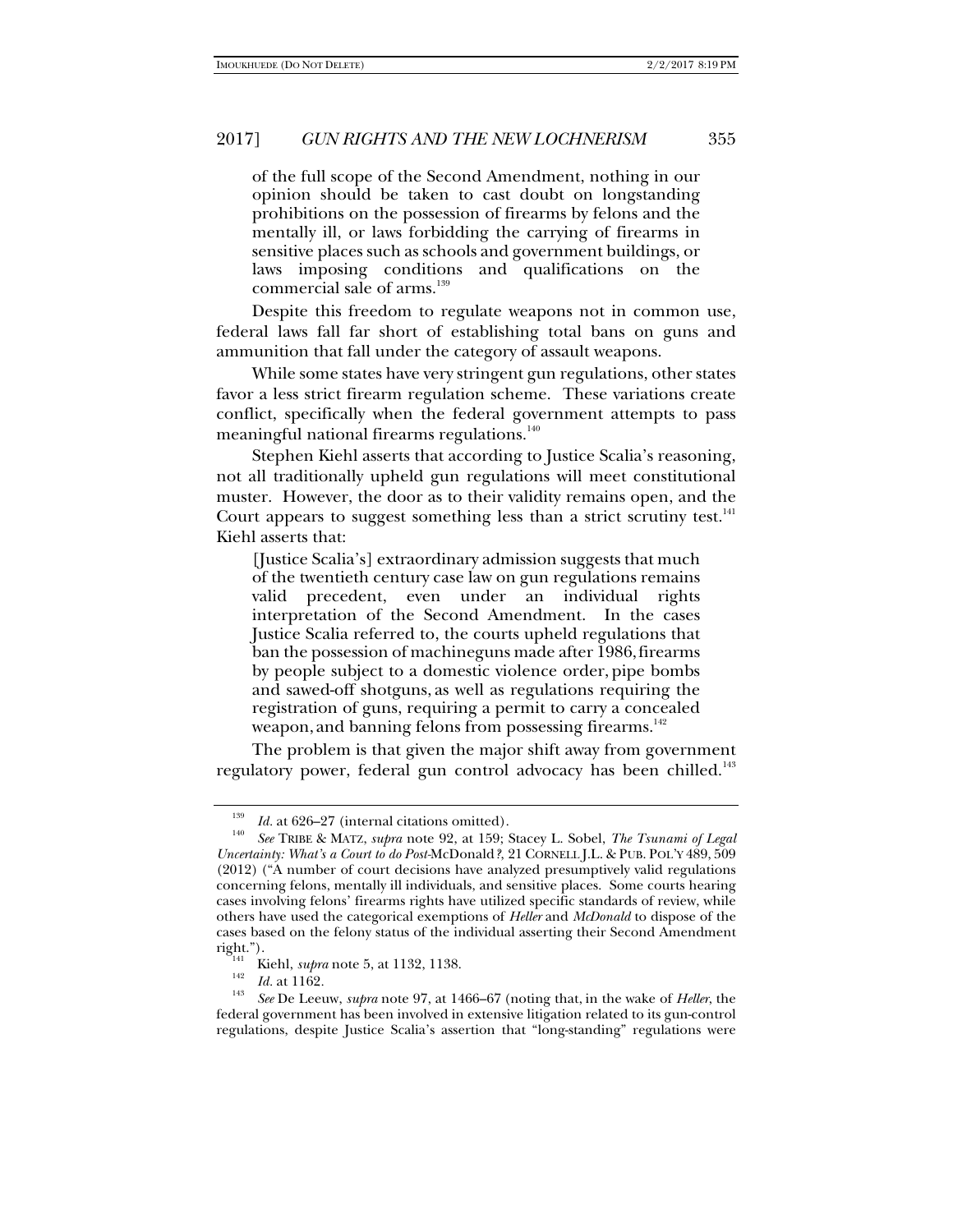of the full scope of the Second Amendment, nothing in our opinion should be taken to cast doubt on longstanding prohibitions on the possession of firearms by felons and the mentally ill, or laws forbidding the carrying of firearms in sensitive places such as schools and government buildings, or laws imposing conditions and qualifications on the commercial sale of arms.[139]

Despite this freedom to regulate weapons not in common use, federal laws fall far short of establishing total bans on guns and ammunition that fall under the category of assault weapons.

While some states have very stringent gun regulations, other states favor a less strict firearm regulation scheme. These variations create conflict, specifically when the federal government attempts to pass meaningful national firearms regulations.[140]

Stephen Kiehl asserts that according to Justice Scalia's reasoning, not all traditionally upheld gun regulations will meet constitutional muster. However, the door as to their validity remains open, and the Court appears to suggest something less than a strict scrutiny test.[141] Kiehl asserts that:

> [Justice Scalia's] extraordinary admission suggests that much of the twentieth century case law on gun regulations remains valid precedent, even under an individual rights interpretation of the Second Amendment. In the cases Justice Scalia referred to, the courts upheld regulations that ban the possession of machineguns made after 1986, firearms by people subject to a domestic violence order, pipe bombs and sawed-off shotguns, as well as regulations requiring the registration of guns, requiring a permit to carry a concealed weapon, and banning felons from possessing firearms.[142]

The problem is that given the major shift away from government regulatory power, federal gun control advocacy has been chilled.[143]

---

[139] *Id.* at 626–27 (internal citations omitted).

[140] *See* TRIBE & MATZ, *supra* note 92, at 159; Stacey L. Sobel, *The Tsunami of Legal Uncertainty: What's a Court to do Post-*McDonald*?*, 21 CORNELL J.L. & PUB. POL'Y 489, 509 (2012) ("A number of court decisions have analyzed presumptively valid regulations concerning felons, mentally ill individuals, and sensitive places. Some courts hearing cases involving felons' firearms rights have utilized specific standards of review, while others have used the categorical exemptions of *Heller* and *McDonald* to dispose of the cases based on the felony status of the individual asserting their Second Amendment right.").

[141] Kiehl, *supra* note 5, at 1132, 1138.

[142] *Id.* at 1162.

[143] *See* De Leeuw, *supra* note 97, at 1466–67 (noting that, in the wake of *Heller*, the federal government has been involved in extensive litigation related to its gun-control regulations, despite Justice Scalia's assertion that "long-standing" regulations were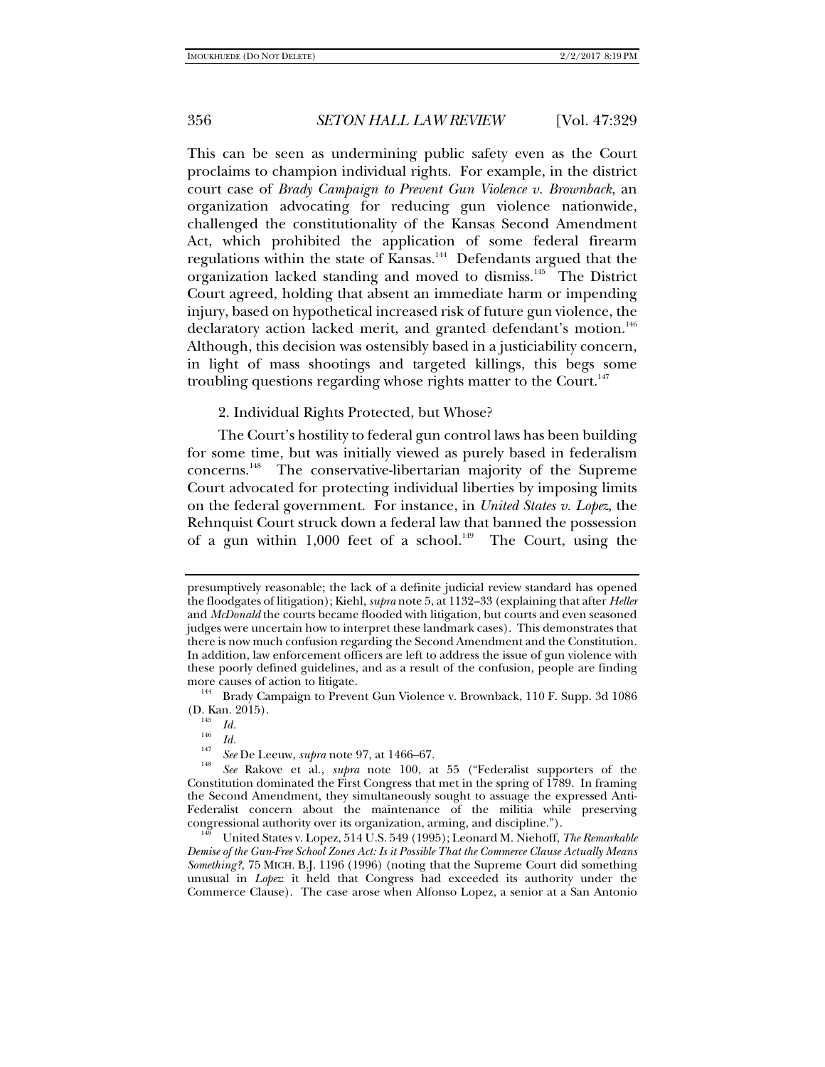This can be seen as undermining public safety even as the Court proclaims to champion individual rights. For example, in the district court case of *Brady Campaign to Prevent Gun Violence v. Brownback*, an organization advocating for reducing gun violence nationwide, challenged the constitutionality of the Kansas Second Amendment Act, which prohibited the application of some federal firearm regulations within the state of Kansas.[144] Defendants argued that the organization lacked standing and moved to dismiss.[145] The District Court agreed, holding that absent an immediate harm or impending injury, based on hypothetical increased risk of future gun violence, the declaratory action lacked merit, and granted defendant's motion.[146] Although, this decision was ostensibly based in a justiciability concern, in light of mass shootings and targeted killings, this begs some troubling questions regarding whose rights matter to the Court.[147]

2. Individual Rights Protected, but Whose?

The Court's hostility to federal gun control laws has been building for some time, but was initially viewed as purely based in federalism concerns.[148] The conservative-libertarian majority of the Supreme Court advocated for protecting individual liberties by imposing limits on the federal government. For instance, in *United States v. Lopez*, the Rehnquist Court struck down a federal law that banned the possession of a gun within 1,000 feet of a school.[149] The Court, using the

---

presumptively reasonable; the lack of a definite judicial review standard has opened the floodgates of litigation); Kiehl, *supra* note 5, at 1132–33 (explaining that after *Heller* and *McDonald* the courts became flooded with litigation, but courts and even seasoned judges were uncertain how to interpret these landmark cases). This demonstrates that there is now much confusion regarding the Second Amendment and the Constitution. In addition, law enforcement officers are left to address the issue of gun violence with these poorly defined guidelines, and as a result of the confusion, people are finding more causes of action to litigate.

[144] Brady Campaign to Prevent Gun Violence v. Brownback, 110 F. Supp. 3d 1086 (D. Kan. 2015).

[145] *Id.*

[146] *Id.*

[147] *See* De Leeuw, *supra* note 97, at 1466–67.

[148] *See* Rakove et al., *supra* note 100, at 55 ("Federalist supporters of the Constitution dominated the First Congress that met in the spring of 1789. In framing the Second Amendment, they simultaneously sought to assuage the expressed Anti-Federalist concern about the maintenance of the militia while preserving congressional authority over its organization, arming, and discipline.").

[149] United States v. Lopez, 514 U.S. 549 (1995); Leonard M. Niehoff, *The Remarkable Demise of the Gun-Free School Zones Act: Is it Possible That the Commerce Clause Actually Means Something?*, 75 MICH. B.J. 1196 (1996) (noting that the Supreme Court did something unusual in *Lopez*: it held that Congress had exceeded its authority under the Commerce Clause). The case arose when Alfonso Lopez, a senior at a San Antonio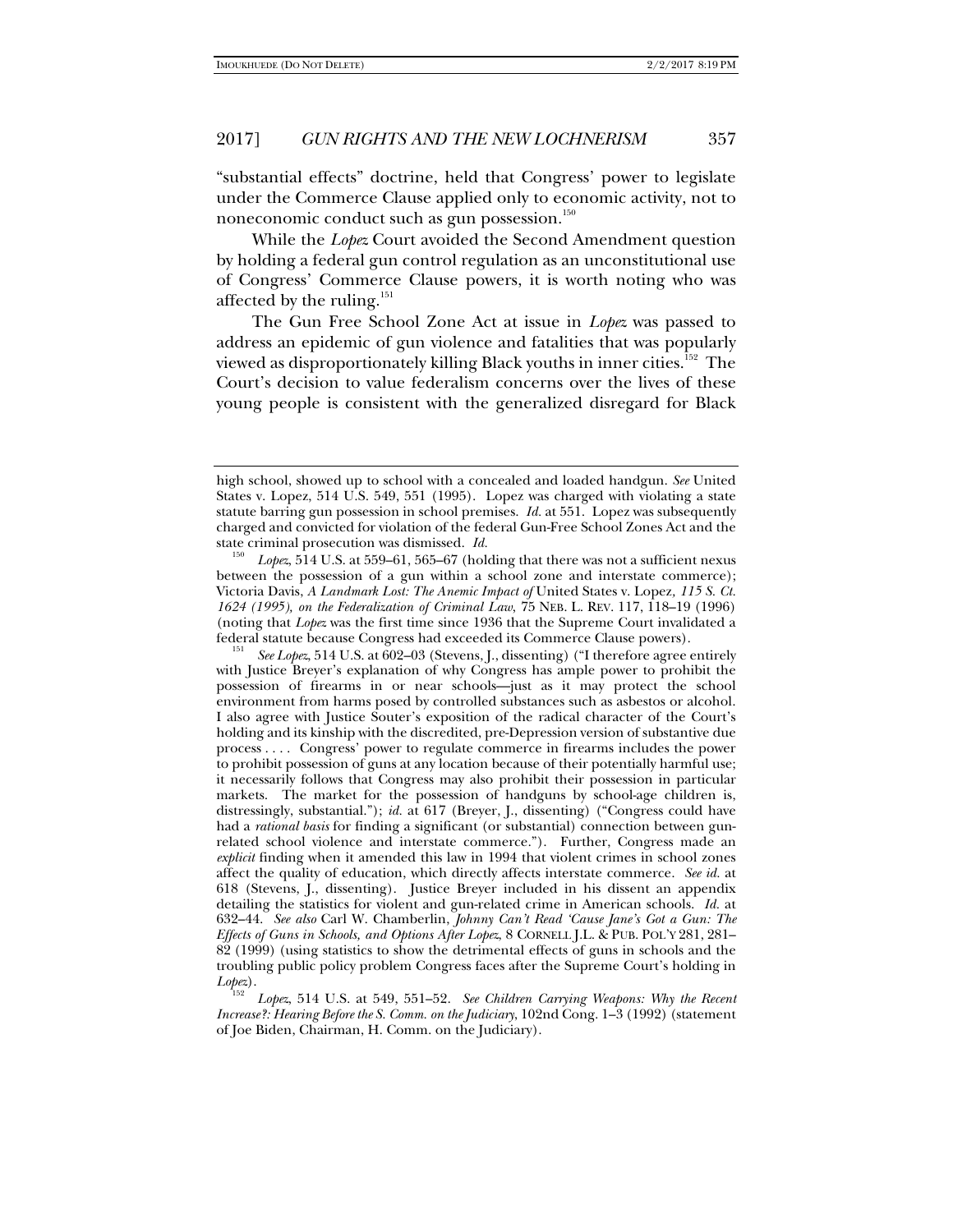"substantial effects" doctrine, held that Congress' power to legislate under the Commerce Clause applied only to economic activity, not to noneconomic conduct such as gun possession.[150]

While the *Lopez* Court avoided the Second Amendment question by holding a federal gun control regulation as an unconstitutional use of Congress' Commerce Clause powers, it is worth noting who was affected by the ruling.[151]

The Gun Free School Zone Act at issue in *Lopez* was passed to address an epidemic of gun violence and fatalities that was popularly viewed as disproportionately killing Black youths in inner cities.[152] The Court's decision to value federalism concerns over the lives of these young people is consistent with the generalized disregard for Black

---

high school, showed up to school with a concealed and loaded handgun. *See* United States v. Lopez, 514 U.S. 549, 551 (1995). Lopez was charged with violating a state statute barring gun possession in school premises. *Id.* at 551. Lopez was subsequently charged and convicted for violation of the federal Gun-Free School Zones Act and the state criminal prosecution was dismissed. *Id.*

[150] *Lopez*, 514 U.S. at 559–61, 565–67 (holding that there was not a sufficient nexus between the possession of a gun within a school zone and interstate commerce); Victoria Davis, *A Landmark Lost: The Anemic Impact of* United States v. Lopez*, 115 S. Ct. 1624 (1995), on the Federalization of Criminal Law*, 75 NEB. L. REV. 117, 118–19 (1996) (noting that *Lopez* was the first time since 1936 that the Supreme Court invalidated a federal statute because Congress had exceeded its Commerce Clause powers).

[151] *See Lopez*, 514 U.S. at 602–03 (Stevens, J., dissenting) ("I therefore agree entirely with Justice Breyer's explanation of why Congress has ample power to prohibit the possession of firearms in or near schools—just as it may protect the school environment from harms posed by controlled substances such as asbestos or alcohol. I also agree with Justice Souter's exposition of the radical character of the Court's holding and its kinship with the discredited, pre-Depression version of substantive due process . . . . Congress' power to regulate commerce in firearms includes the power to prohibit possession of guns at any location because of their potentially harmful use; it necessarily follows that Congress may also prohibit their possession in particular markets. The market for the possession of handguns by school-age children is, distressingly, substantial."); *id.* at 617 (Breyer, J., dissenting) ("Congress could have had a *rational basis* for finding a significant (or substantial) connection between gun-related school violence and interstate commerce."). Further, Congress made an *explicit* finding when it amended this law in 1994 that violent crimes in school zones affect the quality of education, which directly affects interstate commerce. *See id.* at 618 (Stevens, J., dissenting). Justice Breyer included in his dissent an appendix detailing the statistics for violent and gun-related crime in American schools. *Id.* at 632–44. *See also* Carl W. Chamberlin, *Johnny Can't Read 'Cause Jane's Got a Gun: The Effects of Guns in Schools, and Options After Lopez*, 8 CORNELL J.L. & PUB. POL'Y 281, 281–82 (1999) (using statistics to show the detrimental effects of guns in schools and the troubling public policy problem Congress faces after the Supreme Court's holding in *Lopez*).

[152] *Lopez*, 514 U.S. at 549, 551–52. *See Children Carrying Weapons: Why the Recent Increase?: Hearing Before the S. Comm. on the Judiciary*, 102nd Cong. 1–3 (1992) (statement of Joe Biden, Chairman, H. Comm. on the Judiciary).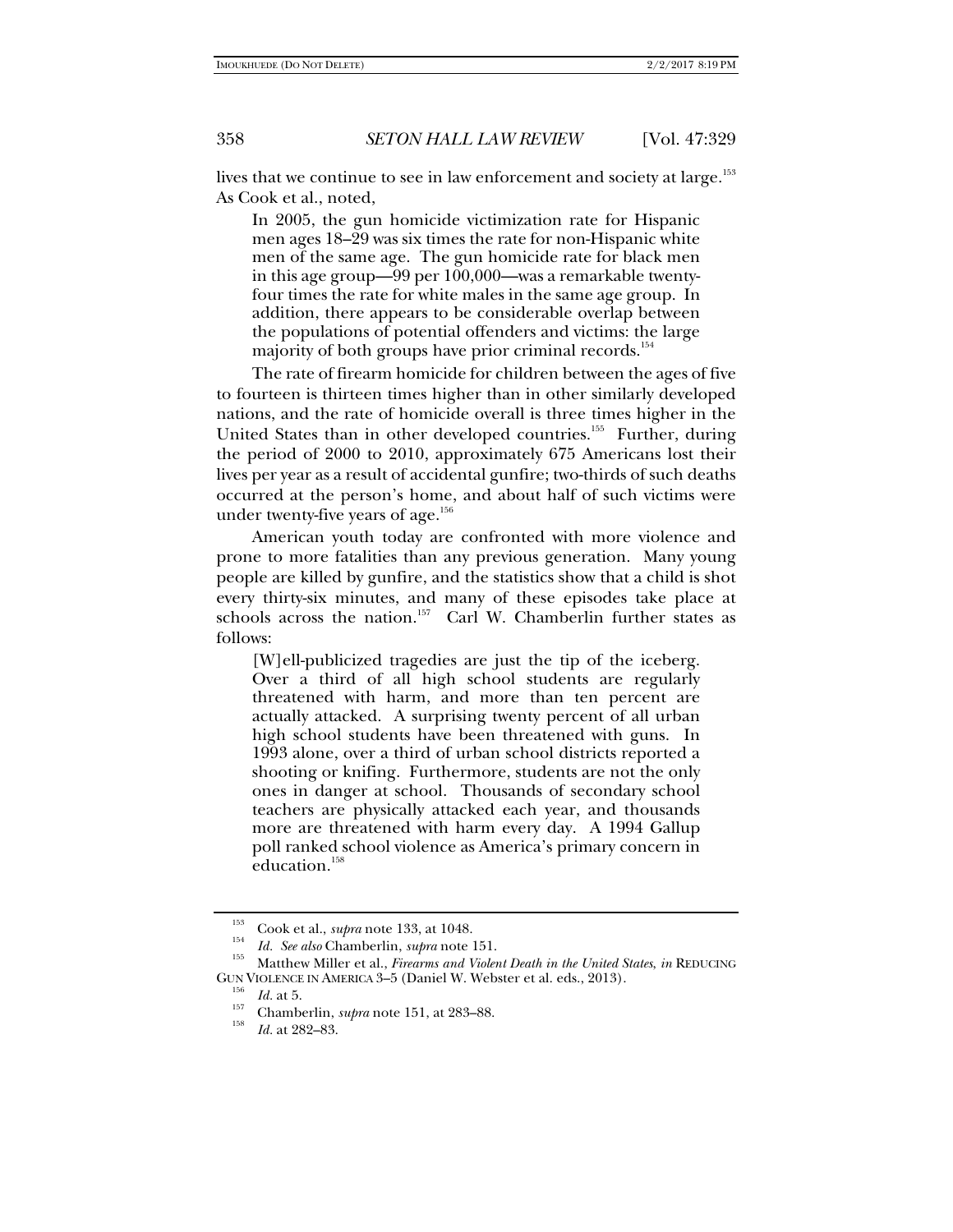lives that we continue to see in law enforcement and society at large.[153] As Cook et al., noted,

> In 2005, the gun homicide victimization rate for Hispanic men ages 18–29 was six times the rate for non-Hispanic white men of the same age. The gun homicide rate for black men in this age group—99 per 100,000—was a remarkable twenty-four times the rate for white males in the same age group. In addition, there appears to be considerable overlap between the populations of potential offenders and victims: the large majority of both groups have prior criminal records.[154]

The rate of firearm homicide for children between the ages of five to fourteen is thirteen times higher than in other similarly developed nations, and the rate of homicide overall is three times higher in the United States than in other developed countries.[155] Further, during the period of 2000 to 2010, approximately 675 Americans lost their lives per year as a result of accidental gunfire; two-thirds of such deaths occurred at the person's home, and about half of such victims were under twenty-five years of age.[156]

American youth today are confronted with more violence and prone to more fatalities than any previous generation. Many young people are killed by gunfire, and the statistics show that a child is shot every thirty-six minutes, and many of these episodes take place at schools across the nation.[157] Carl W. Chamberlin further states as follows:

> [W]ell-publicized tragedies are just the tip of the iceberg. Over a third of all high school students are regularly threatened with harm, and more than ten percent are actually attacked. A surprising twenty percent of all urban high school students have been threatened with guns. In 1993 alone, over a third of urban school districts reported a shooting or knifing. Furthermore, students are not the only ones in danger at school. Thousands of secondary school teachers are physically attacked each year, and thousands more are threatened with harm every day. A 1994 Gallup poll ranked school violence as America's primary concern in education.[158]

---

[153] Cook et al., *supra* note 133, at 1048.

[154] *Id. See also* Chamberlin, *supra* note 151.

[155] Matthew Miller et al., *Firearms and Violent Death in the United States*, *in* REDUCING GUN VIOLENCE IN AMERICA 3–5 (Daniel W. Webster et al. eds., 2013).

[156] *Id.* at 5.

[157] Chamberlin, *supra* note 151, at 283–88.

[158] *Id.* at 282–83.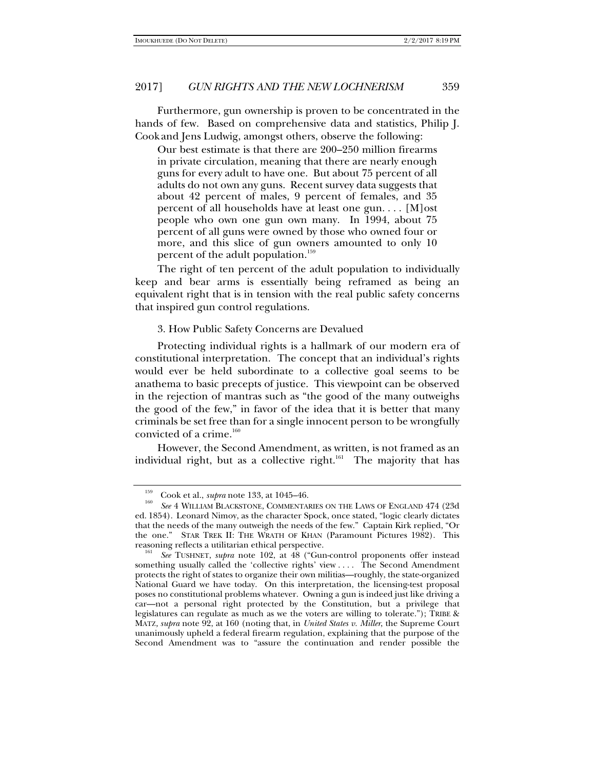Furthermore, gun ownership is proven to be concentrated in the hands of few. Based on comprehensive data and statistics, Philip J. Cook and Jens Ludwig, amongst others, observe the following:

> Our best estimate is that there are 200–250 million firearms in private circulation, meaning that there are nearly enough guns for every adult to have one. But about 75 percent of all adults do not own any guns. Recent survey data suggests that about 42 percent of males, 9 percent of females, and 35 percent of all households have at least one gun. . . . [M]ost people who own one gun own many. In 1994, about 75 percent of all guns were owned by those who owned four or more, and this slice of gun owners amounted to only 10 percent of the adult population.[159]

The right of ten percent of the adult population to individually keep and bear arms is essentially being reframed as being an equivalent right that is in tension with the real public safety concerns that inspired gun control regulations.

3. How Public Safety Concerns are Devalued

Protecting individual rights is a hallmark of our modern era of constitutional interpretation. The concept that an individual's rights would ever be held subordinate to a collective goal seems to be anathema to basic precepts of justice. This viewpoint can be observed in the rejection of mantras such as "the good of the many outweighs the good of the few," in favor of the idea that it is better that many criminals be set free than for a single innocent person to be wrongfully convicted of a crime.[160]

However, the Second Amendment, as written, is not framed as an individual right, but as a collective right.[161] The majority that has

---

[159] Cook et al., *supra* note 133, at 1045–46.

[160] *See* 4 WILLIAM BLACKSTONE, COMMENTARIES ON THE LAWS OF ENGLAND 474 (23d ed. 1854). Leonard Nimoy, as the character Spock, once stated, "logic clearly dictates that the needs of the many outweigh the needs of the few." Captain Kirk replied, "Or the one." STAR TREK II: THE WRATH OF KHAN (Paramount Pictures 1982). This reasoning reflects a utilitarian ethical perspective.

[161] *See* TUSHNET, *supra* note 102, at 48 ("Gun-control proponents offer instead something usually called the 'collective rights' view . . . . The Second Amendment protects the right of states to organize their own militias—roughly, the state-organized National Guard we have today. On this interpretation, the licensing-test proposal poses no constitutional problems whatever. Owning a gun is indeed just like driving a car—not a personal right protected by the Constitution, but a privilege that legislatures can regulate as much as we the voters are willing to tolerate."); TRIBE & MATZ, *supra* note 92, at 160 (noting that, in *United States v. Miller*, the Supreme Court unanimously upheld a federal firearm regulation, explaining that the purpose of the Second Amendment was to "assure the continuation and render possible the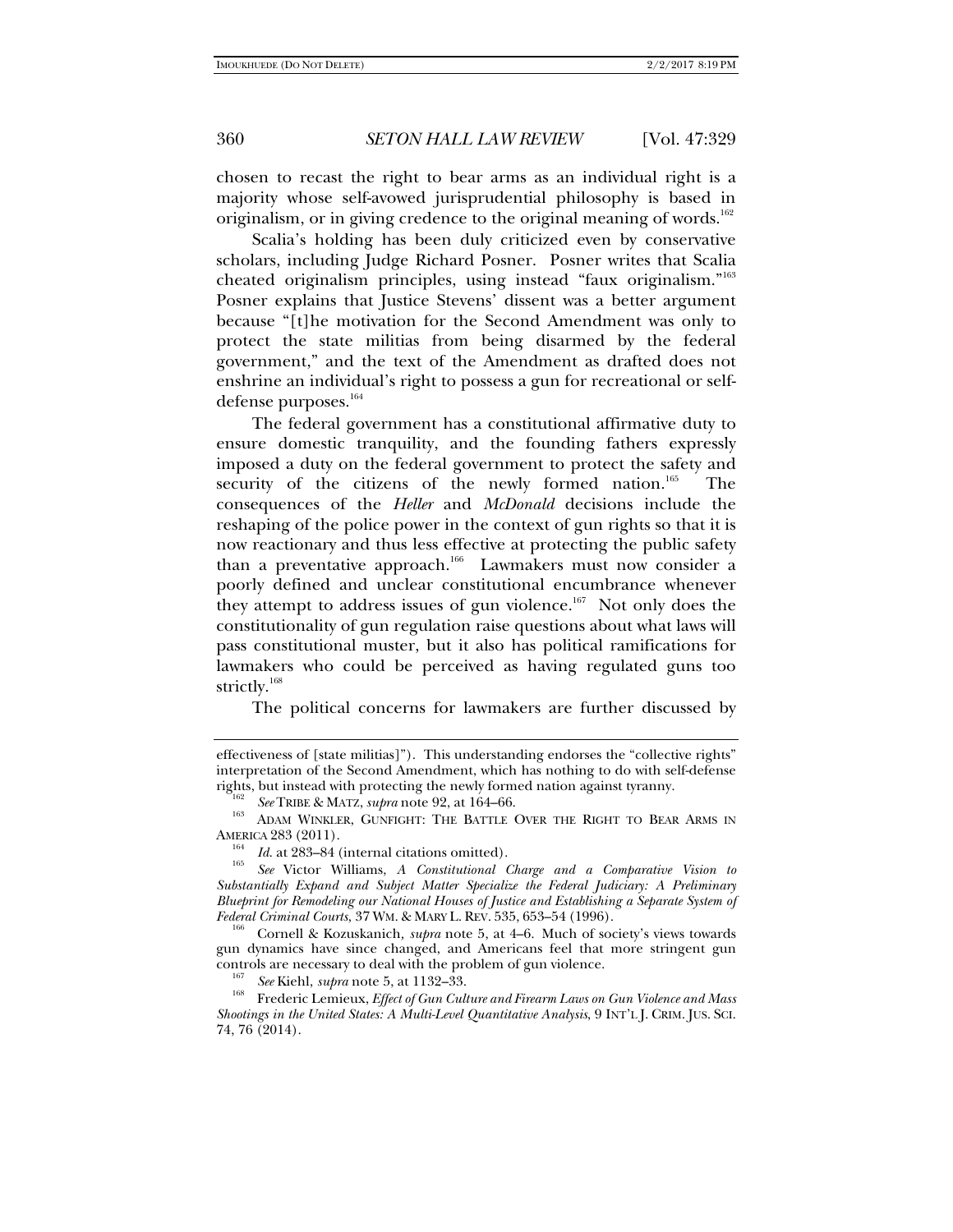chosen to recast the right to bear arms as an individual right is a majority whose self-avowed jurisprudential philosophy is based in originalism, or in giving credence to the original meaning of words.[162]

Scalia's holding has been duly criticized even by conservative scholars, including Judge Richard Posner. Posner writes that Scalia cheated originalism principles, using instead "faux originalism."[163] Posner explains that Justice Stevens' dissent was a better argument because "[t]he motivation for the Second Amendment was only to protect the state militias from being disarmed by the federal government," and the text of the Amendment as drafted does not enshrine an individual's right to possess a gun for recreational or self-defense purposes.[164]

The federal government has a constitutional affirmative duty to ensure domestic tranquility, and the founding fathers expressly imposed a duty on the federal government to protect the safety and security of the citizens of the newly formed nation.[165] The consequences of the *Heller* and *McDonald* decisions include the reshaping of the police power in the context of gun rights so that it is now reactionary and thus less effective at protecting the public safety than a preventative approach.[166] Lawmakers must now consider a poorly defined and unclear constitutional encumbrance whenever they attempt to address issues of gun violence.[167] Not only does the constitutionality of gun regulation raise questions about what laws will pass constitutional muster, but it also has political ramifications for lawmakers who could be perceived as having regulated guns too strictly.[168]

The political concerns for lawmakers are further discussed by

---

effectiveness of [state militias]"). This understanding endorses the "collective rights" interpretation of the Second Amendment, which has nothing to do with self-defense rights, but instead with protecting the newly formed nation against tyranny.

[162] *See* TRIBE & MATZ, *supra* note 92, at 164–66.

[163] ADAM WINKLER, GUNFIGHT: THE BATTLE OVER THE RIGHT TO BEAR ARMS IN AMERICA 283 (2011).

[164] *Id.* at 283–84 (internal citations omitted).

[165] *See* Victor Williams, *A Constitutional Charge and a Comparative Vision to Substantially Expand and Subject Matter Specialize the Federal Judiciary: A Preliminary Blueprint for Remodeling our National Houses of Justice and Establishing a Separate System of Federal Criminal Courts*, 37 WM. & MARY L. REV. 535, 653–54 (1996).

[166] Cornell & Kozuskanich, *supra* note 5, at 4–6. Much of society's views towards gun dynamics have since changed, and Americans feel that more stringent gun controls are necessary to deal with the problem of gun violence.

[167] *See* Kiehl, *supra* note 5, at 1132–33.

[168] Frederic Lemieux, *Effect of Gun Culture and Firearm Laws on Gun Violence and Mass Shootings in the United States: A Multi-Level Quantitative Analysis*, 9 INT'L J. CRIM. JUS. SCI. 74, 76 (2014).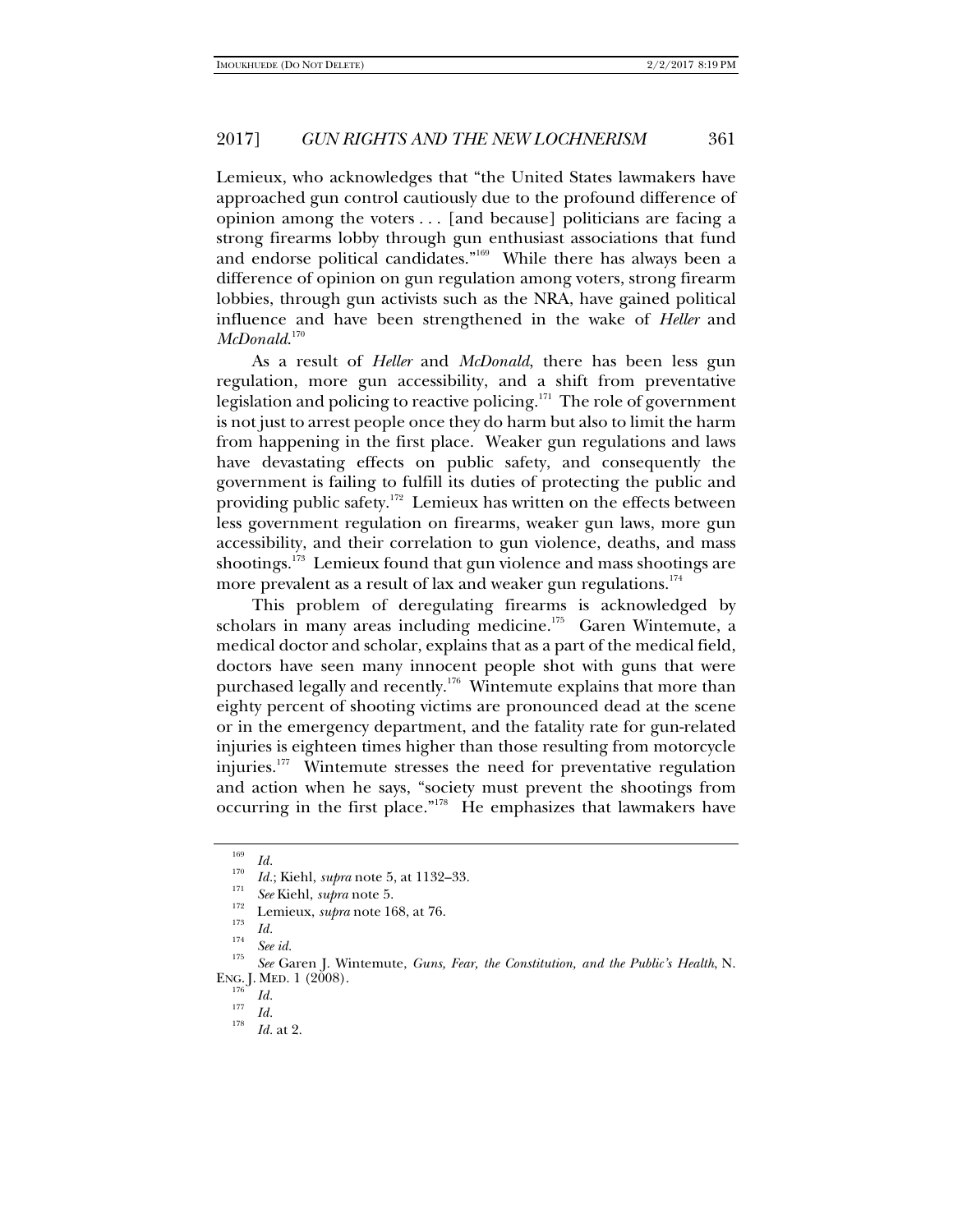Lemieux, who acknowledges that "the United States lawmakers have approached gun control cautiously due to the profound difference of opinion among the voters . . . [and because] politicians are facing a strong firearms lobby through gun enthusiast associations that fund and endorse political candidates."[169] While there has always been a difference of opinion on gun regulation among voters, strong firearm lobbies, through gun activists such as the NRA, have gained political influence and have been strengthened in the wake of *Heller* and *McDonald*.[170]

As a result of *Heller* and *McDonald*, there has been less gun regulation, more gun accessibility, and a shift from preventative legislation and policing to reactive policing.[171] The role of government is not just to arrest people once they do harm but also to limit the harm from happening in the first place. Weaker gun regulations and laws have devastating effects on public safety, and consequently the government is failing to fulfill its duties of protecting the public and providing public safety.[172] Lemieux has written on the effects between less government regulation on firearms, weaker gun laws, more gun accessibility, and their correlation to gun violence, deaths, and mass shootings.[173] Lemieux found that gun violence and mass shootings are more prevalent as a result of lax and weaker gun regulations.[174]

This problem of deregulating firearms is acknowledged by scholars in many areas including medicine.[175] Garen Wintemute, a medical doctor and scholar, explains that as a part of the medical field, doctors have seen many innocent people shot with guns that were purchased legally and recently.[176] Wintemute explains that more than eighty percent of shooting victims are pronounced dead at the scene or in the emergency department, and the fatality rate for gun-related injuries is eighteen times higher than those resulting from motorcycle injuries.[177] Wintemute stresses the need for preventative regulation and action when he says, "society must prevent the shootings from occurring in the first place."[178] He emphasizes that lawmakers have

---

[169] *Id.*

[170] *Id.*; Kiehl, *supra* note 5, at 1132–33.

[171] *See* Kiehl, *supra* note 5.

[172] Lemieux, *supra* note 168, at 76.

[173] *Id.*

[174] *See id.*

[175] *See* Garen J. Wintemute, *Guns, Fear, the Constitution, and the Public's Health*, N. ENG. J. MED. 1 (2008).

[176] *Id.*

[177] *Id.*

[178] *Id.* at 2.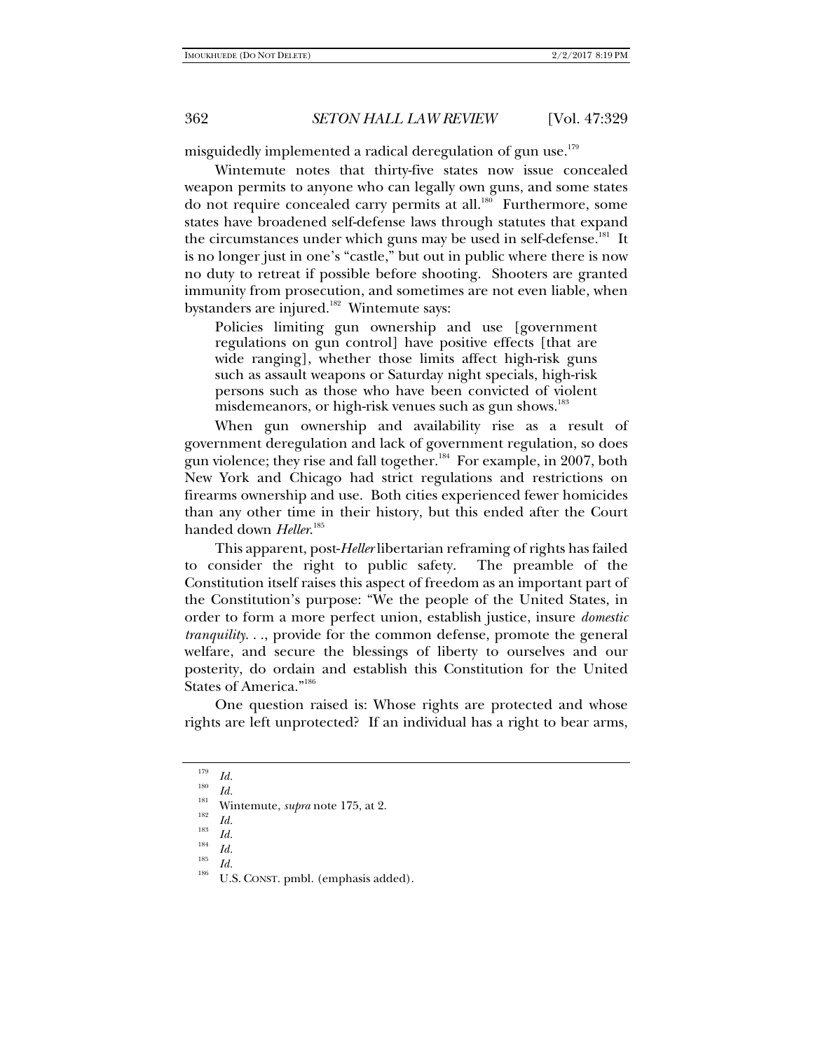misguidedly implemented a radical deregulation of gun use.[179]

Wintemute notes that thirty-five states now issue concealed weapon permits to anyone who can legally own guns, and some states do not require concealed carry permits at all.[180] Furthermore, some states have broadened self-defense laws through statutes that expand the circumstances under which guns may be used in self-defense.[181] It is no longer just in one's "castle," but out in public where there is now no duty to retreat if possible before shooting. Shooters are granted immunity from prosecution, and sometimes are not even liable, when bystanders are injured.[182] Wintemute says:

> Policies limiting gun ownership and use [government regulations on gun control] have positive effects [that are wide ranging], whether those limits affect high-risk guns such as assault weapons or Saturday night specials, high-risk persons such as those who have been convicted of violent misdemeanors, or high-risk venues such as gun shows.[183]

When gun ownership and availability rise as a result of government deregulation and lack of government regulation, so does gun violence; they rise and fall together.[184] For example, in 2007, both New York and Chicago had strict regulations and restrictions on firearms ownership and use. Both cities experienced fewer homicides than any other time in their history, but this ended after the Court handed down *Heller*.[185]

This apparent, post-*Heller* libertarian reframing of rights has failed to consider the right to public safety. The preamble of the Constitution itself raises this aspect of freedom as an important part of the Constitution's purpose: "We the people of the United States, in order to form a more perfect union, establish justice, insure *domestic tranquility*. . ., provide for the common defense, promote the general welfare, and secure the blessings of liberty to ourselves and our posterity, do ordain and establish this Constitution for the United States of America."[186]

One question raised is: Whose rights are protected and whose rights are left unprotected? If an individual has a right to bear arms,

---

[179] *Id.*

[180] *Id.*

[181] Wintemute, *supra* note 175, at 2.

[182] *Id.*

[183] *Id.*

[184] *Id.*

[185] *Id.*

[186] U.S. CONST. pmbl. (emphasis added).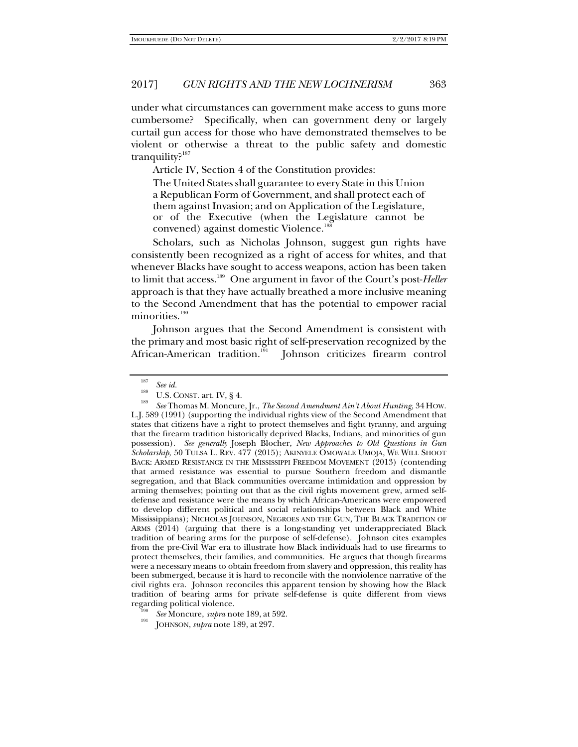under what circumstances can government make access to guns more cumbersome? Specifically, when can government deny or largely curtail gun access for those who have demonstrated themselves to be violent or otherwise a threat to the public safety and domestic tranquility?[187]

Article IV, Section 4 of the Constitution provides:

> The United States shall guarantee to every State in this Union a Republican Form of Government, and shall protect each of them against Invasion; and on Application of the Legislature, or of the Executive (when the Legislature cannot be convened) against domestic Violence.[188]

Scholars, such as Nicholas Johnson, suggest gun rights have consistently been recognized as a right of access for whites, and that whenever Blacks have sought to access weapons, action has been taken to limit that access.[189] One argument in favor of the Court's post-*Heller* approach is that they have actually breathed a more inclusive meaning to the Second Amendment that has the potential to empower racial minorities.[190]

Johnson argues that the Second Amendment is consistent with the primary and most basic right of self-preservation recognized by the African-American tradition.[191] Johnson criticizes firearm control

---

[187] *See id.*

[188] U.S. CONST. art. IV, § 4.

[189] *See* Thomas M. Moncure, Jr., *The Second Amendment Ain't About Hunting*, 34 HOW. L.J. 589 (1991) (supporting the individual rights view of the Second Amendment that states that citizens have a right to protect themselves and fight tyranny, and arguing that the firearm tradition historically deprived Blacks, Indians, and minorities of gun possession). *See generally* Joseph Blocher, *New Approaches to Old Questions in Gun Scholarship*, 50 TULSA L. REV. 477 (2015); AKINYELE OMOWALE UMOJA, WE WILL SHOOT BACK: ARMED RESISTANCE IN THE MISSISSIPPI FREEDOM MOVEMENT (2013) (contending that armed resistance was essential to pursue Southern freedom and dismantle segregation, and that Black communities overcame intimidation and oppression by arming themselves; pointing out that as the civil rights movement grew, armed self-defense and resistance were the means by which African-Americans were empowered to develop different political and social relationships between Black and White Mississippians); NICHOLAS JOHNSON, NEGROES AND THE GUN, THE BLACK TRADITION OF ARMS (2014) (arguing that there is a long-standing yet underappreciated Black tradition of bearing arms for the purpose of self-defense). Johnson cites examples from the pre-Civil War era to illustrate how Black individuals had to use firearms to protect themselves, their families, and communities. He argues that though firearms were a necessary means to obtain freedom from slavery and oppression, this reality has been submerged, because it is hard to reconcile with the nonviolence narrative of the civil rights era. Johnson reconciles this apparent tension by showing how the Black tradition of bearing arms for private self-defense is quite different from views regarding political violence.

[190] *See* Moncure, *supra* note 189, at 592.

[191] JOHNSON, *supra* note 189, at 297.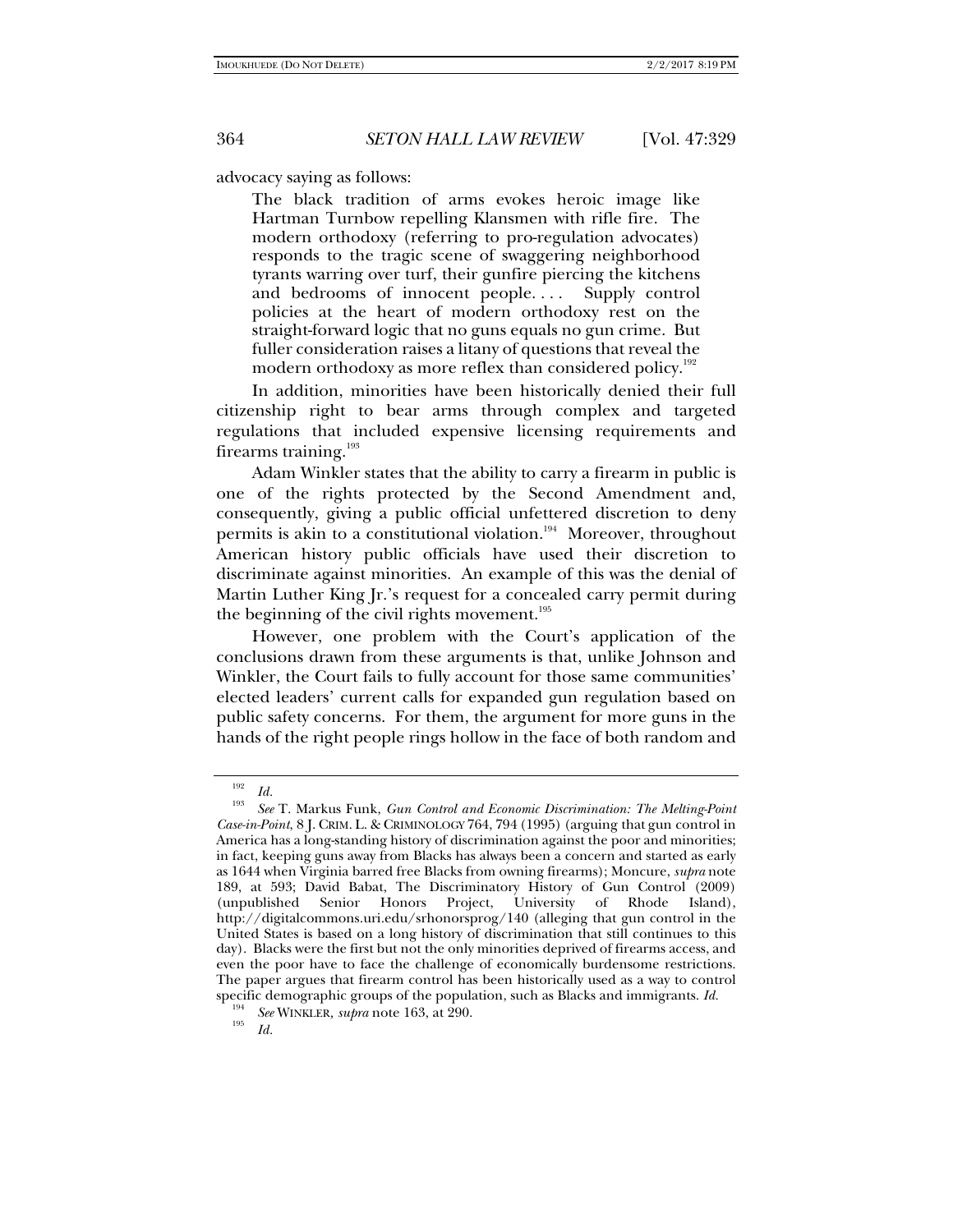advocacy saying as follows:

> The black tradition of arms evokes heroic image like Hartman Turnbow repelling Klansmen with rifle fire. The modern orthodoxy (referring to pro-regulation advocates) responds to the tragic scene of swaggering neighborhood tyrants warring over turf, their gunfire piercing the kitchens and bedrooms of innocent people. . . . Supply control policies at the heart of modern orthodoxy rest on the straight-forward logic that no guns equals no gun crime. But fuller consideration raises a litany of questions that reveal the modern orthodoxy as more reflex than considered policy.[192]

In addition, minorities have been historically denied their full citizenship right to bear arms through complex and targeted regulations that included expensive licensing requirements and firearms training.[193]

Adam Winkler states that the ability to carry a firearm in public is one of the rights protected by the Second Amendment and, consequently, giving a public official unfettered discretion to deny permits is akin to a constitutional violation.[194] Moreover, throughout American history public officials have used their discretion to discriminate against minorities. An example of this was the denial of Martin Luther King Jr.'s request for a concealed carry permit during the beginning of the civil rights movement.[195]

However, one problem with the Court's application of the conclusions drawn from these arguments is that, unlike Johnson and Winkler, the Court fails to fully account for those same communities' elected leaders' current calls for expanded gun regulation based on public safety concerns. For them, the argument for more guns in the hands of the right people rings hollow in the face of both random and

---

[192] *Id.*

[193] *See* T. Markus Funk, *Gun Control and Economic Discrimination: The Melting-Point Case-in-Point*, 8 J. CRIM. L. & CRIMINOLOGY 764, 794 (1995) (arguing that gun control in America has a long-standing history of discrimination against the poor and minorities; in fact, keeping guns away from Blacks has always been a concern and started as early as 1644 when Virginia barred free Blacks from owning firearms); Moncure, *supra* note 189, at 593; David Babat, The Discriminatory History of Gun Control (2009) (unpublished Senior Honors Project, University of Rhode Island), http://digitalcommons.uri.edu/srhonorsprog/140 (alleging that gun control in the United States is based on a long history of discrimination that still continues to this day). Blacks were the first but not the only minorities deprived of firearms access, and even the poor have to face the challenge of economically burdensome restrictions. The paper argues that firearm control has been historically used as a way to control specific demographic groups of the population, such as Blacks and immigrants. *Id.*

[194] *See* WINKLER, *supra* note 163, at 290.

[195] *Id.*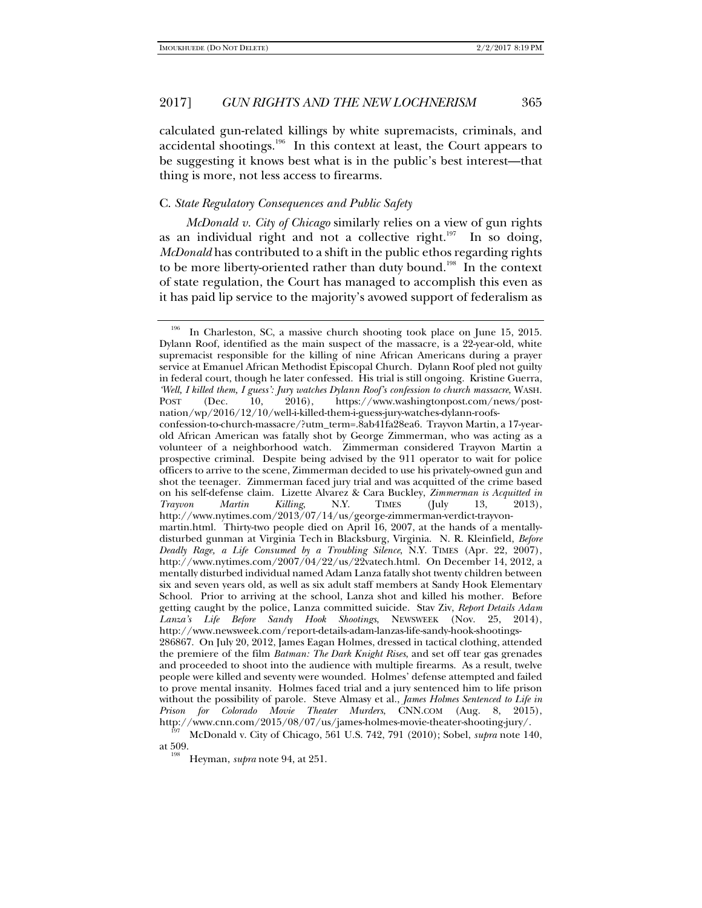calculated gun-related killings by white supremacists, criminals, and accidental shootings.[196] In this context at least, the Court appears to be suggesting it knows best what is in the public's best interest—that thing is more, not less access to firearms.

### C. *State Regulatory Consequences and Public Safety*

*McDonald v. City of Chicago* similarly relies on a view of gun rights as an individual right and not a collective right.[197] In so doing, *McDonald* has contributed to a shift in the public ethos regarding rights to be more liberty-oriented rather than duty bound.[198] In the context of state regulation, the Court has managed to accomplish this even as it has paid lip service to the majority's avowed support of federalism as

---

[196] In Charleston, SC, a massive church shooting took place on June 15, 2015. Dylann Roof, identified as the main suspect of the massacre, is a 22-year-old, white supremacist responsible for the killing of nine African Americans during a prayer service at Emanuel African Methodist Episcopal Church. Dylann Roof pled not guilty in federal court, though he later confessed. His trial is still ongoing. Kristine Guerra, *'Well, I killed them, I guess': Jury watches Dylann Roof's confession to church massacre*, WASH. POST (Dec. 10, 2016), https://www.washingtonpost.com/news/post-nation/wp/2016/12/10/well-i-killed-them-i-guess-jury-watches-dylann-roofs-confession-to-church-massacre/?utm_term=.8ab41fa28ea6. Trayvon Martin, a 17-year-old African American was fatally shot by George Zimmerman, who was acting as a volunteer of a neighborhood watch. Zimmerman considered Trayvon Martin a prospective criminal. Despite being advised by the 911 operator to wait for police officers to arrive to the scene, Zimmerman decided to use his privately-owned gun and shot the teenager. Zimmerman faced jury trial and was acquitted of the crime based on his self-defense claim. Lizette Alvarez & Cara Buckley, *Zimmerman is Acquitted in Trayvon Martin Killing*, N.Y. TIMES (July 13, 2013), http://www.nytimes.com/2013/07/14/us/george-zimmerman-verdict-trayvon-martin.html. Thirty-two people died on April 16, 2007, at the hands of a mentally-disturbed gunman at Virginia Tech in Blacksburg, Virginia. N. R. Kleinfield, *Before Deadly Rage, a Life Consumed by a Troubling Silence*, N.Y. TIMES (Apr. 22, 2007), http://www.nytimes.com/2007/04/22/us/22vatech.html. On December 14, 2012, a mentally disturbed individual named Adam Lanza fatally shot twenty children between six and seven years old, as well as six adult staff members at Sandy Hook Elementary School. Prior to arriving at the school, Lanza shot and killed his mother. Before getting caught by the police, Lanza committed suicide. Stav Ziv, *Report Details Adam Lanza's Life Before Sandy Hook Shootings*, NEWSWEEK (Nov. 25, 2014), http://www.newsweek.com/report-details-adam-lanzas-life-sandy-hook-shootings-286867. On July 20, 2012, James Eagan Holmes, dressed in tactical clothing, attended the premiere of the film *Batman: The Dark Knight Rises*, and set off tear gas grenades and proceeded to shoot into the audience with multiple firearms. As a result, twelve people were killed and seventy were wounded. Holmes' defense attempted and failed to prove mental insanity. Holmes faced trial and a jury sentenced him to life prison without the possibility of parole. Steve Almasy et al., *James Holmes Sentenced to Life in Prison for Colorado Movie Theater Murders*, CNN.COM (Aug. 8, 2015), http://www.cnn.com/2015/08/07/us/james-holmes-movie-theater-shooting-jury/.

[197] McDonald v. City of Chicago, 561 U.S. 742, 791 (2010); Sobel, *supra* note 140, at 509.

[198] Heyman, *supra* note 94, at 251.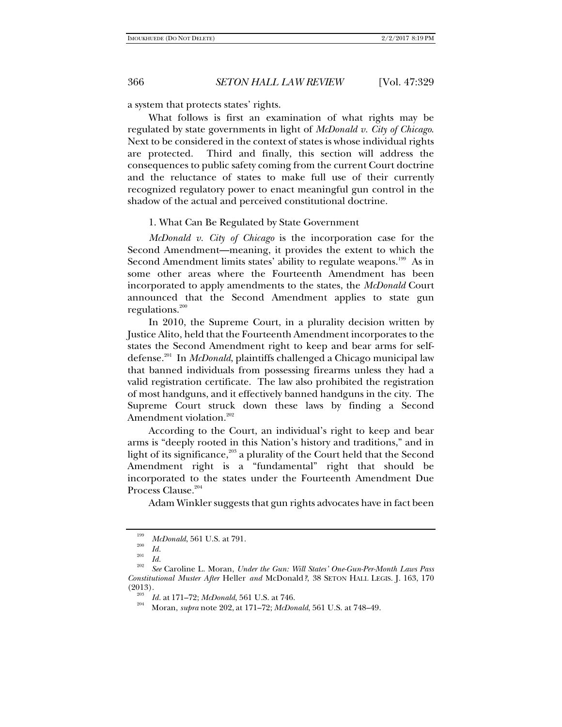a system that protects states' rights.

What follows is first an examination of what rights may be regulated by state governments in light of *McDonald v. City of Chicago*. Next to be considered in the context of states is whose individual rights are protected. Third and finally, this section will address the consequences to public safety coming from the current Court doctrine and the reluctance of states to make full use of their currently recognized regulatory power to enact meaningful gun control in the shadow of the actual and perceived constitutional doctrine.

1. What Can Be Regulated by State Government

*McDonald v. City of Chicago* is the incorporation case for the Second Amendment—meaning, it provides the extent to which the Second Amendment limits states' ability to regulate weapons.[199] As in some other areas where the Fourteenth Amendment has been incorporated to apply amendments to the states, the *McDonald* Court announced that the Second Amendment applies to state gun regulations.[200]

In 2010, the Supreme Court, in a plurality decision written by Justice Alito, held that the Fourteenth Amendment incorporates to the states the Second Amendment right to keep and bear arms for self-defense.[201] In *McDonald*, plaintiffs challenged a Chicago municipal law that banned individuals from possessing firearms unless they had a valid registration certificate. The law also prohibited the registration of most handguns, and it effectively banned handguns in the city. The Supreme Court struck down these laws by finding a Second Amendment violation.[202]

According to the Court, an individual's right to keep and bear arms is "deeply rooted in this Nation's history and traditions," and in light of its significance,[203] a plurality of the Court held that the Second Amendment right is a "fundamental" right that should be incorporated to the states under the Fourteenth Amendment Due Process Clause.[204]

Adam Winkler suggests that gun rights advocates have in fact been

---

[199] *McDonald*, 561 U.S. at 791.

[200] *Id.*

[201] *Id.*

[202] *See* Caroline L. Moran, *Under the Gun: Will States' One-Gun-Per-Month Laws Pass Constitutional Muster After* Heller *and* McDonald*?*, 38 SETON HALL LEGIS. J. 163, 170 (2013).

[203] *Id.* at 171–72; *McDonald*, 561 U.S. at 746.

[204] Moran, *supra* note 202, at 171–72; *McDonald*, 561 U.S. at 748–49.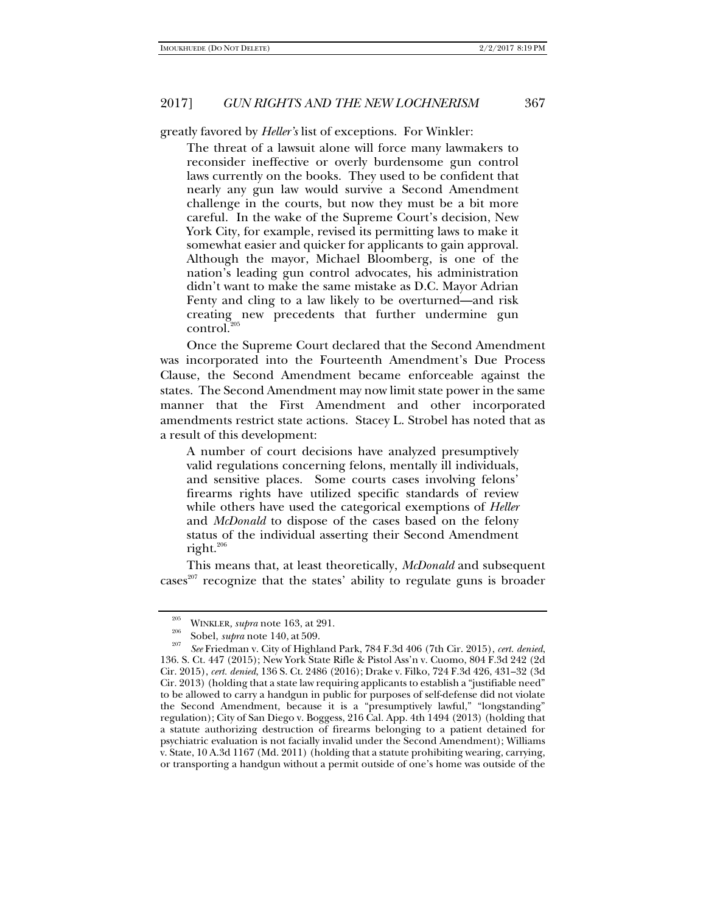greatly favored by *Heller's* list of exceptions. For Winkler:

> The threat of a lawsuit alone will force many lawmakers to reconsider ineffective or overly burdensome gun control laws currently on the books. They used to be confident that nearly any gun law would survive a Second Amendment challenge in the courts, but now they must be a bit more careful. In the wake of the Supreme Court's decision, New York City, for example, revised its permitting laws to make it somewhat easier and quicker for applicants to gain approval. Although the mayor, Michael Bloomberg, is one of the nation's leading gun control advocates, his administration didn't want to make the same mistake as D.C. Mayor Adrian Fenty and cling to a law likely to be overturned—and risk creating new precedents that further undermine gun control.[205]

Once the Supreme Court declared that the Second Amendment was incorporated into the Fourteenth Amendment's Due Process Clause, the Second Amendment became enforceable against the states. The Second Amendment may now limit state power in the same manner that the First Amendment and other incorporated amendments restrict state actions. Stacey L. Strobel has noted that as a result of this development:

> A number of court decisions have analyzed presumptively valid regulations concerning felons, mentally ill individuals, and sensitive places. Some courts cases involving felons' firearms rights have utilized specific standards of review while others have used the categorical exemptions of *Heller* and *McDonald* to dispose of the cases based on the felony status of the individual asserting their Second Amendment right.[206]

This means that, at least theoretically, *McDonald* and subsequent cases[207] recognize that the states' ability to regulate guns is broader

---

[205] WINKLER, *supra* note 163, at 291.

[206] Sobel, *supra* note 140, at 509.

[207] *See* Friedman v. City of Highland Park, 784 F.3d 406 (7th Cir. 2015), *cert. denied*, 136. S. Ct. 447 (2015); New York State Rifle & Pistol Ass'n v. Cuomo, 804 F.3d 242 (2d Cir. 2015), *cert. denied*, 136 S. Ct. 2486 (2016); Drake v. Filko, 724 F.3d 426, 431–32 (3d Cir. 2013) (holding that a state law requiring applicants to establish a "justifiable need" to be allowed to carry a handgun in public for purposes of self-defense did not violate the Second Amendment, because it is a "presumptively lawful," "longstanding" regulation); City of San Diego v. Boggess, 216 Cal. App. 4th 1494 (2013) (holding that a statute authorizing destruction of firearms belonging to a patient detained for psychiatric evaluation is not facially invalid under the Second Amendment); Williams v. State, 10 A.3d 1167 (Md. 2011) (holding that a statute prohibiting wearing, carrying, or transporting a handgun without a permit outside of one's home was outside of the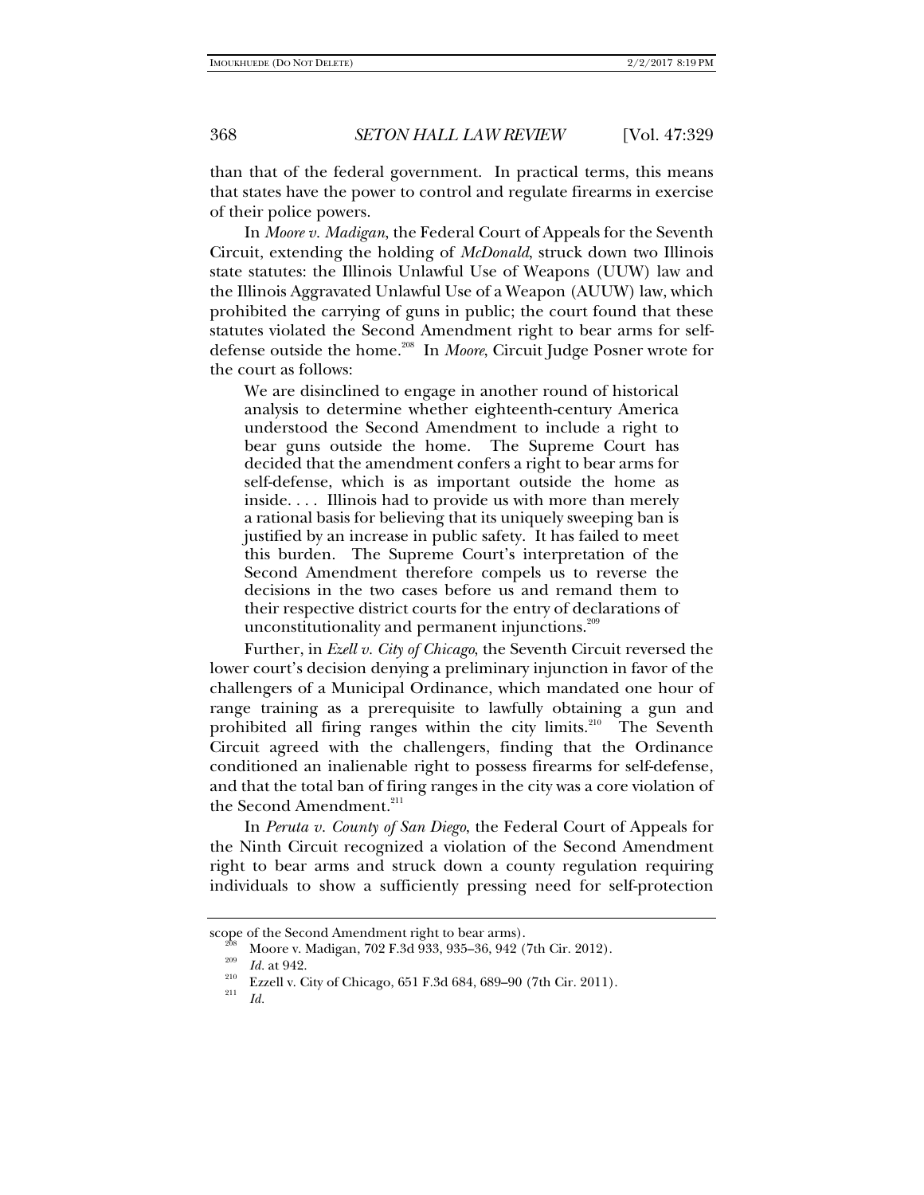than that of the federal government. In practical terms, this means that states have the power to control and regulate firearms in exercise of their police powers.

In *Moore v. Madigan*, the Federal Court of Appeals for the Seventh Circuit, extending the holding of *McDonald*, struck down two Illinois state statutes: the Illinois Unlawful Use of Weapons (UUW) law and the Illinois Aggravated Unlawful Use of a Weapon (AUUW) law, which prohibited the carrying of guns in public; the court found that these statutes violated the Second Amendment right to bear arms for self-defense outside the home.[208] In *Moore*, Circuit Judge Posner wrote for the court as follows:

> We are disinclined to engage in another round of historical analysis to determine whether eighteenth-century America understood the Second Amendment to include a right to bear guns outside the home. The Supreme Court has decided that the amendment confers a right to bear arms for self-defense, which is as important outside the home as inside. . . . Illinois had to provide us with more than merely a rational basis for believing that its uniquely sweeping ban is justified by an increase in public safety. It has failed to meet this burden. The Supreme Court's interpretation of the Second Amendment therefore compels us to reverse the decisions in the two cases before us and remand them to their respective district courts for the entry of declarations of unconstitutionality and permanent injunctions.[209]

Further, in *Ezell v. City of Chicago*, the Seventh Circuit reversed the lower court's decision denying a preliminary injunction in favor of the challengers of a Municipal Ordinance, which mandated one hour of range training as a prerequisite to lawfully obtaining a gun and prohibited all firing ranges within the city limits.[210] The Seventh Circuit agreed with the challengers, finding that the Ordinance conditioned an inalienable right to possess firearms for self-defense, and that the total ban of firing ranges in the city was a core violation of the Second Amendment.[211]

In *Peruta v. County of San Diego*, the Federal Court of Appeals for the Ninth Circuit recognized a violation of the Second Amendment right to bear arms and struck down a county regulation requiring individuals to show a sufficiently pressing need for self-protection

---

scope of the Second Amendment right to bear arms).

[208] Moore v. Madigan, 702 F.3d 933, 935–36, 942 (7th Cir. 2012).

[209] *Id.* at 942.

[210] Ezzell v. City of Chicago, 651 F.3d 684, 689–90 (7th Cir. 2011).

[211] *Id.*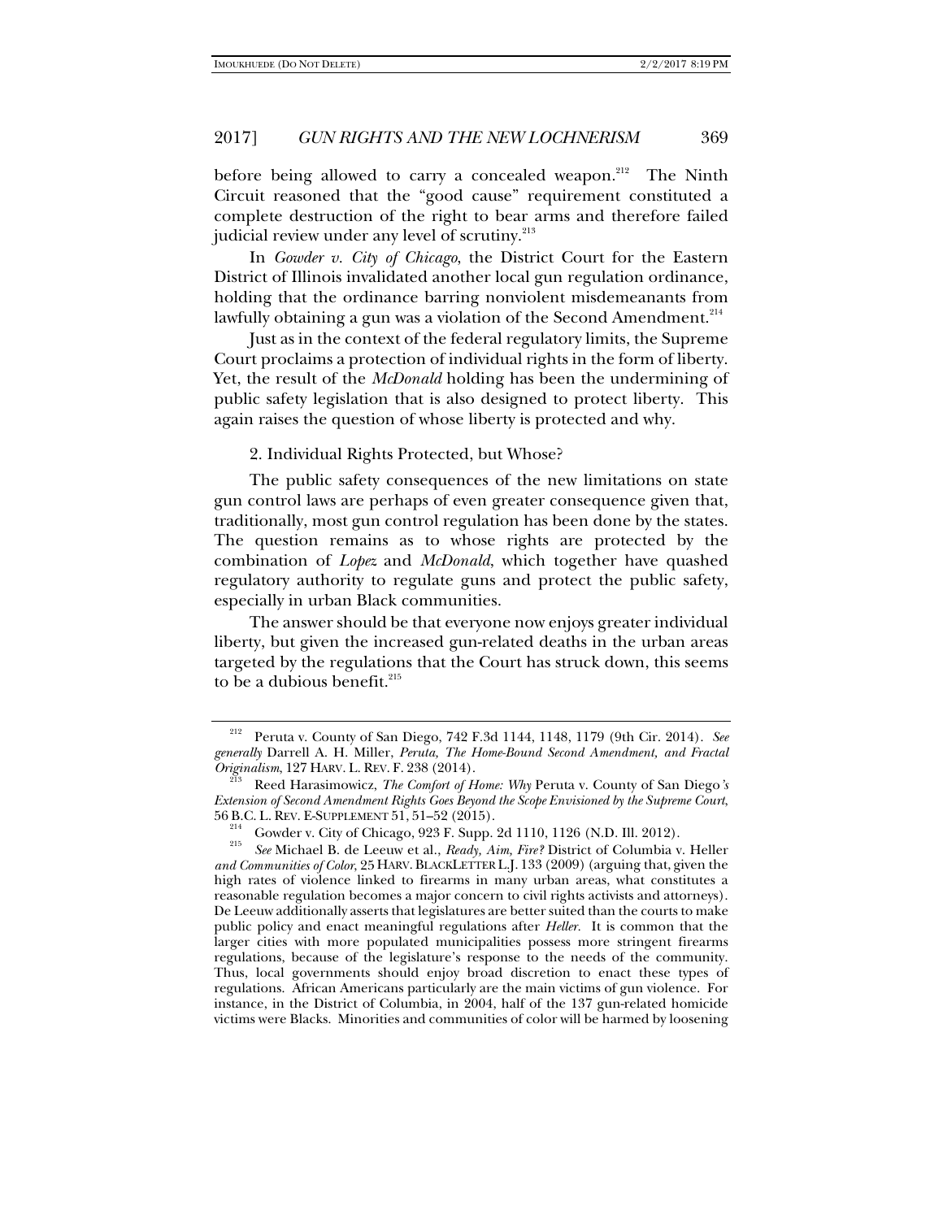before being allowed to carry a concealed weapon.[212] The Ninth Circuit reasoned that the "good cause" requirement constituted a complete destruction of the right to bear arms and therefore failed judicial review under any level of scrutiny.[213]

In *Gowder v. City of Chicago*, the District Court for the Eastern District of Illinois invalidated another local gun regulation ordinance, holding that the ordinance barring nonviolent misdemeanants from lawfully obtaining a gun was a violation of the Second Amendment.[214]

Just as in the context of the federal regulatory limits, the Supreme Court proclaims a protection of individual rights in the form of liberty. Yet, the result of the *McDonald* holding has been the undermining of public safety legislation that is also designed to protect liberty. This again raises the question of whose liberty is protected and why.

2. Individual Rights Protected, but Whose?

The public safety consequences of the new limitations on state gun control laws are perhaps of even greater consequence given that, traditionally, most gun control regulation has been done by the states. The question remains as to whose rights are protected by the combination of *Lopez* and *McDonald*, which together have quashed regulatory authority to regulate guns and protect the public safety, especially in urban Black communities.

The answer should be that everyone now enjoys greater individual liberty, but given the increased gun-related deaths in the urban areas targeted by the regulations that the Court has struck down, this seems to be a dubious benefit.[215]

---

[212] Peruta v. County of San Diego, 742 F.3d 1144, 1148, 1179 (9th Cir. 2014). *See generally* Darrell A. H. Miller, *Peruta, The Home-Bound Second Amendment, and Fractal Originalism*, 127 HARV. L. REV. F. 238 (2014).

[213] Reed Harasimowicz, *The Comfort of Home: Why* Peruta v. County of San Diego*'s Extension of Second Amendment Rights Goes Beyond the Scope Envisioned by the Supreme Court*, 56 B.C. L. REV. E-SUPPLEMENT 51, 51–52 (2015).

[214] Gowder v. City of Chicago, 923 F. Supp. 2d 1110, 1126 (N.D. Ill. 2012).

[215] *See* Michael B. de Leeuw et al., *Ready, Aim, Fire?* District of Columbia v. Heller *and Communities of Color*, 25 HARV. BLACKLETTER L.J. 133 (2009) (arguing that, given the high rates of violence linked to firearms in many urban areas, what constitutes a reasonable regulation becomes a major concern to civil rights activists and attorneys). De Leeuw additionally asserts that legislatures are better suited than the courts to make public policy and enact meaningful regulations after *Heller*. It is common that the larger cities with more populated municipalities possess more stringent firearms regulations, because of the legislature's response to the needs of the community. Thus, local governments should enjoy broad discretion to enact these types of regulations. African Americans particularly are the main victims of gun violence. For instance, in the District of Columbia, in 2004, half of the 137 gun-related homicide victims were Blacks. Minorities and communities of color will be harmed by loosening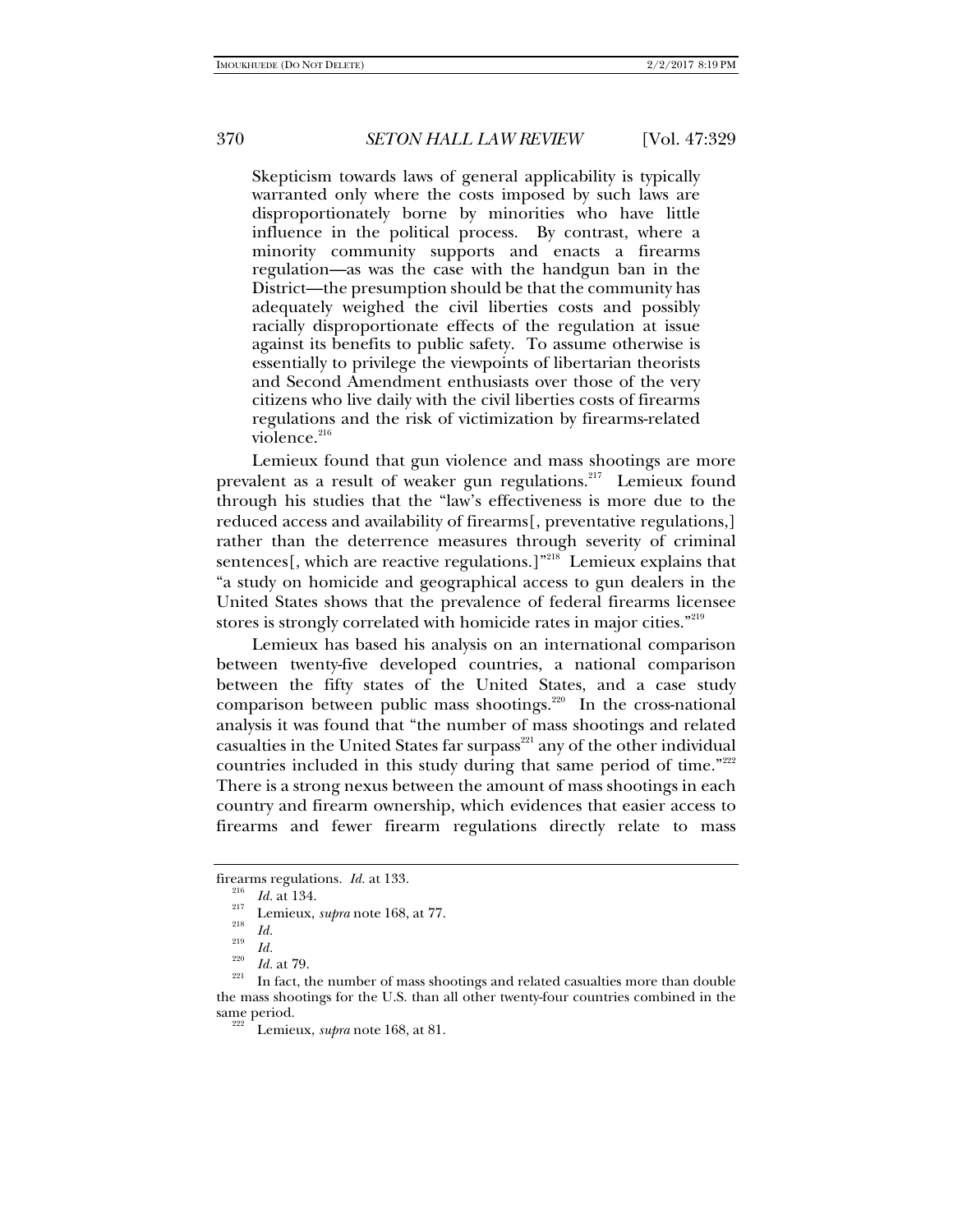> Skepticism towards laws of general applicability is typically warranted only where the costs imposed by such laws are disproportionately borne by minorities who have little influence in the political process. By contrast, where a minority community supports and enacts a firearms regulation—as was the case with the handgun ban in the District—the presumption should be that the community has adequately weighed the civil liberties costs and possibly racially disproportionate effects of the regulation at issue against its benefits to public safety. To assume otherwise is essentially to privilege the viewpoints of libertarian theorists and Second Amendment enthusiasts over those of the very citizens who live daily with the civil liberties costs of firearms regulations and the risk of victimization by firearms-related violence.[216]

Lemieux found that gun violence and mass shootings are more prevalent as a result of weaker gun regulations.[217] Lemieux found through his studies that the "law's effectiveness is more due to the reduced access and availability of firearms[, preventative regulations,] rather than the deterrence measures through severity of criminal sentences[, which are reactive regulations.]"[218] Lemieux explains that "a study on homicide and geographical access to gun dealers in the United States shows that the prevalence of federal firearms licensee stores is strongly correlated with homicide rates in major cities."[219]

Lemieux has based his analysis on an international comparison between twenty-five developed countries, a national comparison between the fifty states of the United States, and a case study comparison between public mass shootings.[220] In the cross-national analysis it was found that "the number of mass shootings and related casualties in the United States far surpass[221] any of the other individual countries included in this study during that same period of time."[222] There is a strong nexus between the amount of mass shootings in each country and firearm ownership, which evidences that easier access to firearms and fewer firearm regulations directly relate to mass

---

firearms regulations. *Id.* at 133.

[216] *Id.* at 134.

[217] Lemieux, *supra* note 168, at 77.

[218] *Id.*

[219] *Id.*

[220] *Id.* at 79.

[221] In fact, the number of mass shootings and related casualties more than double the mass shootings for the U.S. than all other twenty-four countries combined in the same period.

[222] Lemieux, *supra* note 168, at 81.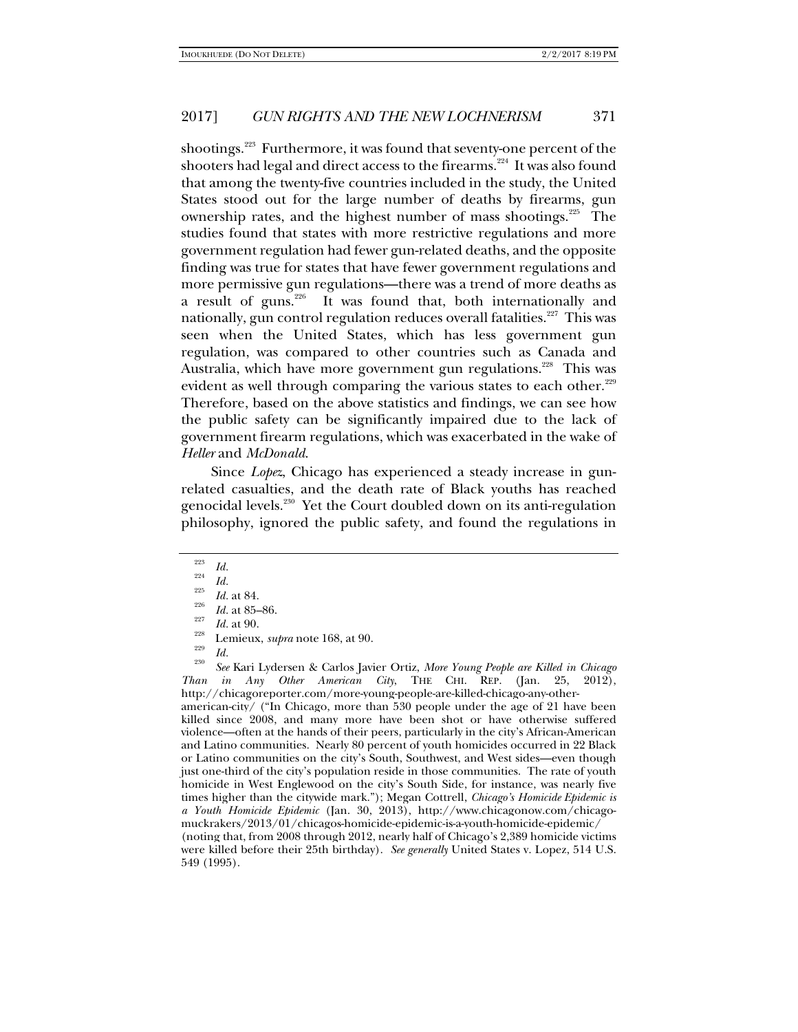shootings.[223] Furthermore, it was found that seventy-one percent of the shooters had legal and direct access to the firearms.[224] It was also found that among the twenty-five countries included in the study, the United States stood out for the large number of deaths by firearms, gun ownership rates, and the highest number of mass shootings.[225] The studies found that states with more restrictive regulations and more government regulation had fewer gun-related deaths, and the opposite finding was true for states that have fewer government regulations and more permissive gun regulations—there was a trend of more deaths as a result of guns.[226] It was found that, both internationally and nationally, gun control regulation reduces overall fatalities.[227] This was seen when the United States, which has less government gun regulation, was compared to other countries such as Canada and Australia, which have more government gun regulations.[228] This was evident as well through comparing the various states to each other.[229] Therefore, based on the above statistics and findings, we can see how the public safety can be significantly impaired due to the lack of government firearm regulations, which was exacerbated in the wake of *Heller* and *McDonald*.

Since *Lopez*, Chicago has experienced a steady increase in gun-related casualties, and the death rate of Black youths has reached genocidal levels.[230] Yet the Court doubled down on its anti-regulation philosophy, ignored the public safety, and found the regulations in

---

[223] *Id.*

[224] *Id.*

[225] *Id.* at 84.

[226] *Id.* at 85–86.

[227] *Id.* at 90.

[228] Lemieux, *supra* note 168, at 90.

[229] *Id.*

[230] *See* Kari Lydersen & Carlos Javier Ortiz, *More Young People are Killed in Chicago Than in Any Other American City*, THE CHI. REP. (Jan. 25, 2012), http://chicagoreporter.com/more-young-people-are-killed-chicago-any-other-american-city/ ("In Chicago, more than 530 people under the age of 21 have been killed since 2008, and many more have been shot or have otherwise suffered violence—often at the hands of their peers, particularly in the city's African-American and Latino communities. Nearly 80 percent of youth homicides occurred in 22 Black or Latino communities on the city's South, Southwest, and West sides—even though just one-third of the city's population reside in those communities. The rate of youth homicide in West Englewood on the city's South Side, for instance, was nearly five times higher than the citywide mark."); Megan Cottrell, *Chicago's Homicide Epidemic is a Youth Homicide Epidemic* (Jan. 30, 2013), http://www.chicagonow.com/chicago-muckrakers/2013/01/chicagos-homicide-epidemic-is-a-youth-homicide-epidemic/ (noting that, from 2008 through 2012, nearly half of Chicago's 2,389 homicide victims were killed before their 25th birthday). *See generally* United States v. Lopez, 514 U.S. 549 (1995).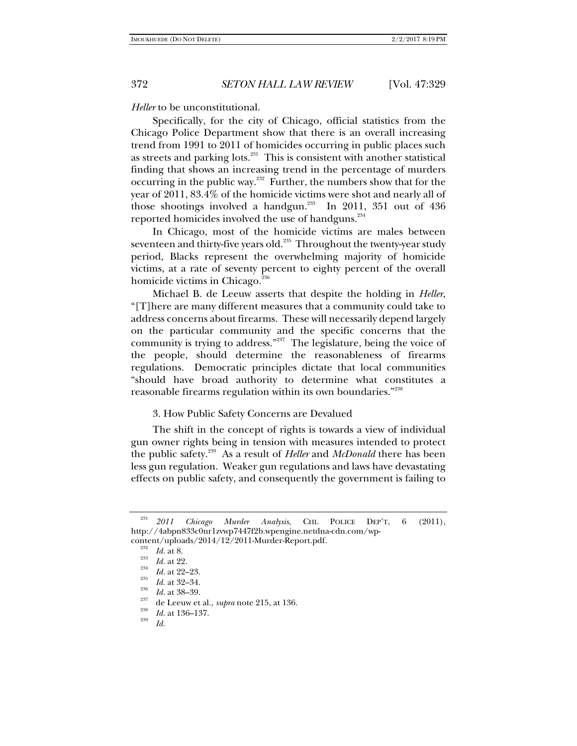*Heller* to be unconstitutional.

Specifically, for the city of Chicago, official statistics from the Chicago Police Department show that there is an overall increasing trend from 1991 to 2011 of homicides occurring in public places such as streets and parking lots.[231] This is consistent with another statistical finding that shows an increasing trend in the percentage of murders occurring in the public way.[232] Further, the numbers show that for the year of 2011, 83.4% of the homicide victims were shot and nearly all of those shootings involved a handgun.[233] In 2011, 351 out of 436 reported homicides involved the use of handguns.[234]

In Chicago, most of the homicide victims are males between seventeen and thirty-five years old.[235] Throughout the twenty-year study period, Blacks represent the overwhelming majority of homicide victims, at a rate of seventy percent to eighty percent of the overall homicide victims in Chicago.[236]

Michael B. de Leeuw asserts that despite the holding in *Heller*, "[T]here are many different measures that a community could take to address concerns about firearms. These will necessarily depend largely on the particular community and the specific concerns that the community is trying to address."[237] The legislature, being the voice of the people, should determine the reasonableness of firearms regulations. Democratic principles dictate that local communities "should have broad authority to determine what constitutes a reasonable firearms regulation within its own boundaries."[238]

### 3. How Public Safety Concerns are Devalued

The shift in the concept of rights is towards a view of individual gun owner rights being in tension with measures intended to protect the public safety.[239] As a result of *Heller* and *McDonald* there has been less gun regulation. Weaker gun regulations and laws have devastating effects on public safety, and consequently the government is failing to

---

[231] *2011 Chicago Murder Analysis*, CHI. POLICE DEP'T, 6 (2011), http://4abpn833c0nr1zvwp7447f2b.wpengine.netdna-cdn.com/wp-content/uploads/2014/12/2011-Murder-Report.pdf.

[232] *Id.* at 8.

[233] *Id.* at 22.

[234] *Id.* at 22–23.

[235] *Id.* at 32–34.

[236] *Id.* at 38–39.

[237] de Leeuw et al., *supra* note 215, at 136.

[238] *Id.* at 136–137.

[239] *Id.*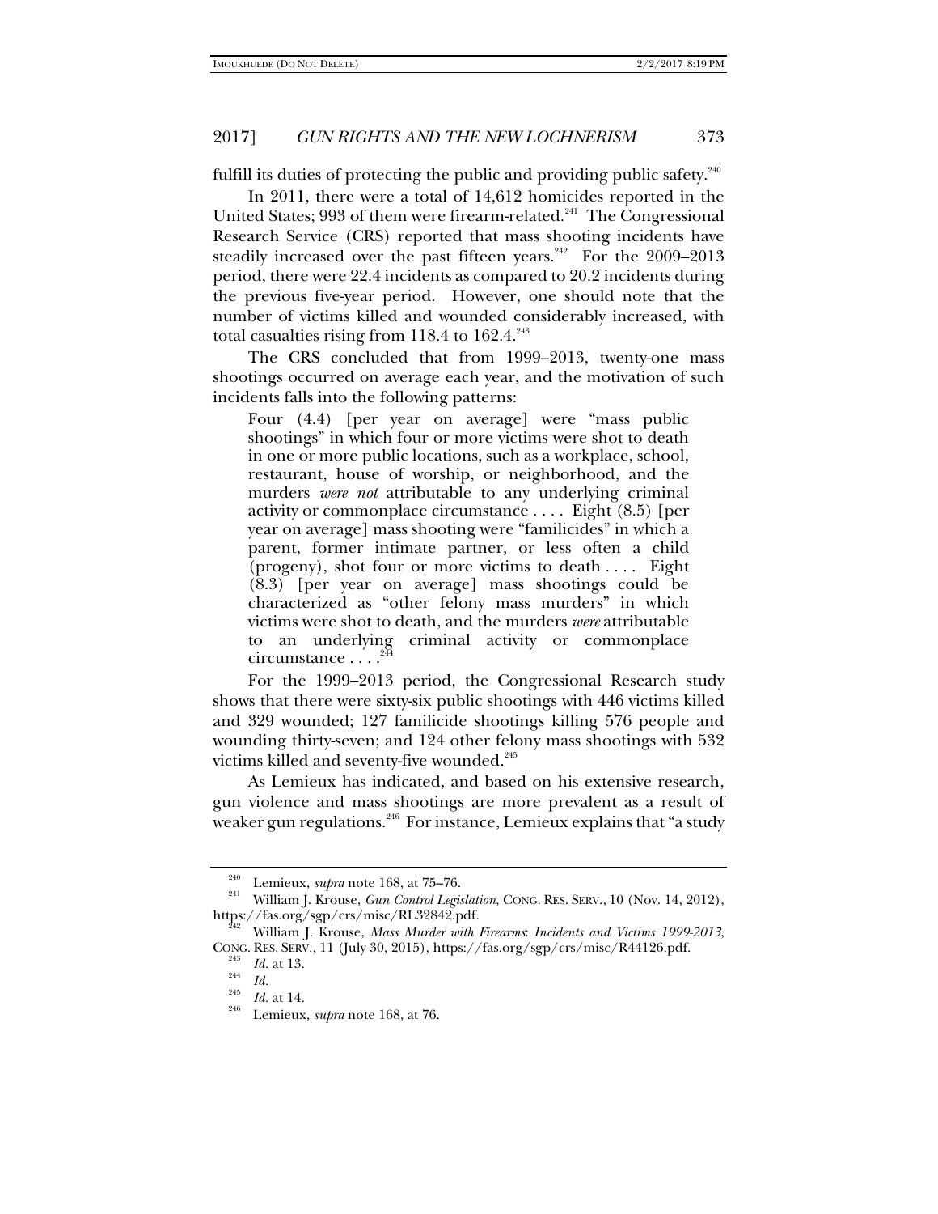fulfill its duties of protecting the public and providing public safety.[240]

In 2011, there were a total of 14,612 homicides reported in the United States; 993 of them were firearm-related.[241] The Congressional Research Service (CRS) reported that mass shooting incidents have steadily increased over the past fifteen years.[242] For the 2009–2013 period, there were 22.4 incidents as compared to 20.2 incidents during the previous five-year period. However, one should note that the number of victims killed and wounded considerably increased, with total casualties rising from 118.4 to 162.4.[243]

The CRS concluded that from 1999–2013, twenty-one mass shootings occurred on average each year, and the motivation of such incidents falls into the following patterns:

> Four (4.4) [per year on average] were "mass public shootings" in which four or more victims were shot to death in one or more public locations, such as a workplace, school, restaurant, house of worship, or neighborhood, and the murders *were not* attributable to any underlying criminal activity or commonplace circumstance . . . . Eight (8.5) [per year on average] mass shooting were "familicides" in which a parent, former intimate partner, or less often a child (progeny), shot four or more victims to death . . . . Eight (8.3) [per year on average] mass shootings could be characterized as "other felony mass murders" in which victims were shot to death, and the murders *were* attributable to an underlying criminal activity or commonplace circumstance . . . .[244]

For the 1999–2013 period, the Congressional Research study shows that there were sixty-six public shootings with 446 victims killed and 329 wounded; 127 familicide shootings killing 576 people and wounding thirty-seven; and 124 other felony mass shootings with 532 victims killed and seventy-five wounded.[245]

As Lemieux has indicated, and based on his extensive research, gun violence and mass shootings are more prevalent as a result of weaker gun regulations.[246] For instance, Lemieux explains that "a study

---

[240] Lemieux, *supra* note 168, at 75–76.

[241] William J. Krouse, *Gun Control Legislation*, CONG. RES. SERV., 10 (Nov. 14, 2012), https://fas.org/sgp/crs/misc/RL32842.pdf.

[242] William J. Krouse, *Mass Murder with Firearms: Incidents and Victims 1999-2013*, CONG. RES. SERV., 11 (July 30, 2015), https://fas.org/sgp/crs/misc/R44126.pdf.

[243] *Id.* at 13.

[244] *Id.*

[245] *Id.* at 14.

[246] Lemieux, *supra* note 168, at 76.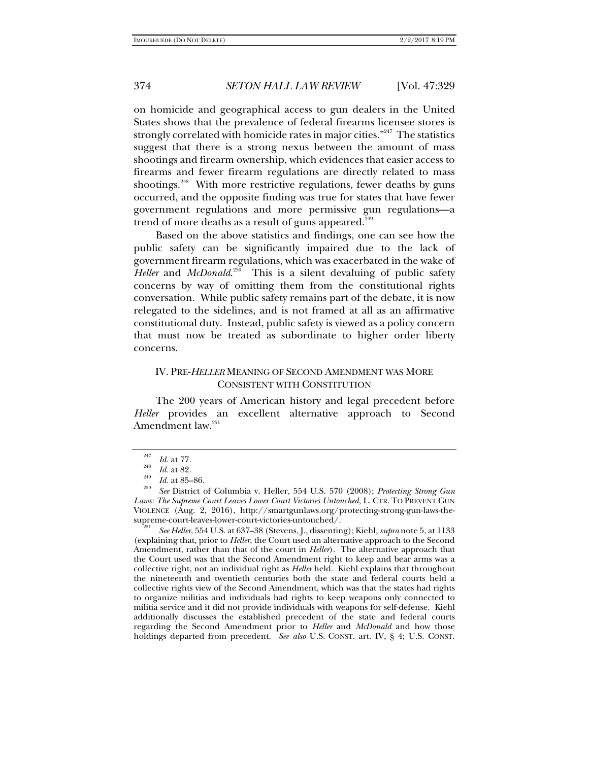on homicide and geographical access to gun dealers in the United States shows that the prevalence of federal firearms licensee stores is strongly correlated with homicide rates in major cities."[247] The statistics suggest that there is a strong nexus between the amount of mass shootings and firearm ownership, which evidences that easier access to firearms and fewer firearm regulations are directly related to mass shootings.[248] With more restrictive regulations, fewer deaths by guns occurred, and the opposite finding was true for states that have fewer government regulations and more permissive gun regulations—a trend of more deaths as a result of guns appeared.[249]

Based on the above statistics and findings, one can see how the public safety can be significantly impaired due to the lack of government firearm regulations, which was exacerbated in the wake of *Heller* and *McDonald*.[250] This is a silent devaluing of public safety concerns by way of omitting them from the constitutional rights conversation. While public safety remains part of the debate, it is now relegated to the sidelines, and is not framed at all as an affirmative constitutional duty. Instead, public safety is viewed as a policy concern that must now be treated as subordinate to higher order liberty concerns.

## IV. PRE-*HELLER* MEANING OF SECOND AMENDMENT WAS MORE CONSISTENT WITH CONSTITUTION

The 200 years of American history and legal precedent before *Heller* provides an excellent alternative approach to Second Amendment law.[251]

---

[247] *Id.* at 77.

[248] *Id.* at 82.

[249] *Id.* at 85–86.

[250] *See* District of Columbia v. Heller, 554 U.S. 570 (2008); *Protecting Strong Gun Laws: The Supreme Court Leaves Lower Court Victories Untouched*, L. CTR. TO PREVENT GUN VIOLENCE (Aug. 2, 2016), http://smartgunlaws.org/protecting-strong-gun-laws-the-supreme-court-leaves-lower-court-victories-untouched/.

[251] *See Heller*, 554 U.S. at 637–38 (Stevens, J., dissenting); Kiehl, *supra* note 5, at 1133 (explaining that, prior to *Heller*, the Court used an alternative approach to the Second Amendment, rather than that of the court in *Heller*). The alternative approach that the Court used was that the Second Amendment right to keep and bear arms was a collective right, not an individual right as *Heller* held. Kiehl explains that throughout the nineteenth and twentieth centuries both the state and federal courts held a collective rights view of the Second Amendment, which was that the states had rights to organize militias and individuals had rights to keep weapons only connected to militia service and it did not provide individuals with weapons for self-defense. Kiehl additionally discusses the established precedent of the state and federal courts regarding the Second Amendment prior to *Heller* and *McDonald* and how those holdings departed from precedent. *See also* U.S. CONST. art. IV, § 4; U.S. CONST.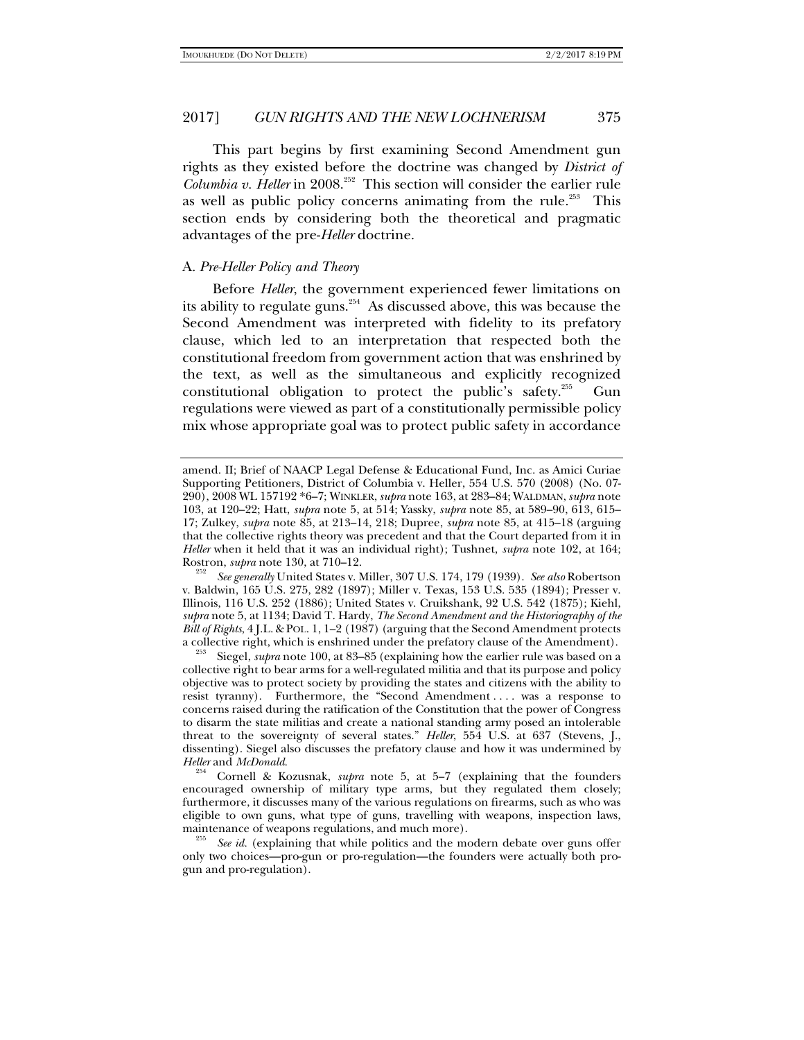This part begins by first examining Second Amendment gun rights as they existed before the doctrine was changed by *District of Columbia v. Heller* in 2008.[252] This section will consider the earlier rule as well as public policy concerns animating from the rule.[253] This section ends by considering both the theoretical and pragmatic advantages of the pre-*Heller* doctrine.

## A. *Pre-Heller Policy and Theory*

Before *Heller*, the government experienced fewer limitations on its ability to regulate guns.[254] As discussed above, this was because the Second Amendment was interpreted with fidelity to its prefatory clause, which led to an interpretation that respected both the constitutional freedom from government action that was enshrined by the text, as well as the simultaneous and explicitly recognized constitutional obligation to protect the public's safety.[255] Gun regulations were viewed as part of a constitutionally permissible policy mix whose appropriate goal was to protect public safety in accordance

---

amend. II; Brief of NAACP Legal Defense & Educational Fund, Inc. as Amici Curiae Supporting Petitioners, District of Columbia v. Heller, 554 U.S. 570 (2008) (No. 07-290), 2008 WL 157192 *6–7; WINKLER, *supra* note 163, at 283–84; WALDMAN, *supra* note 103, at 120–22; Hatt, *supra* note 5, at 514; Yassky, *supra* note 85, at 589–90, 613, 615–17; Zulkey, *supra* note 85, at 213–14, 218; Dupree, *supra* note 85, at 415–18 (arguing that the collective rights theory was precedent and that the Court departed from it in *Heller* when it held that it was an individual right); Tushnet, *supra* note 102, at 164; Rostron, *supra* note 130, at 710–12.

[252] *See generally* United States v. Miller, 307 U.S. 174, 179 (1939). *See also* Robertson v. Baldwin, 165 U.S. 275, 282 (1897); Miller v. Texas, 153 U.S. 535 (1894); Presser v. Illinois, 116 U.S. 252 (1886); United States v. Cruikshank, 92 U.S. 542 (1875); Kiehl, *supra* note 5, at 1134; David T. Hardy, *The Second Amendment and the Historiography of the Bill of Rights*, 4 J.L. & POL. 1, 1–2 (1987) (arguing that the Second Amendment protects a collective right, which is enshrined under the prefatory clause of the Amendment).

[253] Siegel, *supra* note 100, at 83–85 (explaining how the earlier rule was based on a collective right to bear arms for a well-regulated militia and that its purpose and policy objective was to protect society by providing the states and citizens with the ability to resist tyranny). Furthermore, the "Second Amendment . . . . was a response to concerns raised during the ratification of the Constitution that the power of Congress to disarm the state militias and create a national standing army posed an intolerable threat to the sovereignty of several states." *Heller*, 554 U.S. at 637 (Stevens, J., dissenting). Siegel also discusses the prefatory clause and how it was undermined by *Heller* and *McDonald*.

[254] Cornell & Kozusnak, *supra* note 5, at 5–7 (explaining that the founders encouraged ownership of military type arms, but they regulated them closely; furthermore, it discusses many of the various regulations on firearms, such as who was eligible to own guns, what type of guns, travelling with weapons, inspection laws, maintenance of weapons regulations, and much more).

[255] *See id.* (explaining that while politics and the modern debate over guns offer only two choices—pro-gun or pro-regulation—the founders were actually both pro-gun and pro-regulation).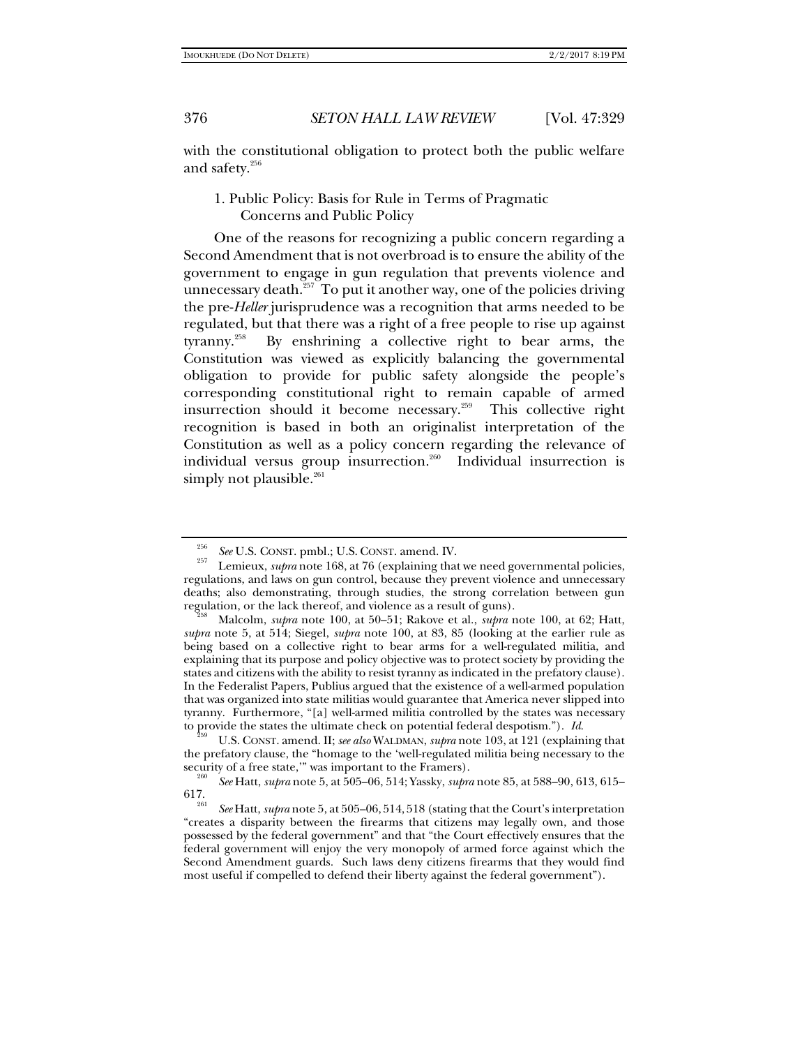with the constitutional obligation to protect both the public welfare and safety.[256]

### 1. Public Policy: Basis for Rule in Terms of Pragmatic Concerns and Public Policy

One of the reasons for recognizing a public concern regarding a Second Amendment that is not overbroad is to ensure the ability of the government to engage in gun regulation that prevents violence and unnecessary death.[257] To put it another way, one of the policies driving the pre-*Heller* jurisprudence was a recognition that arms needed to be regulated, but that there was a right of a free people to rise up against tyranny.[258] By enshrining a collective right to bear arms, the Constitution was viewed as explicitly balancing the governmental obligation to provide for public safety alongside the people's corresponding constitutional right to remain capable of armed insurrection should it become necessary.[259] This collective right recognition is based in both an originalist interpretation of the Constitution as well as a policy concern regarding the relevance of individual versus group insurrection.[260] Individual insurrection is simply not plausible.[261]

---

[256] *See* U.S. CONST. pmbl.; U.S. CONST. amend. IV.

[257] Lemieux, *supra* note 168, at 76 (explaining that we need governmental policies, regulations, and laws on gun control, because they prevent violence and unnecessary deaths; also demonstrating, through studies, the strong correlation between gun regulation, or the lack thereof, and violence as a result of guns).

[258] Malcolm, *supra* note 100, at 50–51; Rakove et al., *supra* note 100, at 62; Hatt, *supra* note 5, at 514; Siegel, *supra* note 100, at 83, 85 (looking at the earlier rule as being based on a collective right to bear arms for a well-regulated militia, and explaining that its purpose and policy objective was to protect society by providing the states and citizens with the ability to resist tyranny as indicated in the prefatory clause). In the Federalist Papers, Publius argued that the existence of a well-armed population that was organized into state militias would guarantee that America never slipped into tyranny. Furthermore, "[a] well-armed militia controlled by the states was necessary to provide the states the ultimate check on potential federal despotism."). *Id.*

[259] U.S. CONST. amend. II; *see also* WALDMAN, *supra* note 103, at 121 (explaining that the prefatory clause, the "homage to the 'well-regulated militia being necessary to the security of a free state,'" was important to the Framers).

[260] *See* Hatt, *supra* note 5, at 505–06, 514; Yassky, *supra* note 85, at 588–90, 613, 615–617.

[261] *See* Hatt, *supra* note 5, at 505–06, 514, 518 (stating that the Court's interpretation "creates a disparity between the firearms that citizens may legally own, and those possessed by the federal government" and that "the Court effectively ensures that the federal government will enjoy the very monopoly of armed force against which the Second Amendment guards. Such laws deny citizens firearms that they would find most useful if compelled to defend their liberty against the federal government").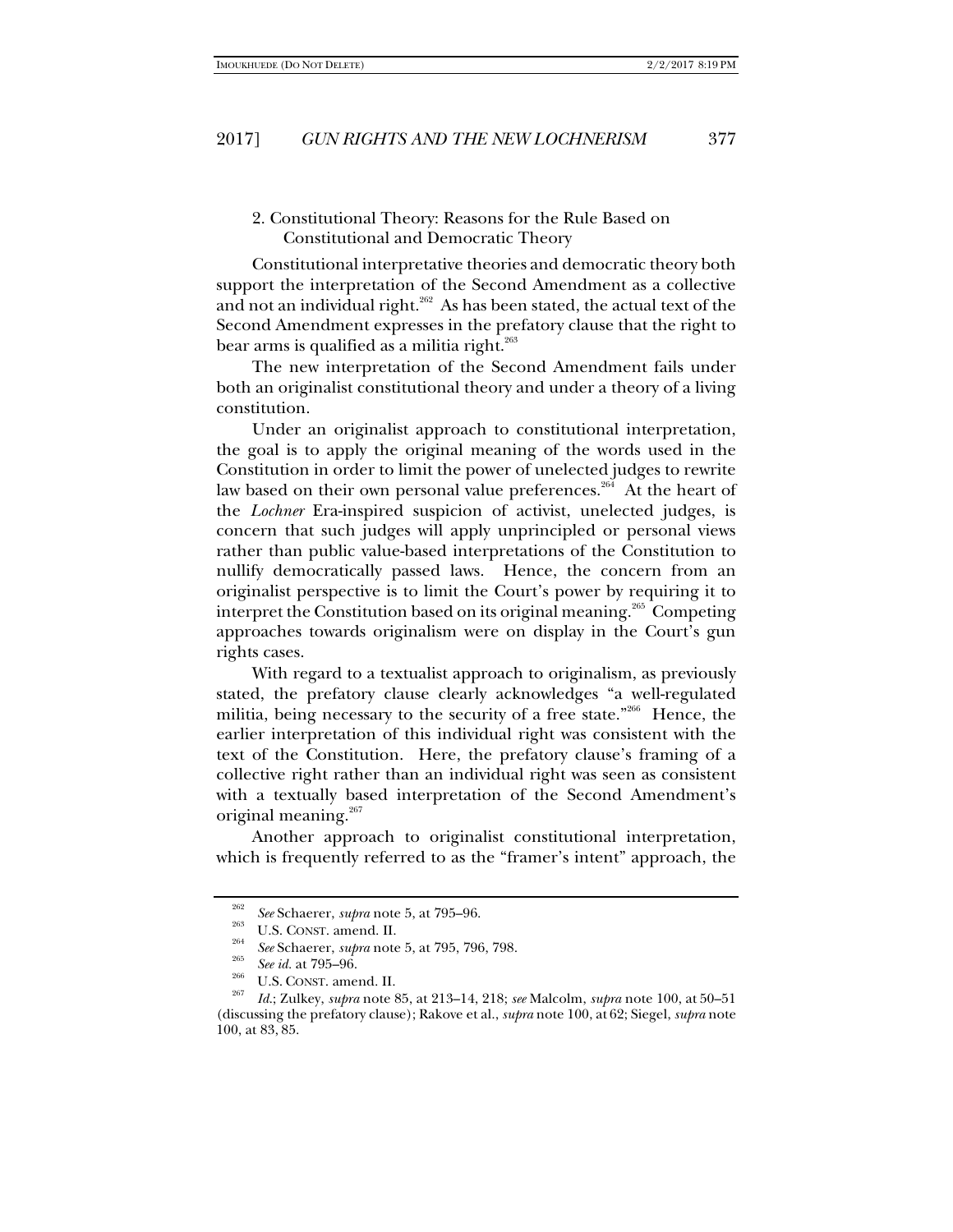### 2. Constitutional Theory: Reasons for the Rule Based on Constitutional and Democratic Theory

Constitutional interpretative theories and democratic theory both support the interpretation of the Second Amendment as a collective and not an individual right.[262] As has been stated, the actual text of the Second Amendment expresses in the prefatory clause that the right to bear arms is qualified as a militia right.[263]

The new interpretation of the Second Amendment fails under both an originalist constitutional theory and under a theory of a living constitution.

Under an originalist approach to constitutional interpretation, the goal is to apply the original meaning of the words used in the Constitution in order to limit the power of unelected judges to rewrite law based on their own personal value preferences.[264] At the heart of the *Lochner* Era-inspired suspicion of activist, unelected judges, is concern that such judges will apply unprincipled or personal views rather than public value-based interpretations of the Constitution to nullify democratically passed laws. Hence, the concern from an originalist perspective is to limit the Court's power by requiring it to interpret the Constitution based on its original meaning.[265] Competing approaches towards originalism were on display in the Court's gun rights cases.

With regard to a textualist approach to originalism, as previously stated, the prefatory clause clearly acknowledges "a well-regulated militia, being necessary to the security of a free state."[266] Hence, the earlier interpretation of this individual right was consistent with the text of the Constitution. Here, the prefatory clause's framing of a collective right rather than an individual right was seen as consistent with a textually based interpretation of the Second Amendment's original meaning.[267]

Another approach to originalist constitutional interpretation, which is frequently referred to as the "framer's intent" approach, the

---

[262] *See* Schaerer, *supra* note 5, at 795–96.

[263] U.S. CONST. amend. II.

[264] *See* Schaerer, *supra* note 5, at 795, 796, 798.

[265] *See id.* at 795–96.

[266] U.S. CONST. amend. II.

[267] *Id.*; Zulkey, *supra* note 85, at 213–14, 218; *see* Malcolm, *supra* note 100, at 50–51 (discussing the prefatory clause); Rakove et al., *supra* note 100, at 62; Siegel, *supra* note 100, at 83, 85.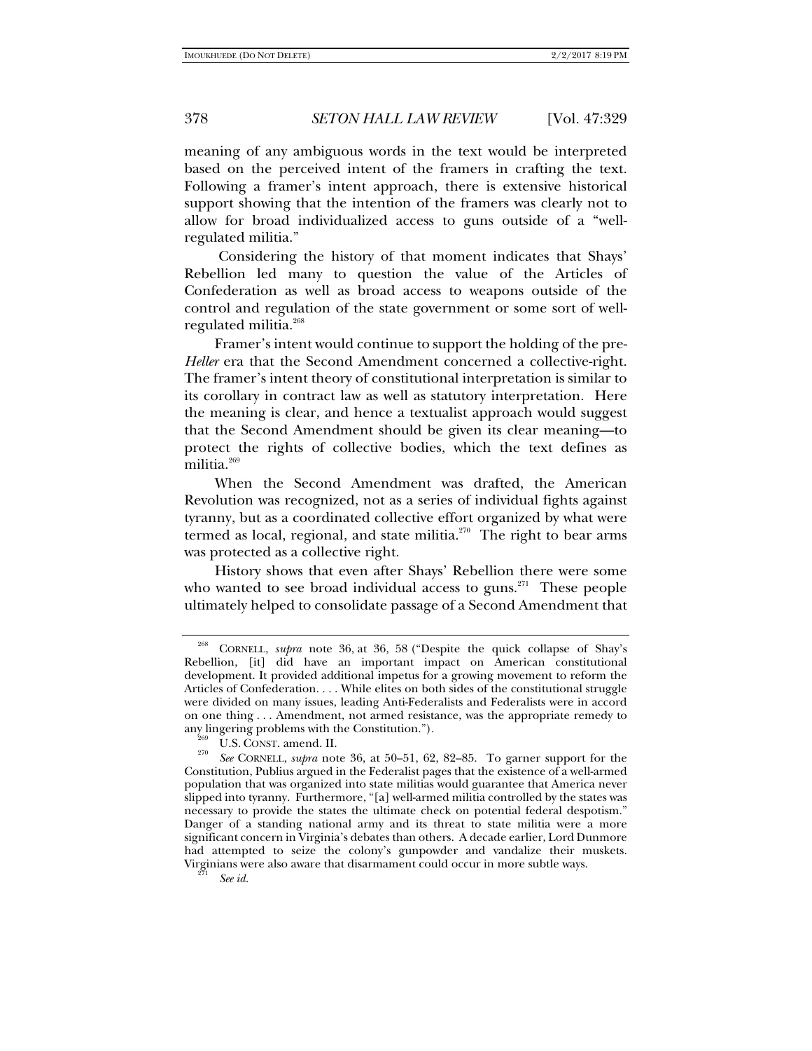meaning of any ambiguous words in the text would be interpreted based on the perceived intent of the framers in crafting the text. Following a framer's intent approach, there is extensive historical support showing that the intention of the framers was clearly not to allow for broad individualized access to guns outside of a "well-regulated militia."

Considering the history of that moment indicates that Shays' Rebellion led many to question the value of the Articles of Confederation as well as broad access to weapons outside of the control and regulation of the state government or some sort of well-regulated militia.[268]

Framer's intent would continue to support the holding of the pre-*Heller* era that the Second Amendment concerned a collective-right. The framer's intent theory of constitutional interpretation is similar to its corollary in contract law as well as statutory interpretation. Here the meaning is clear, and hence a textualist approach would suggest that the Second Amendment should be given its clear meaning—to protect the rights of collective bodies, which the text defines as militia.[269]

When the Second Amendment was drafted, the American Revolution was recognized, not as a series of individual fights against tyranny, but as a coordinated collective effort organized by what were termed as local, regional, and state militia.[270] The right to bear arms was protected as a collective right.

History shows that even after Shays' Rebellion there were some who wanted to see broad individual access to guns.[271] These people ultimately helped to consolidate passage of a Second Amendment that

---

[268] CORNELL, *supra* note 36, at 36, 58 ("Despite the quick collapse of Shay's Rebellion, [it] did have an important impact on American constitutional development. It provided additional impetus for a growing movement to reform the Articles of Confederation. . . . While elites on both sides of the constitutional struggle were divided on many issues, leading Anti-Federalists and Federalists were in accord on one thing . . . Amendment, not armed resistance, was the appropriate remedy to any lingering problems with the Constitution.").

[269] U.S. CONST. amend. II.

[270] *See* CORNELL, *supra* note 36, at 50–51, 62, 82–85. To garner support for the Constitution, Publius argued in the Federalist pages that the existence of a well-armed population that was organized into state militias would guarantee that America never slipped into tyranny. Furthermore, "[a] well-armed militia controlled by the states was necessary to provide the states the ultimate check on potential federal despotism." Danger of a standing national army and its threat to state militia were a more significant concern in Virginia's debates than others. A decade earlier, Lord Dunmore had attempted to seize the colony's gunpowder and vandalize their muskets. Virginians were also aware that disarmament could occur in more subtle ways.

[271] *See id.*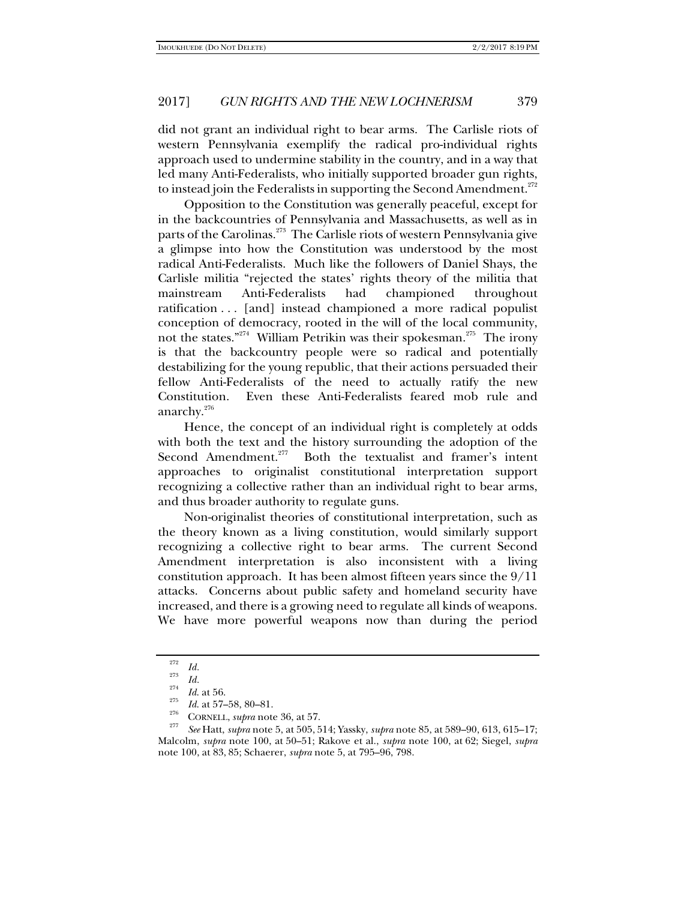did not grant an individual right to bear arms. The Carlisle riots of western Pennsylvania exemplify the radical pro-individual rights approach used to undermine stability in the country, and in a way that led many Anti-Federalists, who initially supported broader gun rights, to instead join the Federalists in supporting the Second Amendment.[272]

Opposition to the Constitution was generally peaceful, except for in the backcountries of Pennsylvania and Massachusetts, as well as in parts of the Carolinas.[273] The Carlisle riots of western Pennsylvania give a glimpse into how the Constitution was understood by the most radical Anti-Federalists. Much like the followers of Daniel Shays, the Carlisle militia "rejected the states' rights theory of the militia that mainstream Anti-Federalists had championed throughout ratification . . . [and] instead championed a more radical populist conception of democracy, rooted in the will of the local community, not the states."[274] William Petrikin was their spokesman.[275] The irony is that the backcountry people were so radical and potentially destabilizing for the young republic, that their actions persuaded their fellow Anti-Federalists of the need to actually ratify the new Constitution. Even these Anti-Federalists feared mob rule and anarchy.[276]

Hence, the concept of an individual right is completely at odds with both the text and the history surrounding the adoption of the Second Amendment.[277] Both the textualist and framer's intent approaches to originalist constitutional interpretation support recognizing a collective rather than an individual right to bear arms, and thus broader authority to regulate guns.

Non-originalist theories of constitutional interpretation, such as the theory known as a living constitution, would similarly support recognizing a collective right to bear arms. The current Second Amendment interpretation is also inconsistent with a living constitution approach. It has been almost fifteen years since the 9/11 attacks. Concerns about public safety and homeland security have increased, and there is a growing need to regulate all kinds of weapons. We have more powerful weapons now than during the period

---

[272] *Id.*

[273] *Id.*

[274] *Id.* at 56.

[275] *Id.* at 57–58, 80–81.

[276] CORNELL, *supra* note 36, at 57.

[277] *See* Hatt, *supra* note 5, at 505, 514; Yassky, *supra* note 85, at 589–90, 613, 615–17; Malcolm, *supra* note 100, at 50–51; Rakove et al., *supra* note 100, at 62; Siegel, *supra* note 100, at 83, 85; Schaerer, *supra* note 5, at 795–96, 798.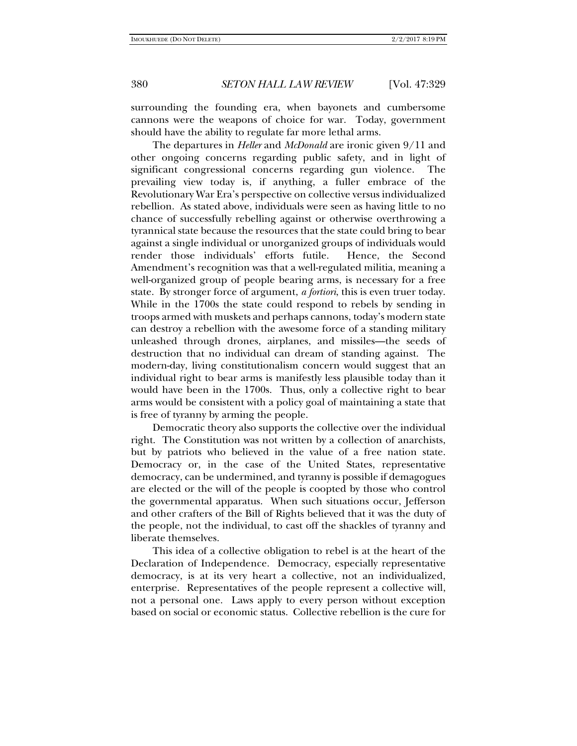surrounding the founding era, when bayonets and cumbersome cannons were the weapons of choice for war. Today, government should have the ability to regulate far more lethal arms.

The departures in *Heller* and *McDonald* are ironic given 9/11 and other ongoing concerns regarding public safety, and in light of significant congressional concerns regarding gun violence. The prevailing view today is, if anything, a fuller embrace of the Revolutionary War Era's perspective on collective versus individualized rebellion. As stated above, individuals were seen as having little to no chance of successfully rebelling against or otherwise overthrowing a tyrannical state because the resources that the state could bring to bear against a single individual or unorganized groups of individuals would render those individuals' efforts futile. Hence, the Second Amendment's recognition was that a well-regulated militia, meaning a well-organized group of people bearing arms, is necessary for a free state. By stronger force of argument, *a fortiori*, this is even truer today. While in the 1700s the state could respond to rebels by sending in troops armed with muskets and perhaps cannons, today's modern state can destroy a rebellion with the awesome force of a standing military unleashed through drones, airplanes, and missiles—the seeds of destruction that no individual can dream of standing against. The modern-day, living constitutionalism concern would suggest that an individual right to bear arms is manifestly less plausible today than it would have been in the 1700s. Thus, only a collective right to bear arms would be consistent with a policy goal of maintaining a state that is free of tyranny by arming the people.

Democratic theory also supports the collective over the individual right. The Constitution was not written by a collection of anarchists, but by patriots who believed in the value of a free nation state. Democracy or, in the case of the United States, representative democracy, can be undermined, and tyranny is possible if demagogues are elected or the will of the people is coopted by those who control the governmental apparatus. When such situations occur, Jefferson and other crafters of the Bill of Rights believed that it was the duty of the people, not the individual, to cast off the shackles of tyranny and liberate themselves.

This idea of a collective obligation to rebel is at the heart of the Declaration of Independence. Democracy, especially representative democracy, is at its very heart a collective, not an individualized, enterprise. Representatives of the people represent a collective will, not a personal one. Laws apply to every person without exception based on social or economic status. Collective rebellion is the cure for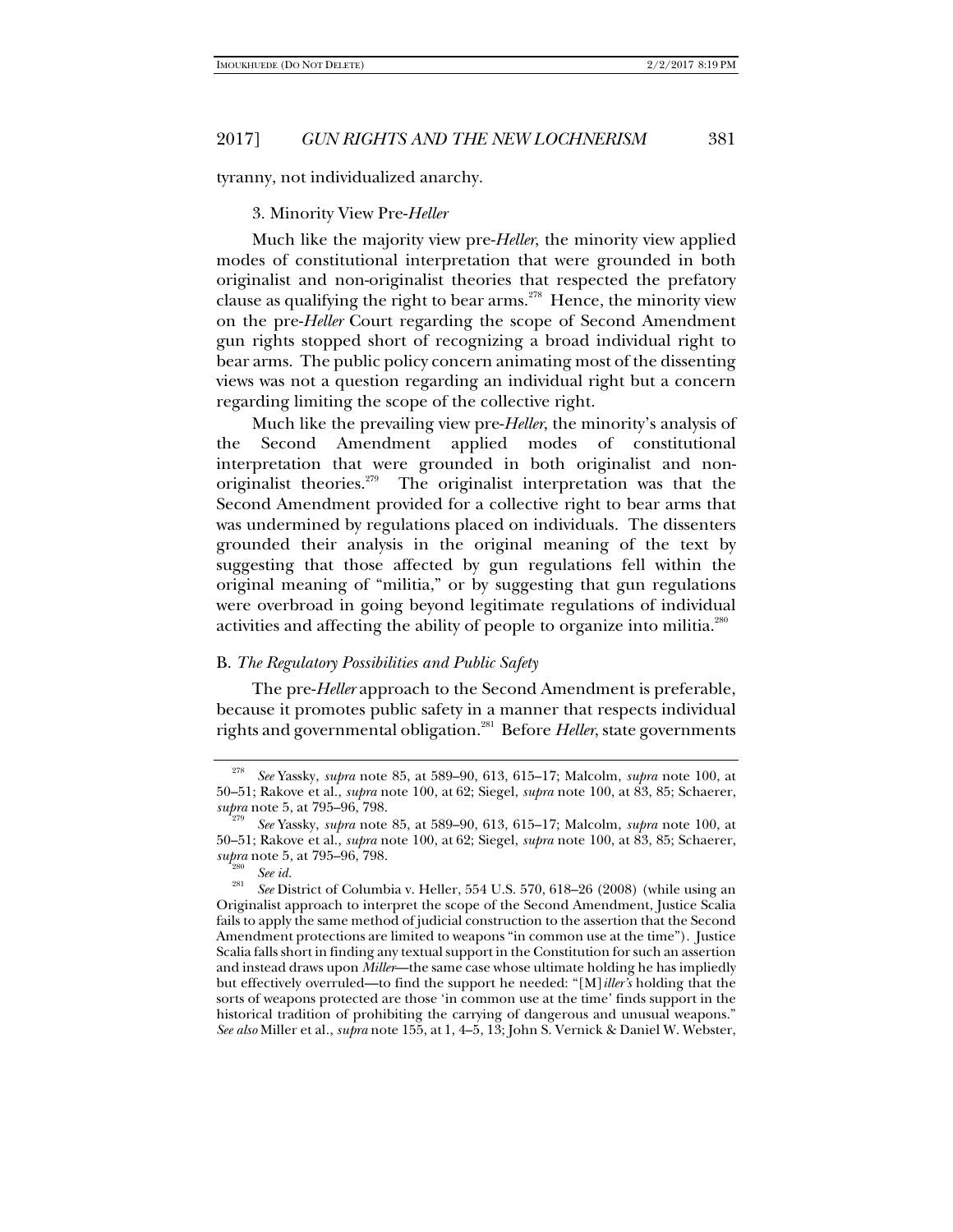tyranny, not individualized anarchy.

### 3. Minority View Pre-*Heller*

Much like the majority view pre-*Heller*, the minority view applied modes of constitutional interpretation that were grounded in both originalist and non-originalist theories that respected the prefatory clause as qualifying the right to bear arms.[278] Hence, the minority view on the pre-*Heller* Court regarding the scope of Second Amendment gun rights stopped short of recognizing a broad individual right to bear arms. The public policy concern animating most of the dissenting views was not a question regarding an individual right but a concern regarding limiting the scope of the collective right.

Much like the prevailing view pre-*Heller*, the minority's analysis of the Second Amendment applied modes of constitutional interpretation that were grounded in both originalist and non-originalist theories.[279] The originalist interpretation was that the Second Amendment provided for a collective right to bear arms that was undermined by regulations placed on individuals. The dissenters grounded their analysis in the original meaning of the text by suggesting that those affected by gun regulations fell within the original meaning of "militia," or by suggesting that gun regulations were overbroad in going beyond legitimate regulations of individual activities and affecting the ability of people to organize into militia.[280]

## B. *The Regulatory Possibilities and Public Safety*

The pre-*Heller* approach to the Second Amendment is preferable, because it promotes public safety in a manner that respects individual rights and governmental obligation.[281] Before *Heller*, state governments

---

[278] *See* Yassky, *supra* note 85, at 589–90, 613, 615–17; Malcolm, *supra* note 100, at 50–51; Rakove et al., *supra* note 100, at 62; Siegel, *supra* note 100, at 83, 85; Schaerer, *supra* note 5, at 795–96, 798.

[279] *See* Yassky, *supra* note 85, at 589–90, 613, 615–17; Malcolm, *supra* note 100, at 50–51; Rakove et al., *supra* note 100, at 62; Siegel, *supra* note 100, at 83, 85; Schaerer, *supra* note 5, at 795–96, 798.

[280] *See id.*

[281] *See* District of Columbia v. Heller, 554 U.S. 570, 618–26 (2008) (while using an Originalist approach to interpret the scope of the Second Amendment, Justice Scalia fails to apply the same method of judicial construction to the assertion that the Second Amendment protections are limited to weapons "in common use at the time"). Justice Scalia falls short in finding any textual support in the Constitution for such an assertion and instead draws upon *Miller*—the same case whose ultimate holding he has impliedly but effectively overruled—to find the support he needed: "[M]*iller's* holding that the sorts of weapons protected are those 'in common use at the time' finds support in the historical tradition of prohibiting the carrying of dangerous and unusual weapons." *See also* Miller et al., *supra* note 155, at 1, 4–5, 13; John S. Vernick & Daniel W. Webster,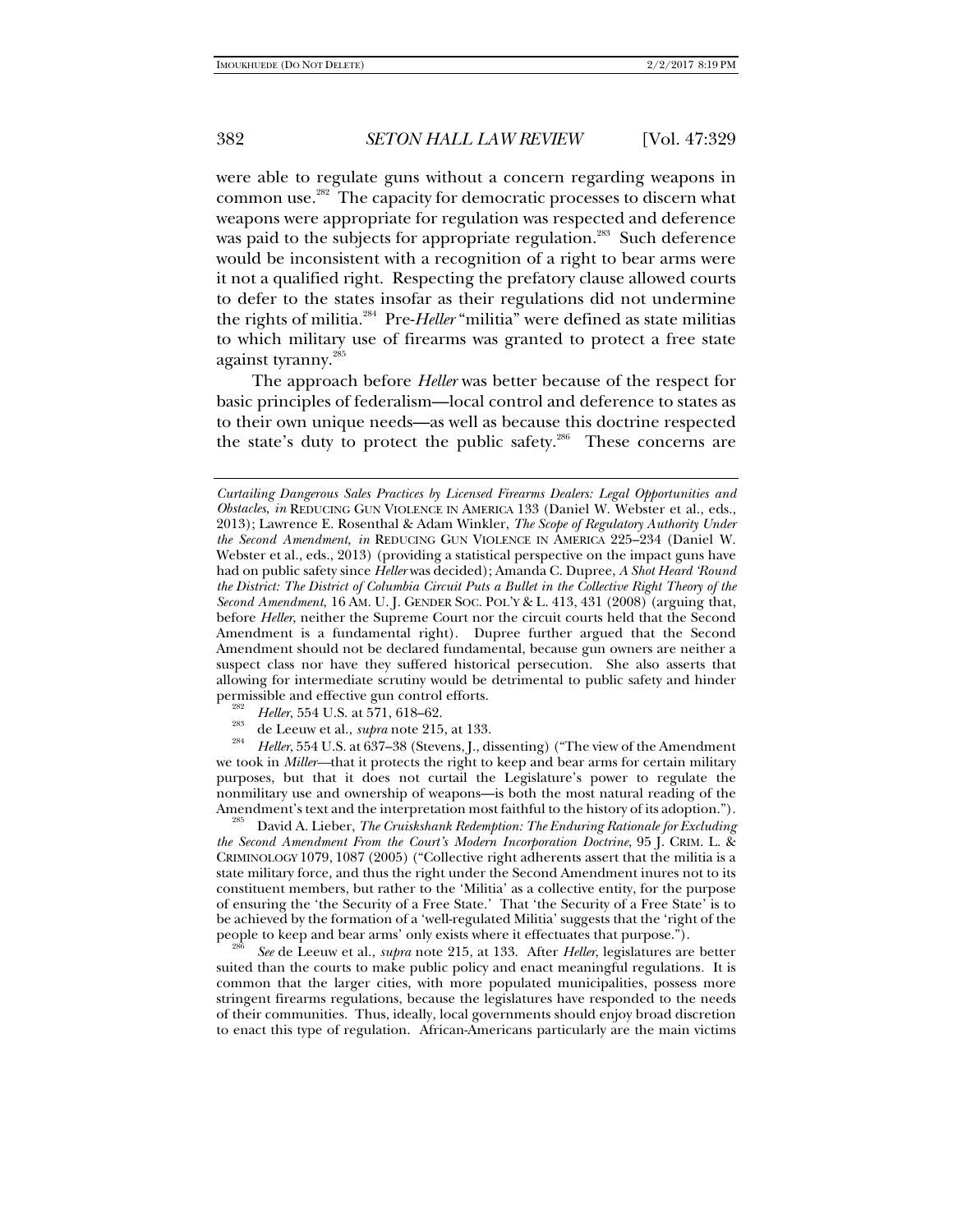were able to regulate guns without a concern regarding weapons in common use.[282] The capacity for democratic processes to discern what weapons were appropriate for regulation was respected and deference was paid to the subjects for appropriate regulation.[283] Such deference would be inconsistent with a recognition of a right to bear arms were it not a qualified right. Respecting the prefatory clause allowed courts to defer to the states insofar as their regulations did not undermine the rights of militia.[284] Pre-*Heller* "militia" were defined as state militias to which military use of firearms was granted to protect a free state against tyranny.[285]

The approach before *Heller* was better because of the respect for basic principles of federalism—local control and deference to states as to their own unique needs—as well as because this doctrine respected the state's duty to protect the public safety.[286] These concerns are

---

*Curtailing Dangerous Sales Practices by Licensed Firearms Dealers: Legal Opportunities and Obstacles*, *in* REDUCING GUN VIOLENCE IN AMERICA 133 (Daniel W. Webster et al., eds., 2013); Lawrence E. Rosenthal & Adam Winkler, *The Scope of Regulatory Authority Under the Second Amendment*, *in* REDUCING GUN VIOLENCE IN AMERICA 225–234 (Daniel W. Webster et al., eds., 2013) (providing a statistical perspective on the impact guns have had on public safety since *Heller* was decided); Amanda C. Dupree, *A Shot Heard 'Round the District: The District of Columbia Circuit Puts a Bullet in the Collective Right Theory of the Second Amendment*, 16 AM. U. J. GENDER SOC. POL'Y & L. 413, 431 (2008) (arguing that, before *Heller*, neither the Supreme Court nor the circuit courts held that the Second Amendment is a fundamental right). Dupree further argued that the Second Amendment should not be declared fundamental, because gun owners are neither a suspect class nor have they suffered historical persecution. She also asserts that allowing for intermediate scrutiny would be detrimental to public safety and hinder permissible and effective gun control efforts.

[282] *Heller*, 554 U.S. at 571, 618–62.

[283] de Leeuw et al., *supra* note 215, at 133.

[284] *Heller*, 554 U.S. at 637–38 (Stevens, J., dissenting) ("The view of the Amendment we took in *Miller*—that it protects the right to keep and bear arms for certain military purposes, but that it does not curtail the Legislature's power to regulate the nonmilitary use and ownership of weapons—is both the most natural reading of the Amendment's text and the interpretation most faithful to the history of its adoption.").

[285] David A. Lieber, *The Cruikshank Redemption: The Enduring Rationale for Excluding the Second Amendment From the Court's Modern Incorporation Doctrine*, 95 J. CRIM. L. & CRIMINOLOGY 1079, 1087 (2005) ("Collective right adherents assert that the militia is a state military force, and thus the right under the Second Amendment inures not to its constituent members, but rather to the 'Militia' as a collective entity, for the purpose of ensuring the 'the Security of a Free State.' That 'the Security of a Free State' is to be achieved by the formation of a 'well-regulated Militia' suggests that the 'right of the people to keep and bear arms' only exists where it effectuates that purpose.").

[286] *See* de Leeuw et al., *supra* note 215, at 133. After *Heller*, legislatures are better suited than the courts to make public policy and enact meaningful regulations. It is common that the larger cities, with more populated municipalities, possess more stringent firearms regulations, because the legislatures have responded to the needs of their communities. Thus, ideally, local governments should enjoy broad discretion to enact this type of regulation. African-Americans particularly are the main victims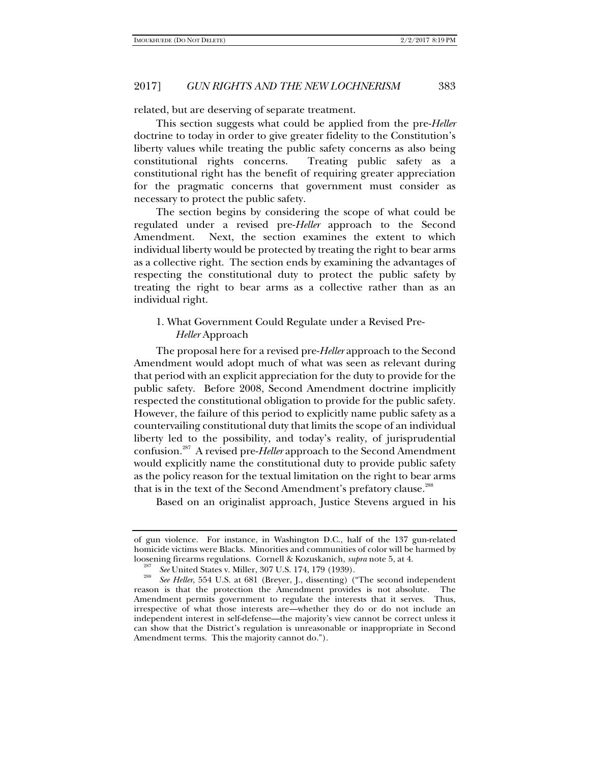related, but are deserving of separate treatment.

This section suggests what could be applied from the pre-*Heller* doctrine to today in order to give greater fidelity to the Constitution's liberty values while treating the public safety concerns as also being constitutional rights concerns. Treating public safety as a constitutional right has the benefit of requiring greater appreciation for the pragmatic concerns that government must consider as necessary to protect the public safety.

The section begins by considering the scope of what could be regulated under a revised pre-*Heller* approach to the Second Amendment. Next, the section examines the extent to which individual liberty would be protected by treating the right to bear arms as a collective right. The section ends by examining the advantages of respecting the constitutional duty to protect the public safety by treating the right to bear arms as a collective rather than as an individual right.

#### 1. What Government Could Regulate under a Revised Pre-*Heller* Approach

The proposal here for a revised pre-*Heller* approach to the Second Amendment would adopt much of what was seen as relevant during that period with an explicit appreciation for the duty to provide for the public safety. Before 2008, Second Amendment doctrine implicitly respected the constitutional obligation to provide for the public safety. However, the failure of this period to explicitly name public safety as a countervailing constitutional duty that limits the scope of an individual liberty led to the possibility, and today's reality, of jurisprudential confusion.[287] A revised pre-*Heller* approach to the Second Amendment would explicitly name the constitutional duty to provide public safety as the policy reason for the textual limitation on the right to bear arms that is in the text of the Second Amendment's prefatory clause.[288]

Based on an originalist approach, Justice Stevens argued in his

---

of gun violence. For instance, in Washington D.C., half of the 137 gun-related homicide victims were Blacks. Minorities and communities of color will be harmed by loosening firearms regulations. Cornell & Kozuskanich, *supra* note 5, at 4.

[287] *See* United States v. Miller, 307 U.S. 174, 179 (1939).

[288] *See Heller*, 554 U.S. at 681 (Breyer, J., dissenting) ("The second independent reason is that the protection the Amendment provides is not absolute. The Amendment permits government to regulate the interests that it serves. Thus, irrespective of what those interests are—whether they do or do not include an independent interest in self-defense—the majority's view cannot be correct unless it can show that the District's regulation is unreasonable or inappropriate in Second Amendment terms. This the majority cannot do.").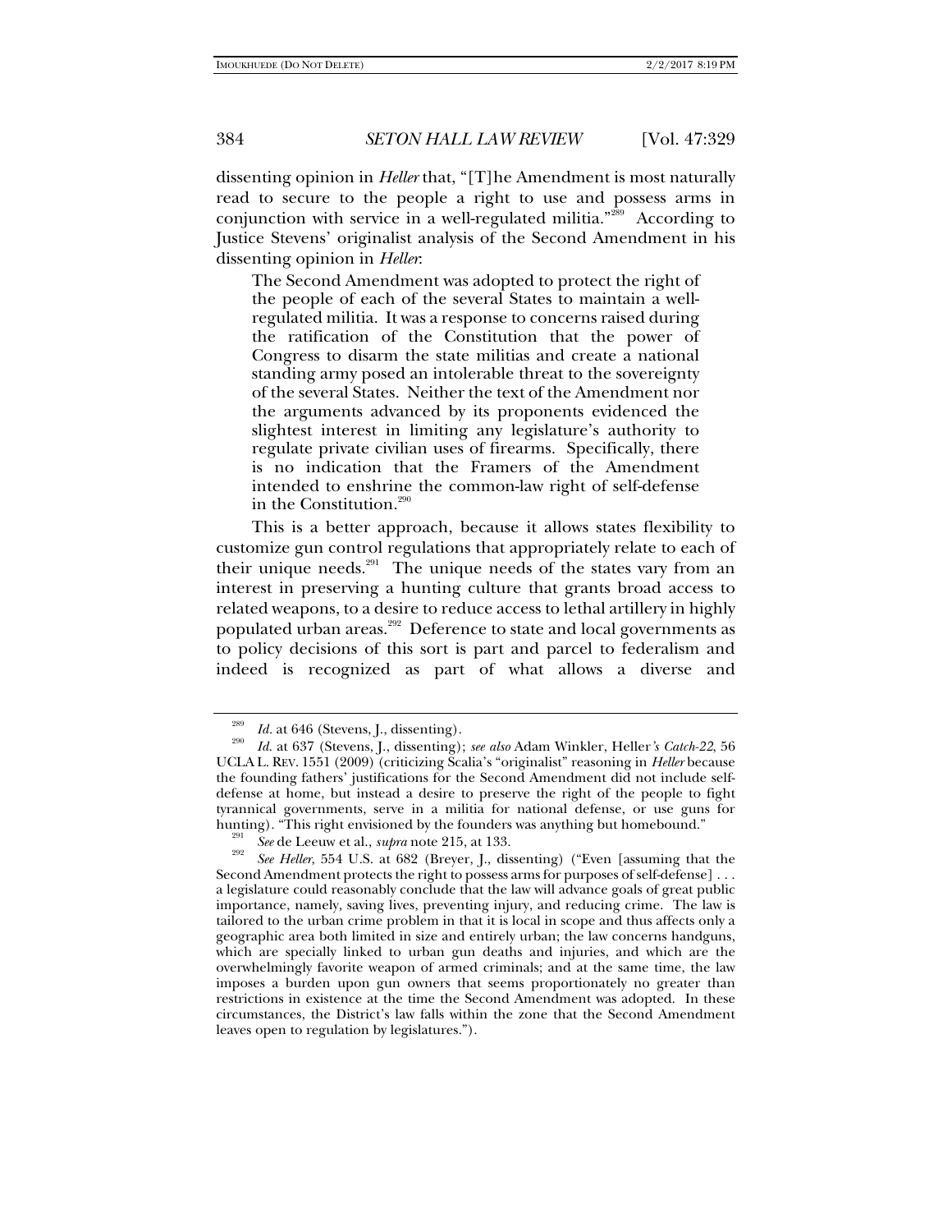dissenting opinion in *Heller* that, "[T]he Amendment is most naturally read to secure to the people a right to use and possess arms in conjunction with service in a well-regulated militia."[289] According to Justice Stevens' originalist analysis of the Second Amendment in his dissenting opinion in *Heller*:

> The Second Amendment was adopted to protect the right of the people of each of the several States to maintain a well-regulated militia. It was a response to concerns raised during the ratification of the Constitution that the power of Congress to disarm the state militias and create a national standing army posed an intolerable threat to the sovereignty of the several States. Neither the text of the Amendment nor the arguments advanced by its proponents evidenced the slightest interest in limiting any legislature's authority to regulate private civilian uses of firearms. Specifically, there is no indication that the Framers of the Amendment intended to enshrine the common-law right of self-defense in the Constitution.[290]

This is a better approach, because it allows states flexibility to customize gun control regulations that appropriately relate to each of their unique needs.[291] The unique needs of the states vary from an interest in preserving a hunting culture that grants broad access to related weapons, to a desire to reduce access to lethal artillery in highly populated urban areas.[292] Deference to state and local governments as to policy decisions of this sort is part and parcel to federalism and indeed is recognized as part of what allows a diverse and

---

[289] *Id.* at 646 (Stevens, J., dissenting).

[290] *Id.* at 637 (Stevens, J., dissenting); *see also* Adam Winkler, Heller*'s Catch-22*, 56 UCLA L. REV. 1551 (2009) (criticizing Scalia's "originalist" reasoning in *Heller* because the founding fathers' justifications for the Second Amendment did not include self-defense at home, but instead a desire to preserve the right of the people to fight tyrannical governments, serve in a militia for national defense, or use guns for hunting). "This right envisioned by the founders was anything but homebound."

[291] *See* de Leeuw et al., *supra* note 215, at 133.

[292] *See Heller*, 554 U.S. at 682 (Breyer, J., dissenting) ("Even [assuming that the Second Amendment protects the right to possess arms for purposes of self-defense] . . . a legislature could reasonably conclude that the law will advance goals of great public importance, namely, saving lives, preventing injury, and reducing crime. The law is tailored to the urban crime problem in that it is local in scope and thus affects only a geographic area both limited in size and entirely urban; the law concerns handguns, which are specially linked to urban gun deaths and injuries, and which are the overwhelmingly favorite weapon of armed criminals; and at the same time, the law imposes a burden upon gun owners that seems proportionately no greater than restrictions in existence at the time the Second Amendment was adopted. In these circumstances, the District's law falls within the zone that the Second Amendment leaves open to regulation by legislatures.").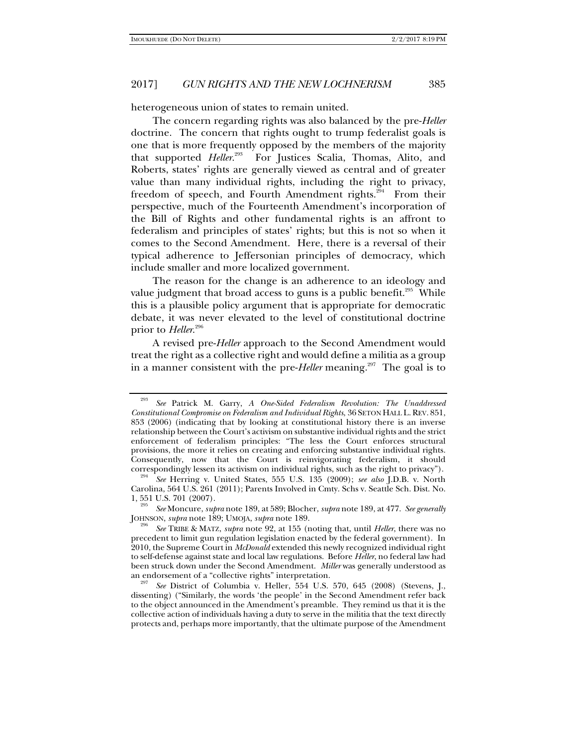heterogeneous union of states to remain united.

The concern regarding rights was also balanced by the pre-*Heller* doctrine. The concern that rights ought to trump federalist goals is one that is more frequently opposed by the members of the majority that supported *Heller*.[293] For Justices Scalia, Thomas, Alito, and Roberts, states' rights are generally viewed as central and of greater value than many individual rights, including the right to privacy, freedom of speech, and Fourth Amendment rights.[294] From their perspective, much of the Fourteenth Amendment's incorporation of the Bill of Rights and other fundamental rights is an affront to federalism and principles of states' rights; but this is not so when it comes to the Second Amendment. Here, there is a reversal of their typical adherence to Jeffersonian principles of democracy, which include smaller and more localized government.

The reason for the change is an adherence to an ideology and value judgment that broad access to guns is a public benefit.[295] While this is a plausible policy argument that is appropriate for democratic debate, it was never elevated to the level of constitutional doctrine prior to *Heller*.[296]

A revised pre-*Heller* approach to the Second Amendment would treat the right as a collective right and would define a militia as a group in a manner consistent with the pre-*Heller* meaning.[297] The goal is to

---

[293] *See* Patrick M. Garry, *A One-Sided Federalism Revolution: The Unaddressed Constitutional Compromise on Federalism and Individual Rights*, 36 SETON HALL L. REV. 851, 853 (2006) (indicating that by looking at constitutional history there is an inverse relationship between the Court's activism on substantive individual rights and the strict enforcement of federalism principles: "The less the Court enforces structural provisions, the more it relies on creating and enforcing substantive individual rights. Consequently, now that the Court is reinvigorating federalism, it should correspondingly lessen its activism on individual rights, such as the right to privacy").

[294] *See* Herring v. United States, 555 U.S. 135 (2009); *see also* J.D.B. v. North Carolina, 564 U.S. 261 (2011); Parents Involved in Cmty. Schs v. Seattle Sch. Dist. No. 1, 551 U.S. 701 (2007).

[295] *See* Moncure, *supra* note 189, at 589; Blocher, *supra* note 189, at 477. *See generally* JOHNSON, *supra* note 189; UMOJA, *supra* note 189.

[296] *See* TRIBE & MATZ, *supra* note 92, at 155 (noting that, until *Heller*, there was no precedent to limit gun regulation legislation enacted by the federal government). In 2010, the Supreme Court in *McDonald* extended this newly recognized individual right to self-defense against state and local law regulations. Before *Heller*, no federal law had been struck down under the Second Amendment. *Miller* was generally understood as an endorsement of a "collective rights" interpretation.

[297] *See* District of Columbia v. Heller, 554 U.S. 570, 645 (2008) (Stevens, J., dissenting) ("Similarly, the words 'the people' in the Second Amendment refer back to the object announced in the Amendment's preamble. They remind us that it is the collective action of individuals having a duty to serve in the militia that the text directly protects and, perhaps more importantly, that the ultimate purpose of the Amendment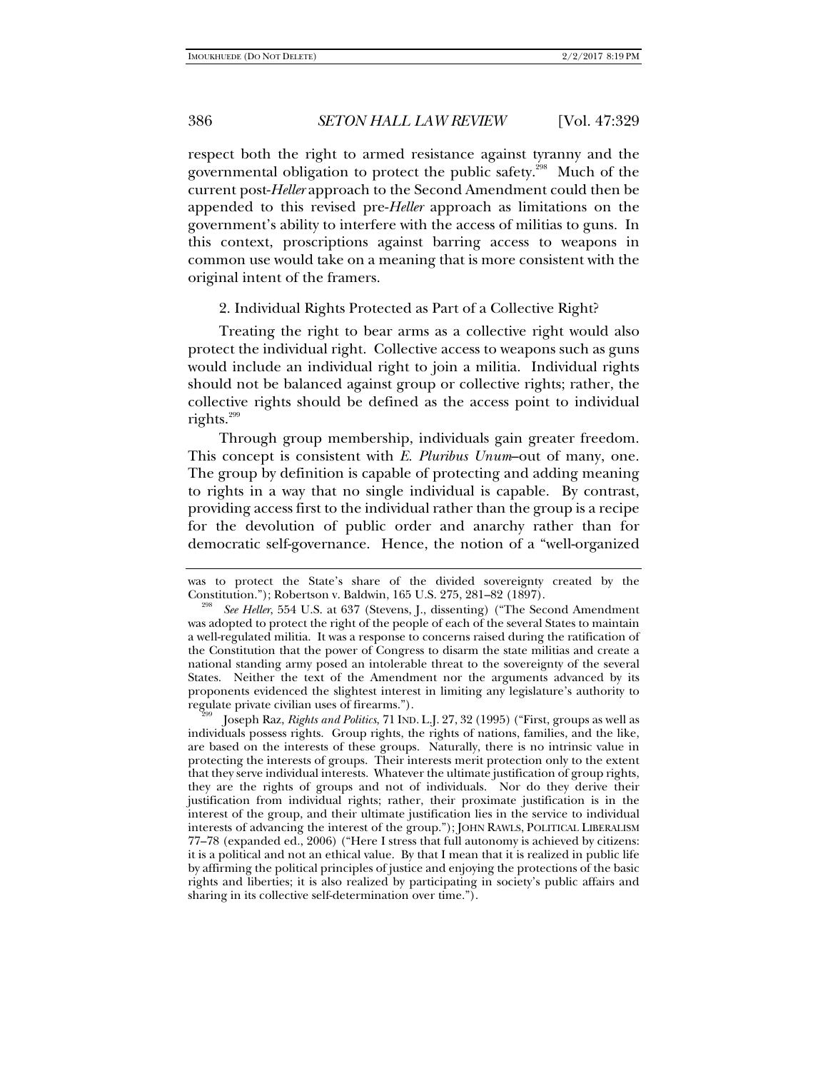respect both the right to armed resistance against tyranny and the governmental obligation to protect the public safety.[298] Much of the current post-*Heller* approach to the Second Amendment could then be appended to this revised pre-*Heller* approach as limitations on the government's ability to interfere with the access of militias to guns. In this context, proscriptions against barring access to weapons in common use would take on a meaning that is more consistent with the original intent of the framers.

### 2. Individual Rights Protected as Part of a Collective Right?

Treating the right to bear arms as a collective right would also protect the individual right. Collective access to weapons such as guns would include an individual right to join a militia. Individual rights should not be balanced against group or collective rights; rather, the collective rights should be defined as the access point to individual rights.[299]

Through group membership, individuals gain greater freedom. This concept is consistent with *E. Pluribus Unum*–out of many, one. The group by definition is capable of protecting and adding meaning to rights in a way that no single individual is capable. By contrast, providing access first to the individual rather than the group is a recipe for the devolution of public order and anarchy rather than for democratic self-governance. Hence, the notion of a "well-organized

---

was to protect the State's share of the divided sovereignty created by the Constitution."); Robertson v. Baldwin, 165 U.S. 275, 281–82 (1897).

[298] *See Heller*, 554 U.S. at 637 (Stevens, J., dissenting) ("The Second Amendment was adopted to protect the right of the people of each of the several States to maintain a well-regulated militia. It was a response to concerns raised during the ratification of the Constitution that the power of Congress to disarm the state militias and create a national standing army posed an intolerable threat to the sovereignty of the several States. Neither the text of the Amendment nor the arguments advanced by its proponents evidenced the slightest interest in limiting any legislature's authority to regulate private civilian uses of firearms.").

[299] Joseph Raz, *Rights and Politics*, 71 IND. L.J. 27, 32 (1995) ("First, groups as well as individuals possess rights. Group rights, the rights of nations, families, and the like, are based on the interests of these groups. Naturally, there is no intrinsic value in protecting the interests of groups. Their interests merit protection only to the extent that they serve individual interests. Whatever the ultimate justification of group rights, they are the rights of groups and not of individuals. Nor do they derive their justification from individual rights; rather, their proximate justification is in the interest of the group, and their ultimate justification lies in the service to individual interests of advancing the interest of the group."); JOHN RAWLS, POLITICAL LIBERALISM 77–78 (expanded ed., 2006) ("Here I stress that full autonomy is achieved by citizens: it is a political and not an ethical value. By that I mean that it is realized in public life by affirming the political principles of justice and enjoying the protections of the basic rights and liberties; it is also realized by participating in society's public affairs and sharing in its collective self-determination over time.").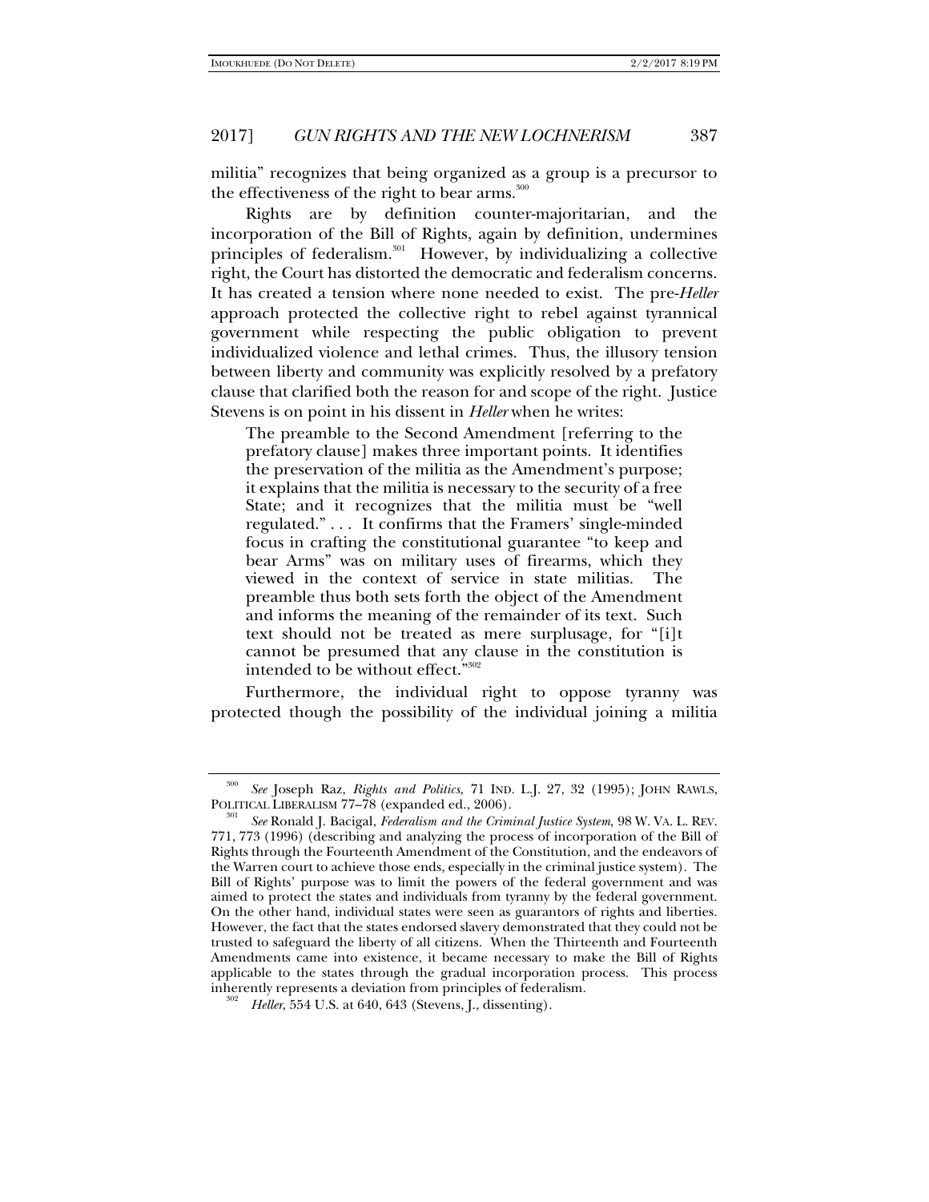militia" recognizes that being organized as a group is a precursor to the effectiveness of the right to bear arms.[300]

Rights are by definition counter-majoritarian, and the incorporation of the Bill of Rights, again by definition, undermines principles of federalism.[301] However, by individualizing a collective right, the Court has distorted the democratic and federalism concerns. It has created a tension where none needed to exist. The pre-*Heller* approach protected the collective right to rebel against tyrannical government while respecting the public obligation to prevent individualized violence and lethal crimes. Thus, the illusory tension between liberty and community was explicitly resolved by a prefatory clause that clarified both the reason for and scope of the right. Justice Stevens is on point in his dissent in *Heller* when he writes:

> The preamble to the Second Amendment [referring to the prefatory clause] makes three important points. It identifies the preservation of the militia as the Amendment's purpose; it explains that the militia is necessary to the security of a free State; and it recognizes that the militia must be "well regulated." . . . It confirms that the Framers' single-minded focus in crafting the constitutional guarantee "to keep and bear Arms" was on military uses of firearms, which they viewed in the context of service in state militias. The preamble thus both sets forth the object of the Amendment and informs the meaning of the remainder of its text. Such text should not be treated as mere surplusage, for "[i]t cannot be presumed that any clause in the constitution is intended to be without effect."[302]

Furthermore, the individual right to oppose tyranny was protected though the possibility of the individual joining a militia

---

[300] *See* Joseph Raz, *Rights and Politics*, 71 IND. L.J. 27, 32 (1995); JOHN RAWLS, POLITICAL LIBERALISM 77–78 (expanded ed., 2006).

[301] *See* Ronald J. Bacigal, *Federalism and the Criminal Justice System*, 98 W. VA. L. REV. 771, 773 (1996) (describing and analyzing the process of incorporation of the Bill of Rights through the Fourteenth Amendment of the Constitution, and the endeavors of the Warren court to achieve those ends, especially in the criminal justice system). The Bill of Rights' purpose was to limit the powers of the federal government and was aimed to protect the states and individuals from tyranny by the federal government. On the other hand, individual states were seen as guarantors of rights and liberties. However, the fact that the states endorsed slavery demonstrated that they could not be trusted to safeguard the liberty of all citizens. When the Thirteenth and Fourteenth Amendments came into existence, it became necessary to make the Bill of Rights applicable to the states through the gradual incorporation process. This process inherently represents a deviation from principles of federalism.

[302] *Heller*, 554 U.S. at 640, 643 (Stevens, J., dissenting).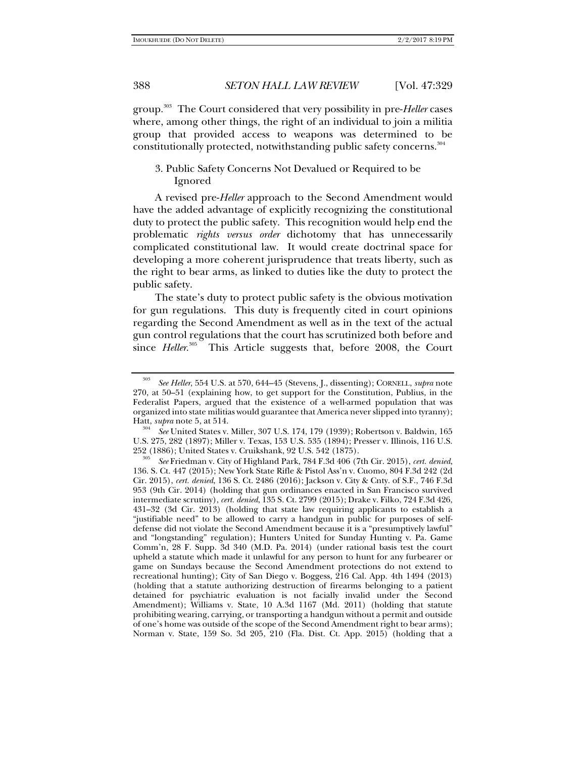group.[303] The Court considered that very possibility in pre-*Heller* cases where, among other things, the right of an individual to join a militia group that provided access to weapons was determined to be constitutionally protected, notwithstanding public safety concerns.[304]

### 3. Public Safety Concerns Not Devalued or Required to be Ignored

A revised pre-*Heller* approach to the Second Amendment would have the added advantage of explicitly recognizing the constitutional duty to protect the public safety. This recognition would help end the problematic *rights versus order* dichotomy that has unnecessarily complicated constitutional law. It would create doctrinal space for developing a more coherent jurisprudence that treats liberty, such as the right to bear arms, as linked to duties like the duty to protect the public safety.

The state's duty to protect public safety is the obvious motivation for gun regulations. This duty is frequently cited in court opinions regarding the Second Amendment as well as in the text of the actual gun control regulations that the court has scrutinized both before and since *Heller*.[305] This Article suggests that, before 2008, the Court

---

[303] *See Heller*, 554 U.S. at 570, 644–45 (Stevens, J., dissenting); CORNELL, *supra* note 270, at 50–51 (explaining how, to get support for the Constitution, Publius, in the Federalist Papers, argued that the existence of a well-armed population that was organized into state militias would guarantee that America never slipped into tyranny); Hatt, *supra* note 5, at 514.

[304] *See* United States v. Miller, 307 U.S. 174, 179 (1939); Robertson v. Baldwin, 165 U.S. 275, 282 (1897); Miller v. Texas, 153 U.S. 535 (1894); Presser v. Illinois, 116 U.S. 252 (1886); United States v. Cruikshank, 92 U.S. 542 (1875).

[305] *See* Friedman v. City of Highland Park, 784 F.3d 406 (7th Cir. 2015), *cert. denied*, 136. S. Ct. 447 (2015); New York State Rifle & Pistol Ass'n v. Cuomo, 804 F.3d 242 (2d Cir. 2015), *cert. denied*, 136 S. Ct. 2486 (2016); Jackson v. City & Cnty. of S.F., 746 F.3d 953 (9th Cir. 2014) (holding that gun ordinances enacted in San Francisco survived intermediate scrutiny), *cert. denied*, 135 S. Ct. 2799 (2015); Drake v. Filko, 724 F.3d 426, 431–32 (3d Cir. 2013) (holding that state law requiring applicants to establish a "justifiable need" to be allowed to carry a handgun in public for purposes of self-defense did not violate the Second Amendment because it is a "presumptively lawful" and "longstanding" regulation); Hunters United for Sunday Hunting v. Pa. Game Comm'n, 28 F. Supp. 3d 340 (M.D. Pa. 2014) (under rational basis test the court upheld a statute which made it unlawful for any person to hunt for any furbearer or game on Sundays because the Second Amendment protections do not extend to recreational hunting); City of San Diego v. Boggess, 216 Cal. App. 4th 1494 (2013) (holding that a statute authorizing destruction of firearms belonging to a patient detained for psychiatric evaluation is not facially invalid under the Second Amendment); Williams v. State, 10 A.3d 1167 (Md. 2011) (holding that statute prohibiting wearing, carrying, or transporting a handgun without a permit and outside of one's home was outside of the scope of the Second Amendment right to bear arms); Norman v. State, 159 So. 3d 205, 210 (Fla. Dist. Ct. App. 2015) (holding that a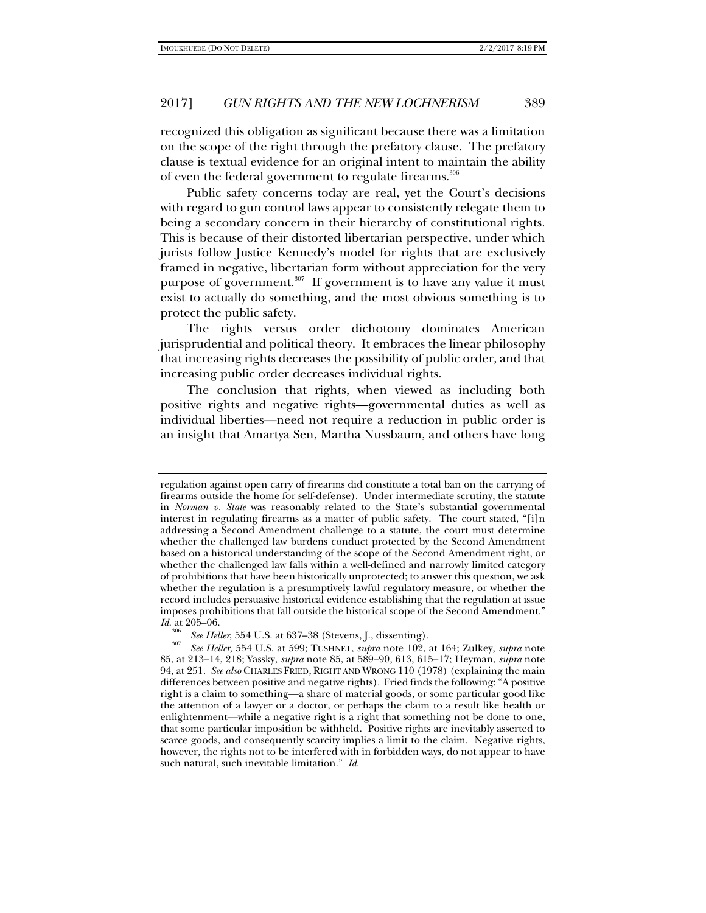recognized this obligation as significant because there was a limitation on the scope of the right through the prefatory clause. The prefatory clause is textual evidence for an original intent to maintain the ability of even the federal government to regulate firearms.[306]

Public safety concerns today are real, yet the Court's decisions with regard to gun control laws appear to consistently relegate them to being a secondary concern in their hierarchy of constitutional rights. This is because of their distorted libertarian perspective, under which jurists follow Justice Kennedy's model for rights that are exclusively framed in negative, libertarian form without appreciation for the very purpose of government.[307] If government is to have any value it must exist to actually do something, and the most obvious something is to protect the public safety.

The rights versus order dichotomy dominates American jurisprudential and political theory. It embraces the linear philosophy that increasing rights decreases the possibility of public order, and that increasing public order decreases individual rights.

The conclusion that rights, when viewed as including both positive rights and negative rights—governmental duties as well as individual liberties—need not require a reduction in public order is an insight that Amartya Sen, Martha Nussbaum, and others have long

---

regulation against open carry of firearms did constitute a total ban on the carrying of firearms outside the home for self-defense). Under intermediate scrutiny, the statute in *Norman v. State* was reasonably related to the State's substantial governmental interest in regulating firearms as a matter of public safety. The court stated, "[i]n addressing a Second Amendment challenge to a statute, the court must determine whether the challenged law burdens conduct protected by the Second Amendment based on a historical understanding of the scope of the Second Amendment right, or whether the challenged law falls within a well-defined and narrowly limited category of prohibitions that have been historically unprotected; to answer this question, we ask whether the regulation is a presumptively lawful regulatory measure, or whether the record includes persuasive historical evidence establishing that the regulation at issue imposes prohibitions that fall outside the historical scope of the Second Amendment." *Id.* at 205–06.

[306] *See Heller*, 554 U.S. at 637–38 (Stevens, J., dissenting).

[307] *See Heller*, 554 U.S. at 599; TUSHNET, *supra* note 102, at 164; Zulkey, *supra* note 85, at 213–14, 218; Yassky, *supra* note 85, at 589–90, 613, 615–17; Heyman, *supra* note 94, at 251. *See also* CHARLES FRIED, RIGHT AND WRONG 110 (1978) (explaining the main differences between positive and negative rights). Fried finds the following: "A positive right is a claim to something—a share of material goods, or some particular good like the attention of a lawyer or a doctor, or perhaps the claim to a result like health or enlightenment—while a negative right is a right that something not be done to one, that some particular imposition be withheld. Positive rights are inevitably asserted to scarce goods, and consequently scarcity implies a limit to the claim. Negative rights, however, the rights not to be interfered with in forbidden ways, do not appear to have such natural, such inevitable limitation." *Id.*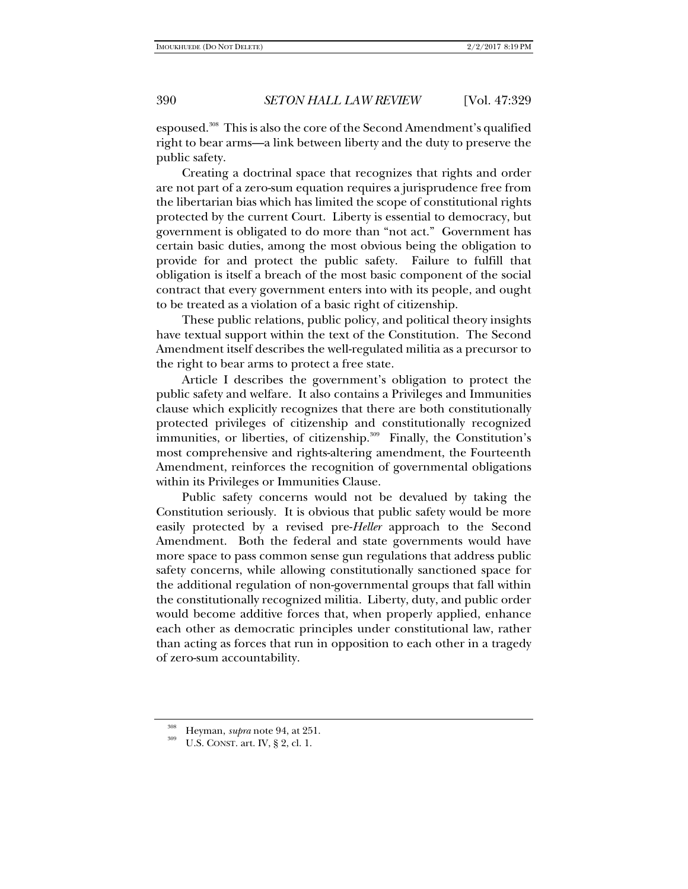espoused.[308] This is also the core of the Second Amendment's qualified right to bear arms—a link between liberty and the duty to preserve the public safety.

Creating a doctrinal space that recognizes that rights and order are not part of a zero-sum equation requires a jurisprudence free from the libertarian bias which has limited the scope of constitutional rights protected by the current Court. Liberty is essential to democracy, but government is obligated to do more than "not act." Government has certain basic duties, among the most obvious being the obligation to provide for and protect the public safety. Failure to fulfill that obligation is itself a breach of the most basic component of the social contract that every government enters into with its people, and ought to be treated as a violation of a basic right of citizenship.

These public relations, public policy, and political theory insights have textual support within the text of the Constitution. The Second Amendment itself describes the well-regulated militia as a precursor to the right to bear arms to protect a free state.

Article I describes the government's obligation to protect the public safety and welfare. It also contains a Privileges and Immunities clause which explicitly recognizes that there are both constitutionally protected privileges of citizenship and constitutionally recognized immunities, or liberties, of citizenship.[309] Finally, the Constitution's most comprehensive and rights-altering amendment, the Fourteenth Amendment, reinforces the recognition of governmental obligations within its Privileges or Immunities Clause.

Public safety concerns would not be devalued by taking the Constitution seriously. It is obvious that public safety would be more easily protected by a revised pre-*Heller* approach to the Second Amendment. Both the federal and state governments would have more space to pass common sense gun regulations that address public safety concerns, while allowing constitutionally sanctioned space for the additional regulation of non-governmental groups that fall within the constitutionally recognized militia. Liberty, duty, and public order would become additive forces that, when properly applied, enhance each other as democratic principles under constitutional law, rather than acting as forces that run in opposition to each other in a tragedy of zero-sum accountability.

---

[308] Heyman, *supra* note 94, at 251.

[309] U.S. CONST. art. IV, § 2, cl. 1.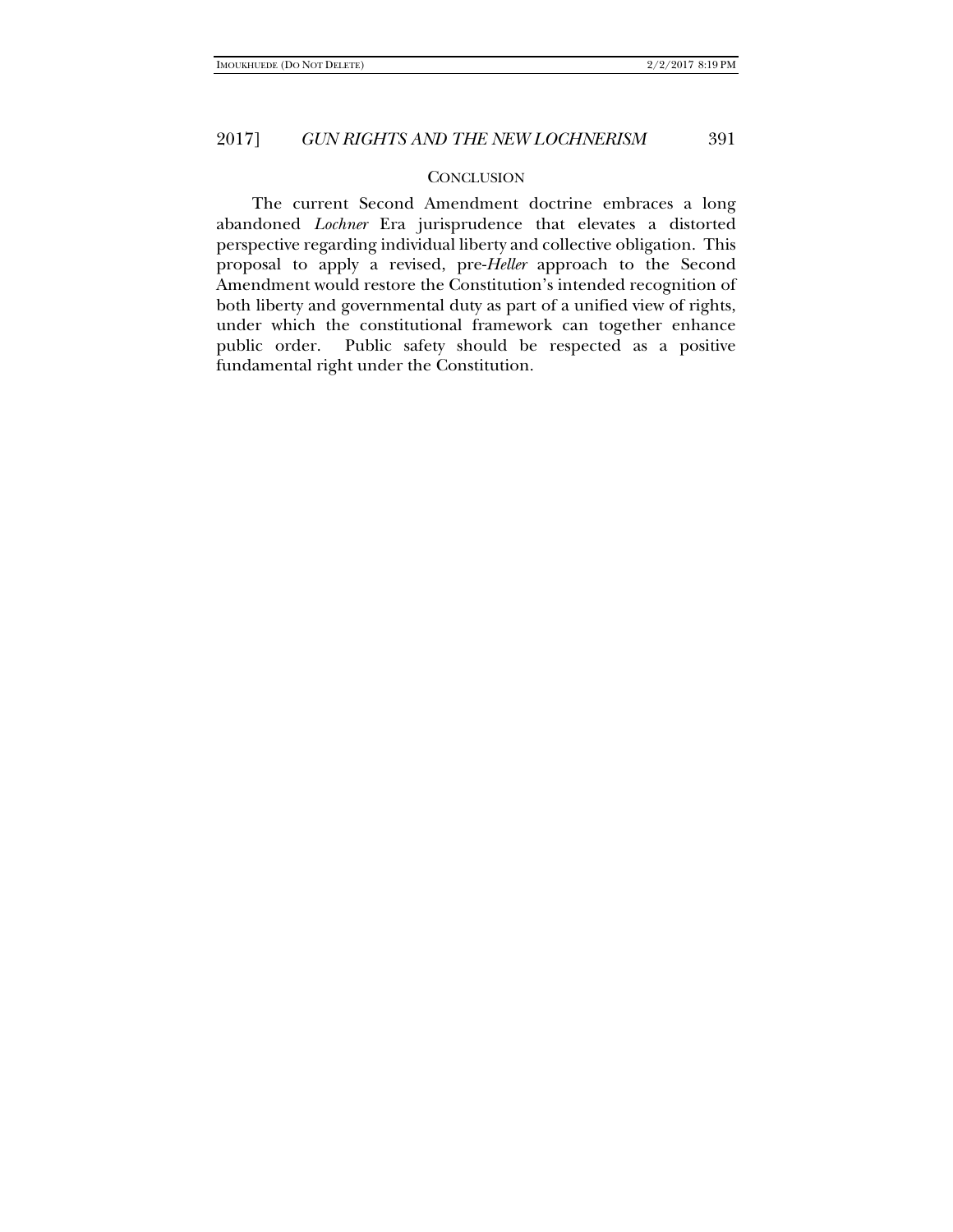## Conclusion

The current Second Amendment doctrine embraces a long abandoned *Lochner* Era jurisprudence that elevates a distorted perspective regarding individual liberty and collective obligation. This proposal to apply a revised, pre-*Heller* approach to the Second Amendment would restore the Constitution's intended recognition of both liberty and governmental duty as part of a unified view of rights, under which the constitutional framework can together enhance public order. Public safety should be respected as a positive fundamental right under the Constitution.